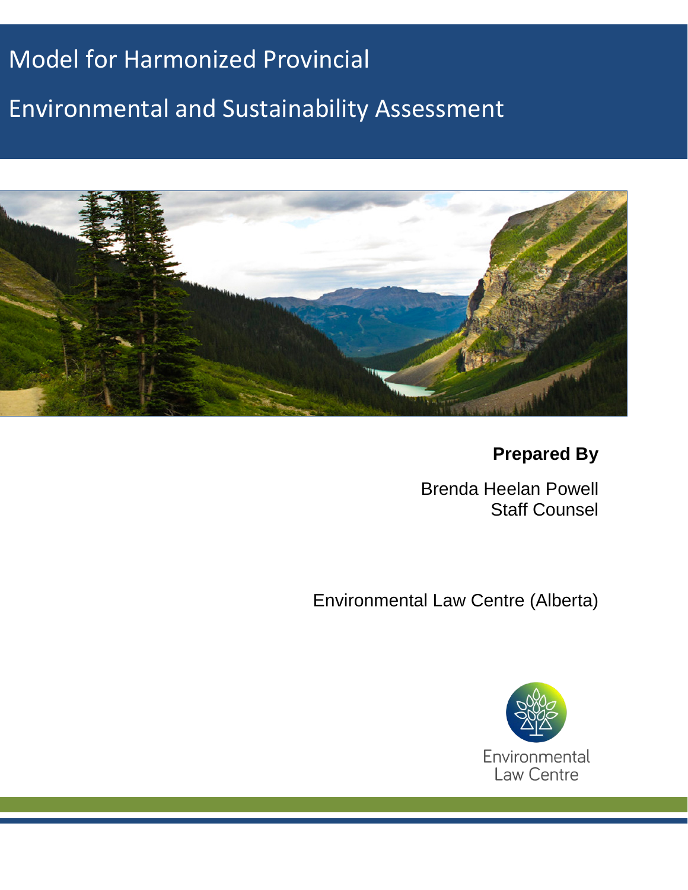# Model for Harmonized Provincial Environmental and Sustainability Assessment

**Prepared By**

Brenda Heelan Powell
Staff Counsel

Environmental Law Centre (Alberta)

Environmental Law Centre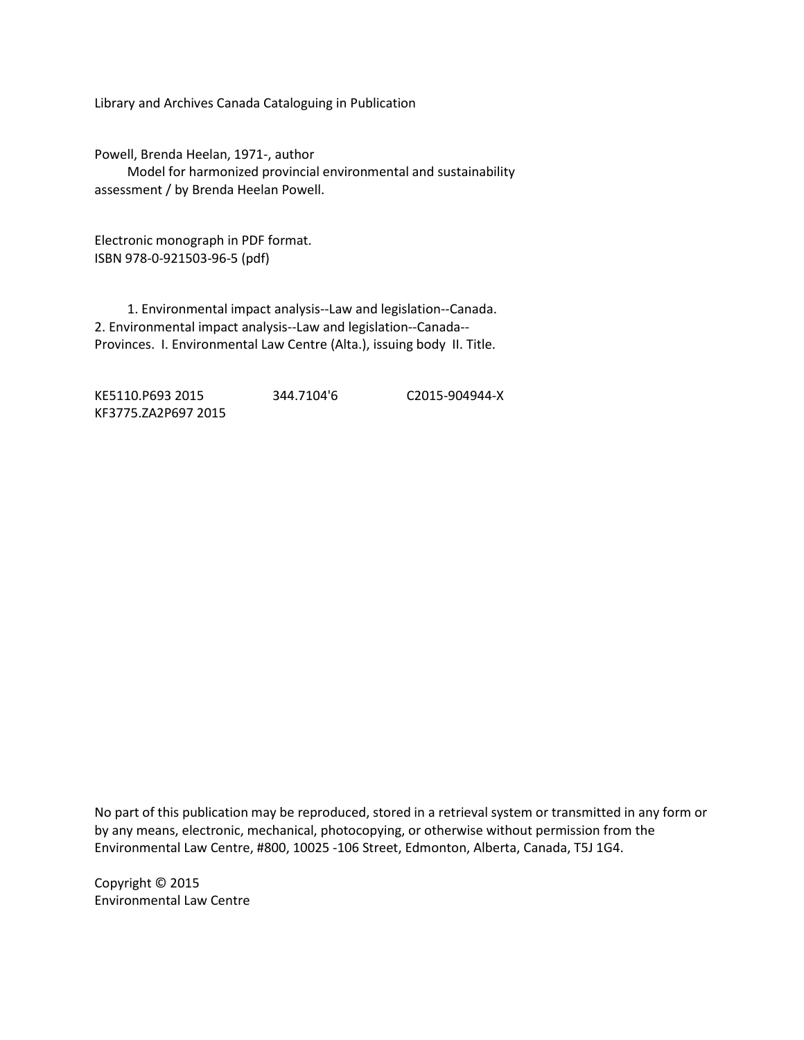Library and Archives Canada Cataloguing in Publication

Powell, Brenda Heelan, 1971-, author
Model for harmonized provincial environmental and sustainability assessment / by Brenda Heelan Powell.

Electronic monograph in PDF format.
ISBN 978-0-921503-96-5 (pdf)

1. Environmental impact analysis--Law and legislation--Canada. 2. Environmental impact analysis--Law and legislation--Canada--Provinces. I. Environmental Law Centre (Alta.), issuing body II. Title.

KE5110.P693 2015    344.7104'6    C2015-904944-X
KF3775.ZA2P697 2015

No part of this publication may be reproduced, stored in a retrieval system or transmitted in any form or by any means, electronic, mechanical, photocopying, or otherwise without permission from the Environmental Law Centre, #800, 10025 -106 Street, Edmonton, Alberta, Canada, T5J 1G4.

Copyright © 2015
Environmental Law Centre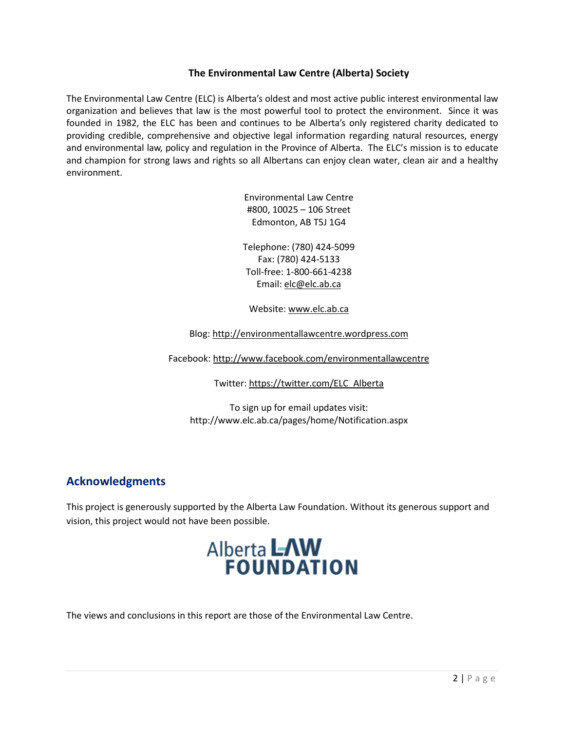**The Environmental Law Centre (Alberta) Society**

The Environmental Law Centre (ELC) is Alberta's oldest and most active public interest environmental law organization and believes that law is the most powerful tool to protect the environment. Since it was founded in 1982, the ELC has been and continues to be Alberta's only registered charity dedicated to providing credible, comprehensive and objective legal information regarding natural resources, energy and environmental law, policy and regulation in the Province of Alberta. The ELC's mission is to educate and champion for strong laws and rights so all Albertans can enjoy clean water, clean air and a healthy environment.

Environmental Law Centre
#800, 10025 – 106 Street
Edmonton, AB T5J 1G4

Telephone: (780) 424-5099
Fax: (780) 424-5133
Toll-free: 1-800-661-4238
Email: elc@elc.ab.ca

Website: www.elc.ab.ca

Blog: http://environmentallawcentre.wordpress.com

Facebook: http://www.facebook.com/environmentallawcentre

Twitter: https://twitter.com/ELC_Alberta

To sign up for email updates visit:
http://www.elc.ab.ca/pages/home/Notification.aspx

## Acknowledgments

This project is generously supported by the Alberta Law Foundation. Without its generous support and vision, this project would not have been possible.

Alberta LAW FOUNDATION

The views and conclusions in this report are those of the Environmental Law Centre.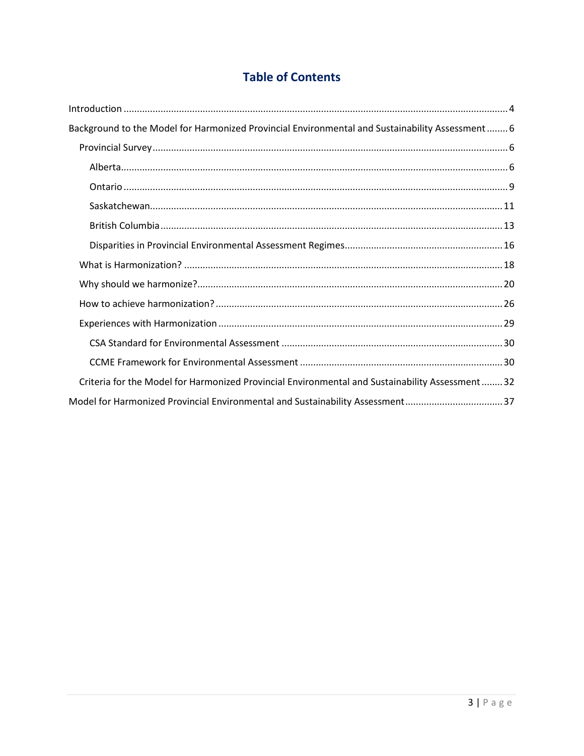# Table of Contents

- Introduction ........................................................................ 4
- Background to the Model for Harmonized Provincial Environmental and Sustainability Assessment ........ 6
  - Provincial Survey ........................................................................ 6
    - Alberta ........................................................................ 6
    - Ontario ........................................................................ 9
    - Saskatchewan ........................................................................ 11
    - British Columbia ........................................................................ 13
    - Disparities in Provincial Environmental Assessment Regimes ........................................ 16
  - What is Harmonization? ........................................................................ 18
  - Why should we harmonize? ........................................................................ 20
  - How to achieve harmonization? ........................................................................ 26
  - Experiences with Harmonization ........................................................................ 29
    - CSA Standard for Environmental Assessment ........................................................ 30
    - CCME Framework for Environmental Assessment ........................................................ 30
  - Criteria for the Model for Harmonized Provincial Environmental and Sustainability Assessment ........ 32
- Model for Harmonized Provincial Environmental and Sustainability Assessment ........................ 37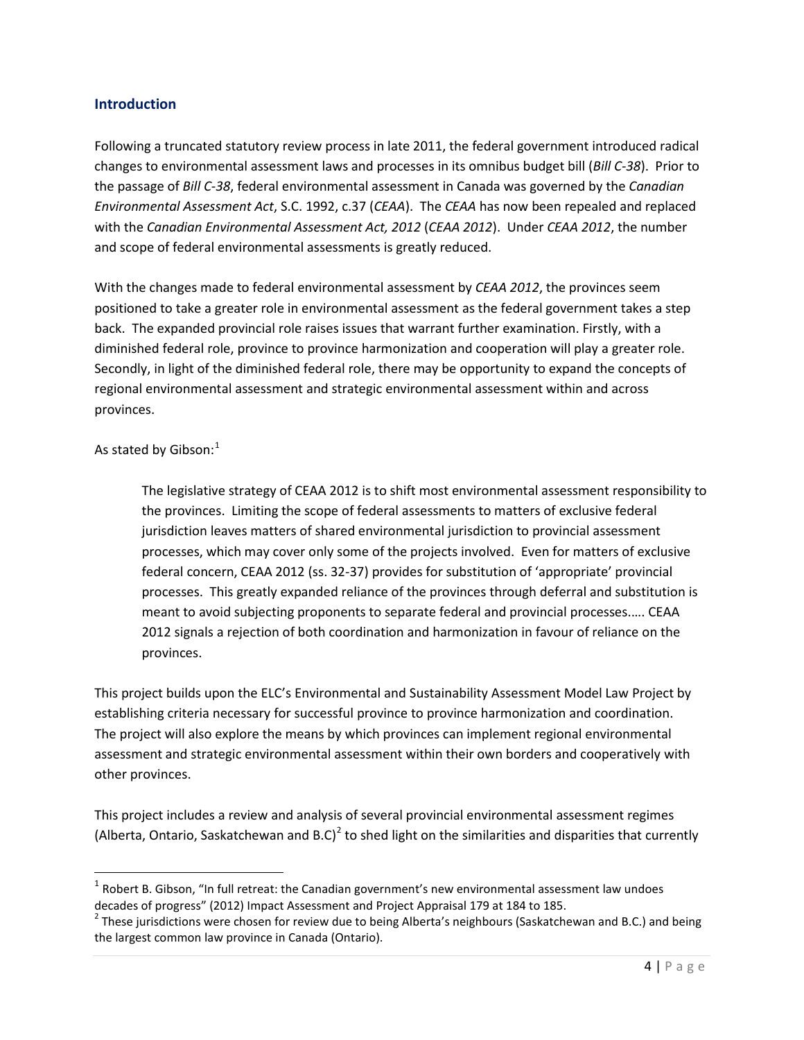## Introduction

Following a truncated statutory review process in late 2011, the federal government introduced radical changes to environmental assessment laws and processes in its omnibus budget bill (*Bill C-38*). Prior to the passage of *Bill C-38*, federal environmental assessment in Canada was governed by the *Canadian Environmental Assessment Act*, S.C. 1992, c.37 (*CEAA*). The *CEAA* has now been repealed and replaced with the *Canadian Environmental Assessment Act, 2012* (*CEAA 2012*). Under *CEAA 2012*, the number and scope of federal environmental assessments is greatly reduced.

With the changes made to federal environmental assessment by *CEAA 2012*, the provinces seem positioned to take a greater role in environmental assessment as the federal government takes a step back. The expanded provincial role raises issues that warrant further examination. Firstly, with a diminished federal role, province to province harmonization and cooperation will play a greater role. Secondly, in light of the diminished federal role, there may be opportunity to expand the concepts of regional environmental assessment and strategic environmental assessment within and across provinces.

As stated by Gibson:[1]

> The legislative strategy of CEAA 2012 is to shift most environmental assessment responsibility to the provinces. Limiting the scope of federal assessments to matters of exclusive federal jurisdiction leaves matters of shared environmental jurisdiction to provincial assessment processes, which may cover only some of the projects involved. Even for matters of exclusive federal concern, CEAA 2012 (ss. 32-37) provides for substitution of 'appropriate' provincial processes. This greatly expanded reliance of the provinces through deferral and substitution is meant to avoid subjecting proponents to separate federal and provincial processes..... CEAA 2012 signals a rejection of both coordination and harmonization in favour of reliance on the provinces.

This project builds upon the ELC's Environmental and Sustainability Assessment Model Law Project by establishing criteria necessary for successful province to province harmonization and coordination. The project will also explore the means by which provinces can implement regional environmental assessment and strategic environmental assessment within their own borders and cooperatively with other provinces.

This project includes a review and analysis of several provincial environmental assessment regimes (Alberta, Ontario, Saskatchewan and B.C)[2] to shed light on the similarities and disparities that currently

---

[1] Robert B. Gibson, "In full retreat: the Canadian government's new environmental assessment law undoes decades of progress" (2012) Impact Assessment and Project Appraisal 179 at 184 to 185.

[2] These jurisdictions were chosen for review due to being Alberta's neighbours (Saskatchewan and B.C.) and being the largest common law province in Canada (Ontario).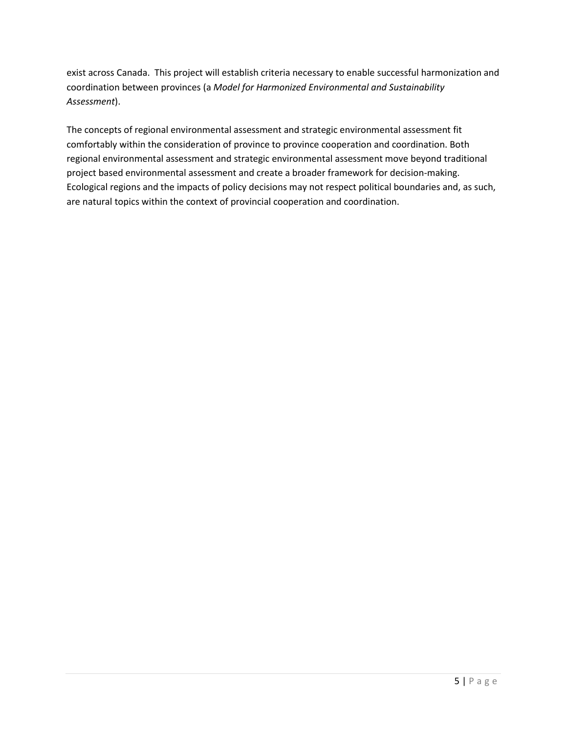exist across Canada. This project will establish criteria necessary to enable successful harmonization and coordination between provinces (a *Model for Harmonized Environmental and Sustainability Assessment*).

The concepts of regional environmental assessment and strategic environmental assessment fit comfortably within the consideration of province to province cooperation and coordination. Both regional environmental assessment and strategic environmental assessment move beyond traditional project based environmental assessment and create a broader framework for decision-making. Ecological regions and the impacts of policy decisions may not respect political boundaries and, as such, are natural topics within the context of provincial cooperation and coordination.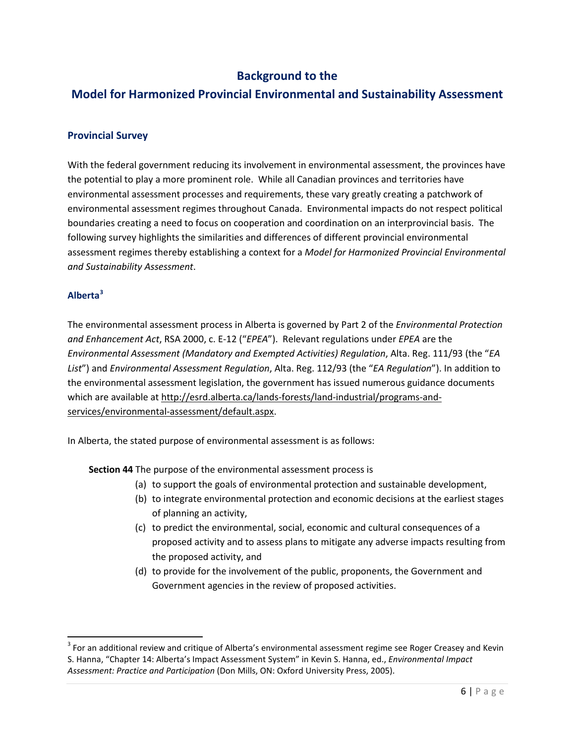## Background to the
## Model for Harmonized Provincial Environmental and Sustainability Assessment

### Provincial Survey

With the federal government reducing its involvement in environmental assessment, the provinces have the potential to play a more prominent role. While all Canadian provinces and territories have environmental assessment processes and requirements, these vary greatly creating a patchwork of environmental assessment regimes throughout Canada. Environmental impacts do not respect political boundaries creating a need to focus on cooperation and coordination on an interprovincial basis. The following survey highlights the similarities and differences of different provincial environmental assessment regimes thereby establishing a context for a *Model for Harmonized Provincial Environmental and Sustainability Assessment*.

### Alberta[3]

The environmental assessment process in Alberta is governed by Part 2 of the *Environmental Protection and Enhancement Act*, RSA 2000, c. E-12 ("*EPEA*"). Relevant regulations under *EPEA* are the *Environmental Assessment (Mandatory and Exempted Activities) Regulation*, Alta. Reg. 111/93 (the "*EA List*") and *Environmental Assessment Regulation*, Alta. Reg. 112/93 (the "*EA Regulation*"). In addition to the environmental assessment legislation, the government has issued numerous guidance documents which are available at http://esrd.alberta.ca/lands-forests/land-industrial/programs-and-services/environmental-assessment/default.aspx.

In Alberta, the stated purpose of environmental assessment is as follows:

> **Section 44** The purpose of the environmental assessment process is
>
> (a) to support the goals of environmental protection and sustainable development,
>
> (b) to integrate environmental protection and economic decisions at the earliest stages of planning an activity,
>
> (c) to predict the environmental, social, economic and cultural consequences of a proposed activity and to assess plans to mitigate any adverse impacts resulting from the proposed activity, and
>
> (d) to provide for the involvement of the public, proponents, the Government and Government agencies in the review of proposed activities.

---

[3] For an additional review and critique of Alberta's environmental assessment regime see Roger Creasey and Kevin S. Hanna, "Chapter 14: Alberta's Impact Assessment System" in Kevin S. Hanna, ed., *Environmental Impact Assessment: Practice and Participation* (Don Mills, ON: Oxford University Press, 2005).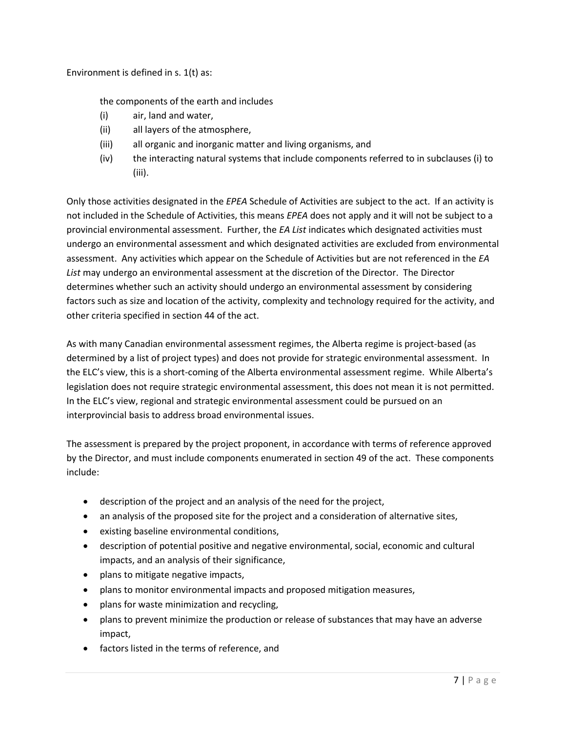Environment is defined in s. 1(t) as:

> the components of the earth and includes
> (i) air, land and water,
> (ii) all layers of the atmosphere,
> (iii) all organic and inorganic matter and living organisms, and
> (iv) the interacting natural systems that include components referred to in subclauses (i) to (iii).

Only those activities designated in the *EPEA* Schedule of Activities are subject to the act. If an activity is not included in the Schedule of Activities, this means *EPEA* does not apply and it will not be subject to a provincial environmental assessment. Further, the *EA List* indicates which designated activities must undergo an environmental assessment and which designated activities are excluded from environmental assessment. Any activities which appear on the Schedule of Activities but are not referenced in the *EA List* may undergo an environmental assessment at the discretion of the Director. The Director determines whether such an activity should undergo an environmental assessment by considering factors such as size and location of the activity, complexity and technology required for the activity, and other criteria specified in section 44 of the act.

As with many Canadian environmental assessment regimes, the Alberta regime is project-based (as determined by a list of project types) and does not provide for strategic environmental assessment. In the ELC's view, this is a short-coming of the Alberta environmental assessment regime. While Alberta's legislation does not require strategic environmental assessment, this does not mean it is not permitted. In the ELC's view, regional and strategic environmental assessment could be pursued on an interprovincial basis to address broad environmental issues.

The assessment is prepared by the project proponent, in accordance with terms of reference approved by the Director, and must include components enumerated in section 49 of the act. These components include:

- description of the project and an analysis of the need for the project,
- an analysis of the proposed site for the project and a consideration of alternative sites,
- existing baseline environmental conditions,
- description of potential positive and negative environmental, social, economic and cultural impacts, and an analysis of their significance,
- plans to mitigate negative impacts,
- plans to monitor environmental impacts and proposed mitigation measures,
- plans for waste minimization and recycling,
- plans to prevent minimize the production or release of substances that may have an adverse impact,
- factors listed in the terms of reference, and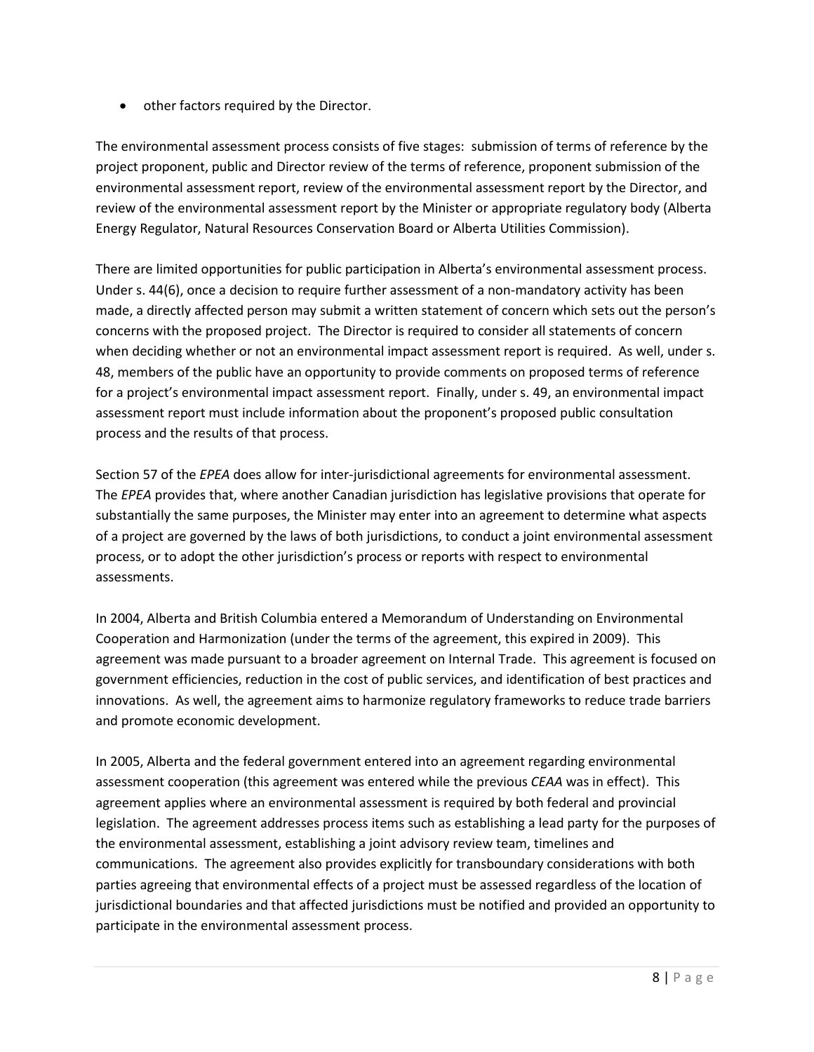- other factors required by the Director.

The environmental assessment process consists of five stages: submission of terms of reference by the project proponent, public and Director review of the terms of reference, proponent submission of the environmental assessment report, review of the environmental assessment report by the Director, and review of the environmental assessment report by the Minister or appropriate regulatory body (Alberta Energy Regulator, Natural Resources Conservation Board or Alberta Utilities Commission).

There are limited opportunities for public participation in Alberta's environmental assessment process. Under s. 44(6), once a decision to require further assessment of a non-mandatory activity has been made, a directly affected person may submit a written statement of concern which sets out the person's concerns with the proposed project. The Director is required to consider all statements of concern when deciding whether or not an environmental impact assessment report is required. As well, under s. 48, members of the public have an opportunity to provide comments on proposed terms of reference for a project's environmental impact assessment report. Finally, under s. 49, an environmental impact assessment report must include information about the proponent's proposed public consultation process and the results of that process.

Section 57 of the *EPEA* does allow for inter-jurisdictional agreements for environmental assessment. The *EPEA* provides that, where another Canadian jurisdiction has legislative provisions that operate for substantially the same purposes, the Minister may enter into an agreement to determine what aspects of a project are governed by the laws of both jurisdictions, to conduct a joint environmental assessment process, or to adopt the other jurisdiction's process or reports with respect to environmental assessments.

In 2004, Alberta and British Columbia entered a Memorandum of Understanding on Environmental Cooperation and Harmonization (under the terms of the agreement, this expired in 2009). This agreement was made pursuant to a broader agreement on Internal Trade. This agreement is focused on government efficiencies, reduction in the cost of public services, and identification of best practices and innovations. As well, the agreement aims to harmonize regulatory frameworks to reduce trade barriers and promote economic development.

In 2005, Alberta and the federal government entered into an agreement regarding environmental assessment cooperation (this agreement was entered while the previous *CEAA* was in effect). This agreement applies where an environmental assessment is required by both federal and provincial legislation. The agreement addresses process items such as establishing a lead party for the purposes of the environmental assessment, establishing a joint advisory review team, timelines and communications. The agreement also provides explicitly for transboundary considerations with both parties agreeing that environmental effects of a project must be assessed regardless of the location of jurisdictional boundaries and that affected jurisdictions must be notified and provided an opportunity to participate in the environmental assessment process.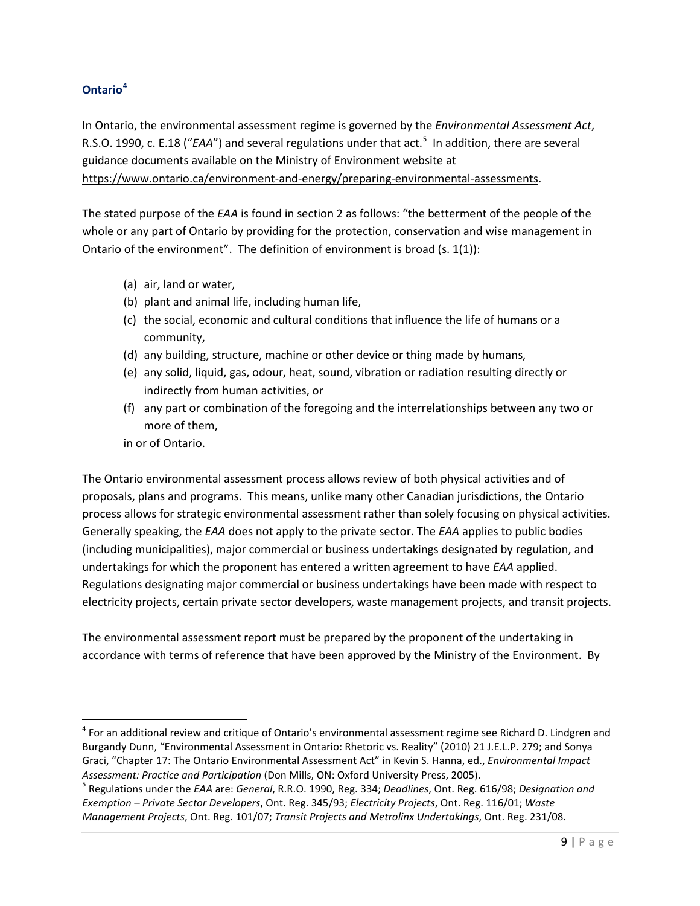### Ontario[4]

In Ontario, the environmental assessment regime is governed by the *Environmental Assessment Act*, R.S.O. 1990, c. E.18 ("*EAA*") and several regulations under that act.[5] In addition, there are several guidance documents available on the Ministry of Environment website at https://www.ontario.ca/environment-and-energy/preparing-environmental-assessments.

The stated purpose of the *EAA* is found in section 2 as follows: "the betterment of the people of the whole or any part of Ontario by providing for the protection, conservation and wise management in Ontario of the environment". The definition of environment is broad (s. 1(1)):

(a) air, land or water,
(b) plant and animal life, including human life,
(c) the social, economic and cultural conditions that influence the life of humans or a community,
(d) any building, structure, machine or other device or thing made by humans,
(e) any solid, liquid, gas, odour, heat, sound, vibration or radiation resulting directly or indirectly from human activities, or
(f) any part or combination of the foregoing and the interrelationships between any two or more of them,

in or of Ontario.

The Ontario environmental assessment process allows review of both physical activities and of proposals, plans and programs. This means, unlike many other Canadian jurisdictions, the Ontario process allows for strategic environmental assessment rather than solely focusing on physical activities. Generally speaking, the *EAA* does not apply to the private sector. The *EAA* applies to public bodies (including municipalities), major commercial or business undertakings designated by regulation, and undertakings for which the proponent has entered a written agreement to have *EAA* applied. Regulations designating major commercial or business undertakings have been made with respect to electricity projects, certain private sector developers, waste management projects, and transit projects.

The environmental assessment report must be prepared by the proponent of the undertaking in accordance with terms of reference that have been approved by the Ministry of the Environment. By

---

[4] For an additional review and critique of Ontario's environmental assessment regime see Richard D. Lindgren and Burgandy Dunn, "Environmental Assessment in Ontario: Rhetoric vs. Reality" (2010) 21 J.E.L.P. 279; and Sonya Graci, "Chapter 17: The Ontario Environmental Assessment Act" in Kevin S. Hanna, ed., *Environmental Impact Assessment: Practice and Participation* (Don Mills, ON: Oxford University Press, 2005).

[5] Regulations under the *EAA* are: *General*, R.R.O. 1990, Reg. 334; *Deadlines*, Ont. Reg. 616/98; *Designation and Exemption – Private Sector Developers*, Ont. Reg. 345/93; *Electricity Projects*, Ont. Reg. 116/01; *Waste Management Projects*, Ont. Reg. 101/07; *Transit Projects and Metrolinx Undertakings*, Ont. Reg. 231/08.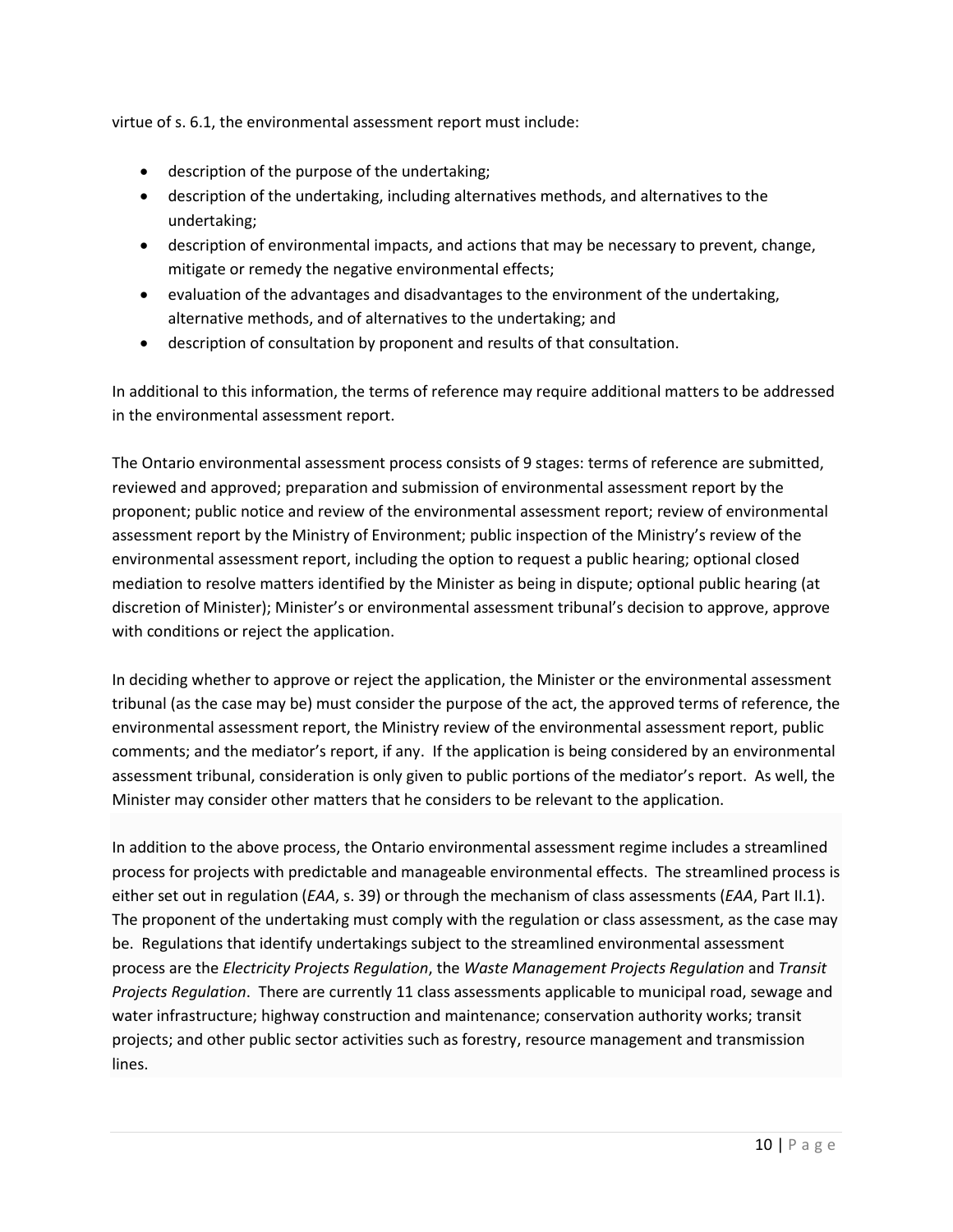virtue of s. 6.1, the environmental assessment report must include:

- description of the purpose of the undertaking;
- description of the undertaking, including alternatives methods, and alternatives to the undertaking;
- description of environmental impacts, and actions that may be necessary to prevent, change, mitigate or remedy the negative environmental effects;
- evaluation of the advantages and disadvantages to the environment of the undertaking, alternative methods, and of alternatives to the undertaking; and
- description of consultation by proponent and results of that consultation.

In additional to this information, the terms of reference may require additional matters to be addressed in the environmental assessment report.

The Ontario environmental assessment process consists of 9 stages: terms of reference are submitted, reviewed and approved; preparation and submission of environmental assessment report by the proponent; public notice and review of the environmental assessment report; review of environmental assessment report by the Ministry of Environment; public inspection of the Ministry's review of the environmental assessment report, including the option to request a public hearing; optional closed mediation to resolve matters identified by the Minister as being in dispute; optional public hearing (at discretion of Minister); Minister's or environmental assessment tribunal's decision to approve, approve with conditions or reject the application.

In deciding whether to approve or reject the application, the Minister or the environmental assessment tribunal (as the case may be) must consider the purpose of the act, the approved terms of reference, the environmental assessment report, the Ministry review of the environmental assessment report, public comments; and the mediator's report, if any. If the application is being considered by an environmental assessment tribunal, consideration is only given to public portions of the mediator's report. As well, the Minister may consider other matters that he considers to be relevant to the application.

In addition to the above process, the Ontario environmental assessment regime includes a streamlined process for projects with predictable and manageable environmental effects. The streamlined process is either set out in regulation (*EAA*, s. 39) or through the mechanism of class assessments (*EAA*, Part II.1). The proponent of the undertaking must comply with the regulation or class assessment, as the case may be. Regulations that identify undertakings subject to the streamlined environmental assessment process are the *Electricity Projects Regulation*, the *Waste Management Projects Regulation* and *Transit Projects Regulation*. There are currently 11 class assessments applicable to municipal road, sewage and water infrastructure; highway construction and maintenance; conservation authority works; transit projects; and other public sector activities such as forestry, resource management and transmission lines.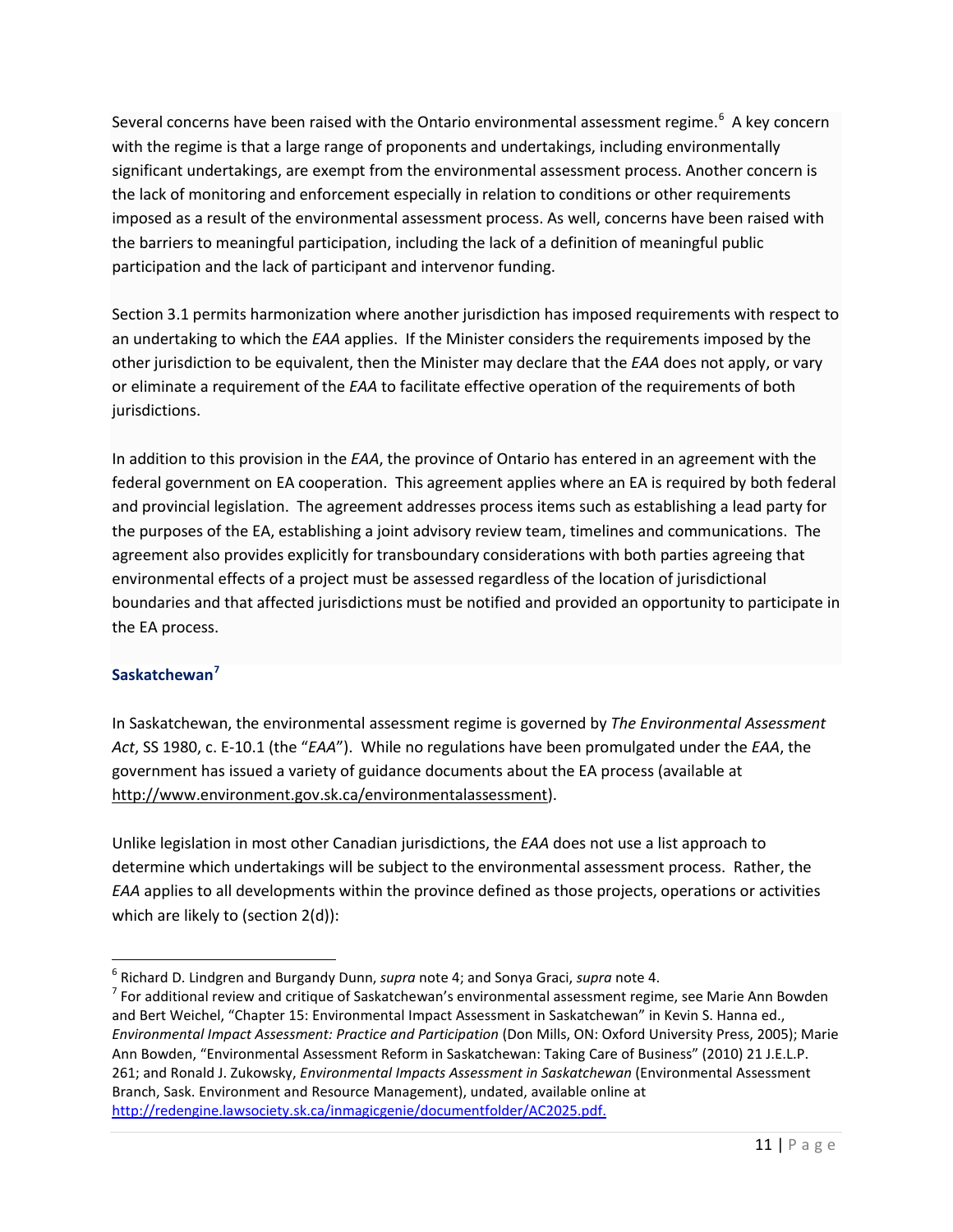Several concerns have been raised with the Ontario environmental assessment regime.[6] A key concern with the regime is that a large range of proponents and undertakings, including environmentally significant undertakings, are exempt from the environmental assessment process. Another concern is the lack of monitoring and enforcement especially in relation to conditions or other requirements imposed as a result of the environmental assessment process. As well, concerns have been raised with the barriers to meaningful participation, including the lack of a definition of meaningful public participation and the lack of participant and intervenor funding.

Section 3.1 permits harmonization where another jurisdiction has imposed requirements with respect to an undertaking to which the *EAA* applies. If the Minister considers the requirements imposed by the other jurisdiction to be equivalent, then the Minister may declare that the *EAA* does not apply, or vary or eliminate a requirement of the *EAA* to facilitate effective operation of the requirements of both jurisdictions.

In addition to this provision in the *EAA*, the province of Ontario has entered in an agreement with the federal government on EA cooperation. This agreement applies where an EA is required by both federal and provincial legislation. The agreement addresses process items such as establishing a lead party for the purposes of the EA, establishing a joint advisory review team, timelines and communications. The agreement also provides explicitly for transboundary considerations with both parties agreeing that environmental effects of a project must be assessed regardless of the location of jurisdictional boundaries and that affected jurisdictions must be notified and provided an opportunity to participate in the EA process.

### Saskatchewan[7]

In Saskatchewan, the environmental assessment regime is governed by *The Environmental Assessment Act*, SS 1980, c. E-10.1 (the "*EAA*"). While no regulations have been promulgated under the *EAA*, the government has issued a variety of guidance documents about the EA process (available at http://www.environment.gov.sk.ca/environmentalassessment).

Unlike legislation in most other Canadian jurisdictions, the *EAA* does not use a list approach to determine which undertakings will be subject to the environmental assessment process. Rather, the *EAA* applies to all developments within the province defined as those projects, operations or activities which are likely to (section 2(d)):

---

[6] Richard D. Lindgren and Burgandy Dunn, *supra* note 4; and Sonya Graci, *supra* note 4.

[7] For additional review and critique of Saskatchewan's environmental assessment regime, see Marie Ann Bowden and Bert Weichel, "Chapter 15: Environmental Impact Assessment in Saskatchewan" in Kevin S. Hanna ed., *Environmental Impact Assessment: Practice and Participation* (Don Mills, ON: Oxford University Press, 2005); Marie Ann Bowden, "Environmental Assessment Reform in Saskatchewan: Taking Care of Business" (2010) 21 J.E.L.P. 261; and Ronald J. Zukowsky, *Environmental Impacts Assessment in Saskatchewan* (Environmental Assessment Branch, Sask. Environment and Resource Management), undated, available online at http://redengine.lawsociety.sk.ca/inmagicgenie/documentfolder/AC2025.pdf.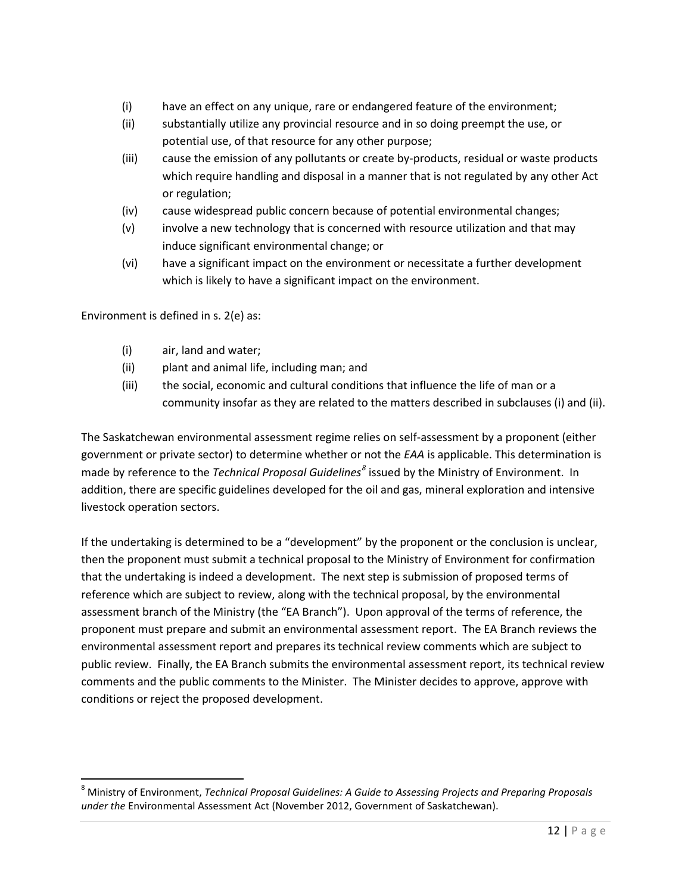(i) have an effect on any unique, rare or endangered feature of the environment;
(ii) substantially utilize any provincial resource and in so doing preempt the use, or potential use, of that resource for any other purpose;
(iii) cause the emission of any pollutants or create by-products, residual or waste products which require handling and disposal in a manner that is not regulated by any other Act or regulation;
(iv) cause widespread public concern because of potential environmental changes;
(v) involve a new technology that is concerned with resource utilization and that may induce significant environmental change; or
(vi) have a significant impact on the environment or necessitate a further development which is likely to have a significant impact on the environment.

Environment is defined in s. 2(e) as:

(i) air, land and water;
(ii) plant and animal life, including man; and
(iii) the social, economic and cultural conditions that influence the life of man or a community insofar as they are related to the matters described in subclauses (i) and (ii).

The Saskatchewan environmental assessment regime relies on self-assessment by a proponent (either government or private sector) to determine whether or not the *EAA* is applicable. This determination is made by reference to the *Technical Proposal Guidelines*[8] issued by the Ministry of Environment. In addition, there are specific guidelines developed for the oil and gas, mineral exploration and intensive livestock operation sectors.

If the undertaking is determined to be a "development" by the proponent or the conclusion is unclear, then the proponent must submit a technical proposal to the Ministry of Environment for confirmation that the undertaking is indeed a development. The next step is submission of proposed terms of reference which are subject to review, along with the technical proposal, by the environmental assessment branch of the Ministry (the "EA Branch"). Upon approval of the terms of reference, the proponent must prepare and submit an environmental assessment report. The EA Branch reviews the environmental assessment report and prepares its technical review comments which are subject to public review. Finally, the EA Branch submits the environmental assessment report, its technical review comments and the public comments to the Minister. The Minister decides to approve, approve with conditions or reject the proposed development.

[8] Ministry of Environment, *Technical Proposal Guidelines: A Guide to Assessing Projects and Preparing Proposals under the* Environmental Assessment Act (November 2012, Government of Saskatchewan).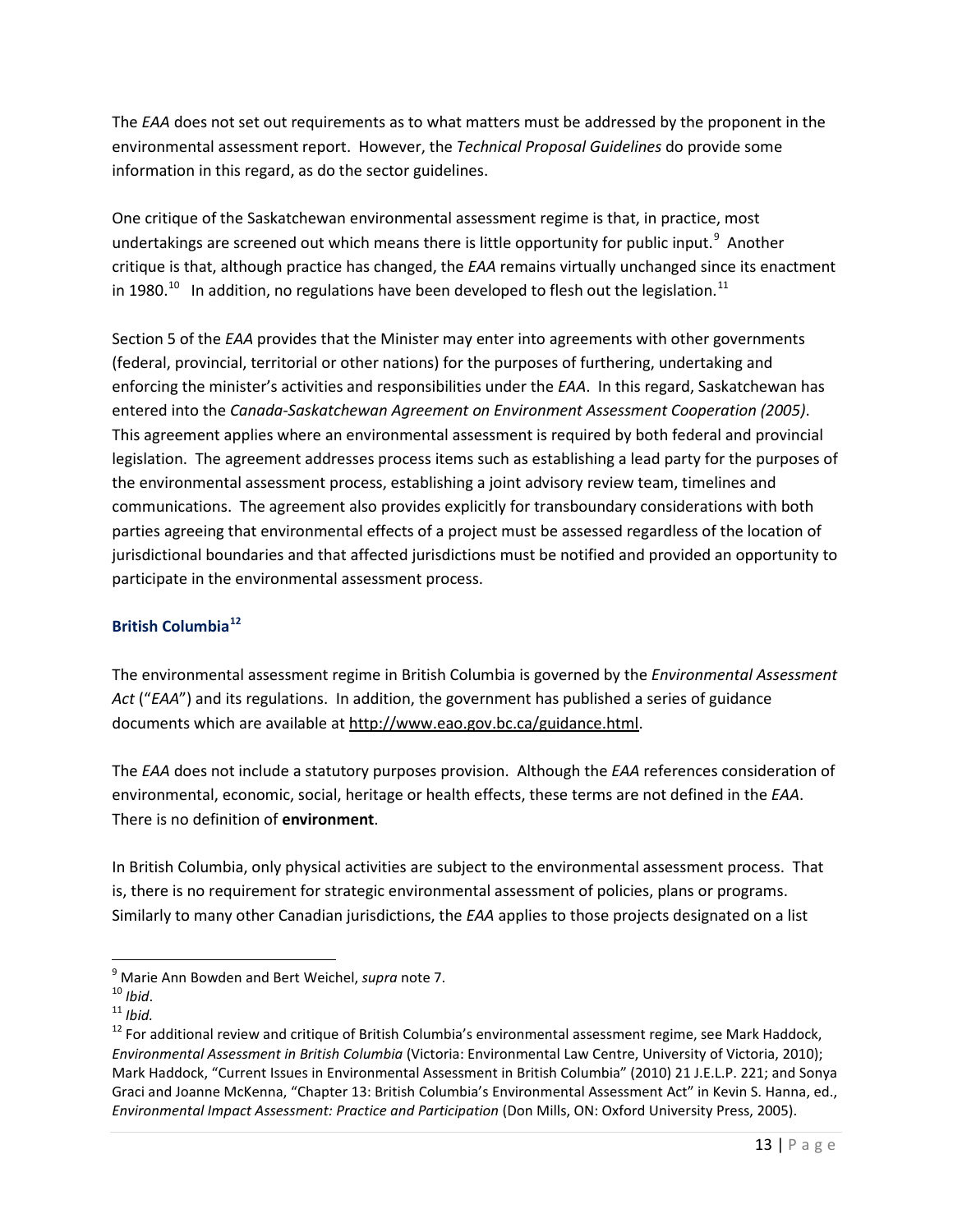The *EAA* does not set out requirements as to what matters must be addressed by the proponent in the environmental assessment report. However, the *Technical Proposal Guidelines* do provide some information in this regard, as do the sector guidelines.

One critique of the Saskatchewan environmental assessment regime is that, in practice, most undertakings are screened out which means there is little opportunity for public input.[9] Another critique is that, although practice has changed, the *EAA* remains virtually unchanged since its enactment in 1980.[10] In addition, no regulations have been developed to flesh out the legislation.[11]

Section 5 of the *EAA* provides that the Minister may enter into agreements with other governments (federal, provincial, territorial or other nations) for the purposes of furthering, undertaking and enforcing the minister's activities and responsibilities under the *EAA*. In this regard, Saskatchewan has entered into the *Canada-Saskatchewan Agreement on Environment Assessment Cooperation (2005)*. This agreement applies where an environmental assessment is required by both federal and provincial legislation. The agreement addresses process items such as establishing a lead party for the purposes of the environmental assessment process, establishing a joint advisory review team, timelines and communications. The agreement also provides explicitly for transboundary considerations with both parties agreeing that environmental effects of a project must be assessed regardless of the location of jurisdictional boundaries and that affected jurisdictions must be notified and provided an opportunity to participate in the environmental assessment process.

### British Columbia[12]

The environmental assessment regime in British Columbia is governed by the *Environmental Assessment Act* ("*EAA*") and its regulations. In addition, the government has published a series of guidance documents which are available at http://www.eao.gov.bc.ca/guidance.html.

The *EAA* does not include a statutory purposes provision. Although the *EAA* references consideration of environmental, economic, social, heritage or health effects, these terms are not defined in the *EAA*. There is no definition of **environment**.

In British Columbia, only physical activities are subject to the environmental assessment process. That is, there is no requirement for strategic environmental assessment of policies, plans or programs. Similarly to many other Canadian jurisdictions, the *EAA* applies to those projects designated on a list

---

[9] Marie Ann Bowden and Bert Weichel, *supra* note 7.

[10] *Ibid*.

[11] *Ibid.*

[12] For additional review and critique of British Columbia's environmental assessment regime, see Mark Haddock, *Environmental Assessment in British Columbia* (Victoria: Environmental Law Centre, University of Victoria, 2010); Mark Haddock, "Current Issues in Environmental Assessment in British Columbia" (2010) 21 J.E.L.P. 221; and Sonya Graci and Joanne McKenna, "Chapter 13: British Columbia's Environmental Assessment Act" in Kevin S. Hanna, ed., *Environmental Impact Assessment: Practice and Participation* (Don Mills, ON: Oxford University Press, 2005).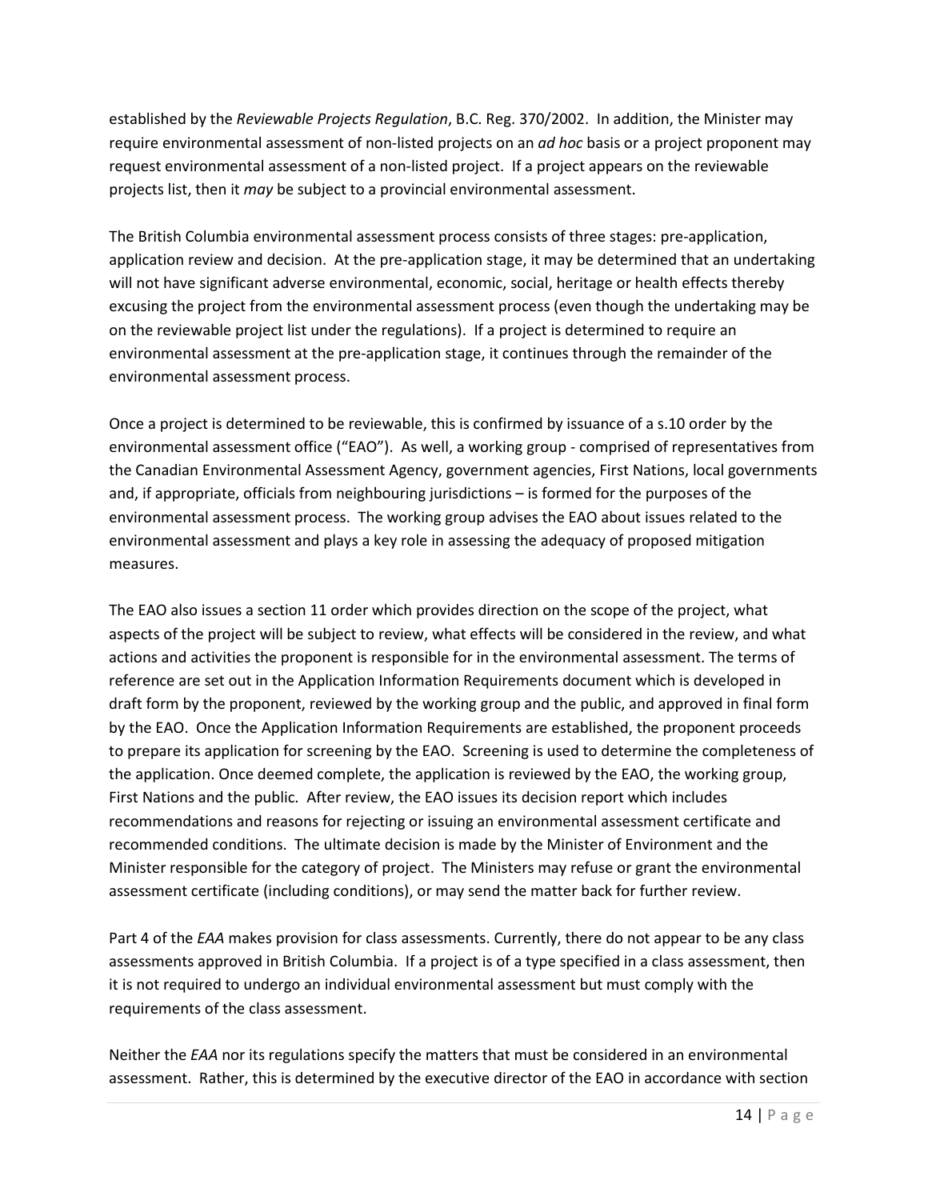established by the *Reviewable Projects Regulation*, B.C. Reg. 370/2002. In addition, the Minister may require environmental assessment of non-listed projects on an *ad hoc* basis or a project proponent may request environmental assessment of a non-listed project. If a project appears on the reviewable projects list, then it *may* be subject to a provincial environmental assessment.

The British Columbia environmental assessment process consists of three stages: pre-application, application review and decision. At the pre-application stage, it may be determined that an undertaking will not have significant adverse environmental, economic, social, heritage or health effects thereby excusing the project from the environmental assessment process (even though the undertaking may be on the reviewable project list under the regulations). If a project is determined to require an environmental assessment at the pre-application stage, it continues through the remainder of the environmental assessment process.

Once a project is determined to be reviewable, this is confirmed by issuance of a s.10 order by the environmental assessment office ("EAO"). As well, a working group - comprised of representatives from the Canadian Environmental Assessment Agency, government agencies, First Nations, local governments and, if appropriate, officials from neighbouring jurisdictions – is formed for the purposes of the environmental assessment process. The working group advises the EAO about issues related to the environmental assessment and plays a key role in assessing the adequacy of proposed mitigation measures.

The EAO also issues a section 11 order which provides direction on the scope of the project, what aspects of the project will be subject to review, what effects will be considered in the review, and what actions and activities the proponent is responsible for in the environmental assessment. The terms of reference are set out in the Application Information Requirements document which is developed in draft form by the proponent, reviewed by the working group and the public, and approved in final form by the EAO. Once the Application Information Requirements are established, the proponent proceeds to prepare its application for screening by the EAO. Screening is used to determine the completeness of the application. Once deemed complete, the application is reviewed by the EAO, the working group, First Nations and the public. After review, the EAO issues its decision report which includes recommendations and reasons for rejecting or issuing an environmental assessment certificate and recommended conditions. The ultimate decision is made by the Minister of Environment and the Minister responsible for the category of project. The Ministers may refuse or grant the environmental assessment certificate (including conditions), or may send the matter back for further review.

Part 4 of the *EAA* makes provision for class assessments. Currently, there do not appear to be any class assessments approved in British Columbia. If a project is of a type specified in a class assessment, then it is not required to undergo an individual environmental assessment but must comply with the requirements of the class assessment.

Neither the *EAA* nor its regulations specify the matters that must be considered in an environmental assessment. Rather, this is determined by the executive director of the EAO in accordance with section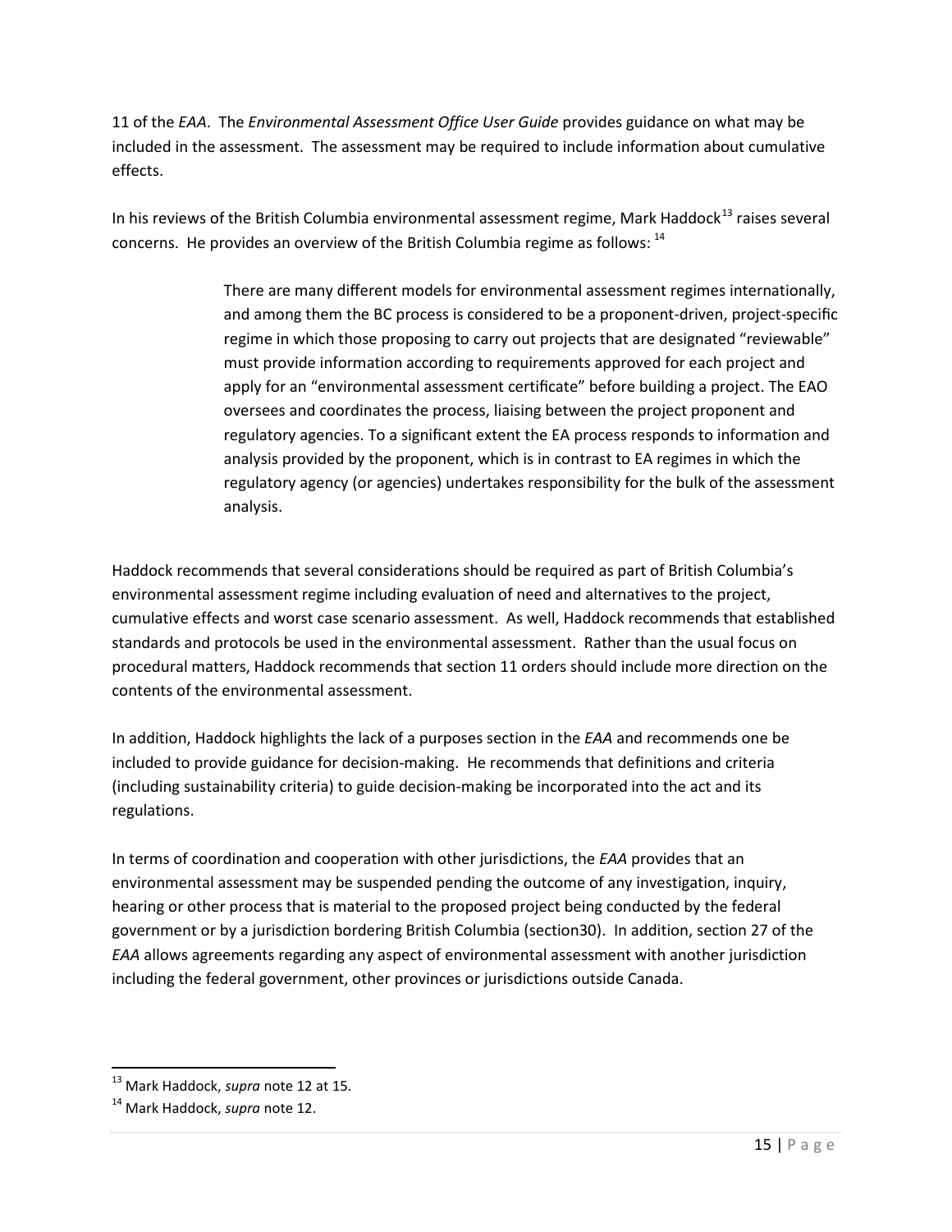11 of the *EAA*. The *Environmental Assessment Office User Guide* provides guidance on what may be included in the assessment. The assessment may be required to include information about cumulative effects.

In his reviews of the British Columbia environmental assessment regime, Mark Haddock[13] raises several concerns. He provides an overview of the British Columbia regime as follows: [14]

> There are many different models for environmental assessment regimes internationally, and among them the BC process is considered to be a proponent-driven, project-specific regime in which those proposing to carry out projects that are designated "reviewable" must provide information according to requirements approved for each project and apply for an "environmental assessment certificate" before building a project. The EAO oversees and coordinates the process, liaising between the project proponent and regulatory agencies. To a significant extent the EA process responds to information and analysis provided by the proponent, which is in contrast to EA regimes in which the regulatory agency (or agencies) undertakes responsibility for the bulk of the assessment analysis.

Haddock recommends that several considerations should be required as part of British Columbia's environmental assessment regime including evaluation of need and alternatives to the project, cumulative effects and worst case scenario assessment. As well, Haddock recommends that established standards and protocols be used in the environmental assessment. Rather than the usual focus on procedural matters, Haddock recommends that section 11 orders should include more direction on the contents of the environmental assessment.

In addition, Haddock highlights the lack of a purposes section in the *EAA* and recommends one be included to provide guidance for decision-making. He recommends that definitions and criteria (including sustainability criteria) to guide decision-making be incorporated into the act and its regulations.

In terms of coordination and cooperation with other jurisdictions, the *EAA* provides that an environmental assessment may be suspended pending the outcome of any investigation, inquiry, hearing or other process that is material to the proposed project being conducted by the federal government or by a jurisdiction bordering British Columbia (section30). In addition, section 27 of the *EAA* allows agreements regarding any aspect of environmental assessment with another jurisdiction including the federal government, other provinces or jurisdictions outside Canada.

---

[13] Mark Haddock, *supra* note 12 at 15.

[14] Mark Haddock, *supra* note 12.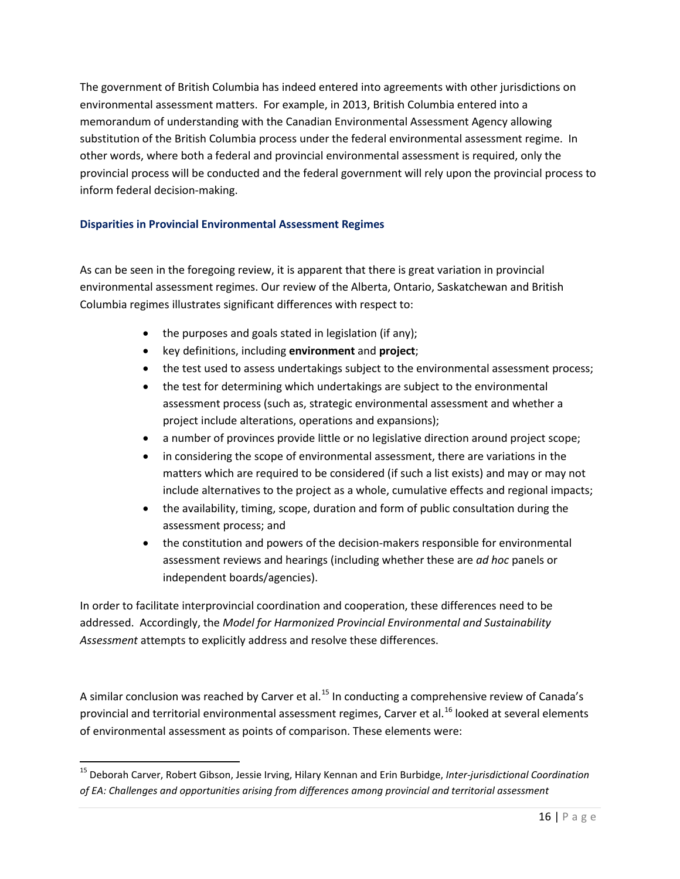The government of British Columbia has indeed entered into agreements with other jurisdictions on environmental assessment matters. For example, in 2013, British Columbia entered into a memorandum of understanding with the Canadian Environmental Assessment Agency allowing substitution of the British Columbia process under the federal environmental assessment regime. In other words, where both a federal and provincial environmental assessment is required, only the provincial process will be conducted and the federal government will rely upon the provincial process to inform federal decision-making.

### Disparities in Provincial Environmental Assessment Regimes

As can be seen in the foregoing review, it is apparent that there is great variation in provincial environmental assessment regimes. Our review of the Alberta, Ontario, Saskatchewan and British Columbia regimes illustrates significant differences with respect to:

- the purposes and goals stated in legislation (if any);
- key definitions, including **environment** and **project**;
- the test used to assess undertakings subject to the environmental assessment process;
- the test for determining which undertakings are subject to the environmental assessment process (such as, strategic environmental assessment and whether a project include alterations, operations and expansions);
- a number of provinces provide little or no legislative direction around project scope;
- in considering the scope of environmental assessment, there are variations in the matters which are required to be considered (if such a list exists) and may or may not include alternatives to the project as a whole, cumulative effects and regional impacts;
- the availability, timing, scope, duration and form of public consultation during the assessment process; and
- the constitution and powers of the decision-makers responsible for environmental assessment reviews and hearings (including whether these are *ad hoc* panels or independent boards/agencies).

In order to facilitate interprovincial coordination and cooperation, these differences need to be addressed. Accordingly, the *Model for Harmonized Provincial Environmental and Sustainability Assessment* attempts to explicitly address and resolve these differences.

A similar conclusion was reached by Carver et al.[15] In conducting a comprehensive review of Canada's provincial and territorial environmental assessment regimes, Carver et al.[16] looked at several elements of environmental assessment as points of comparison. These elements were:

[15] Deborah Carver, Robert Gibson, Jessie Irving, Hilary Kennan and Erin Burbidge, *Inter-jurisdictional Coordination of EA: Challenges and opportunities arising from differences among provincial and territorial assessment*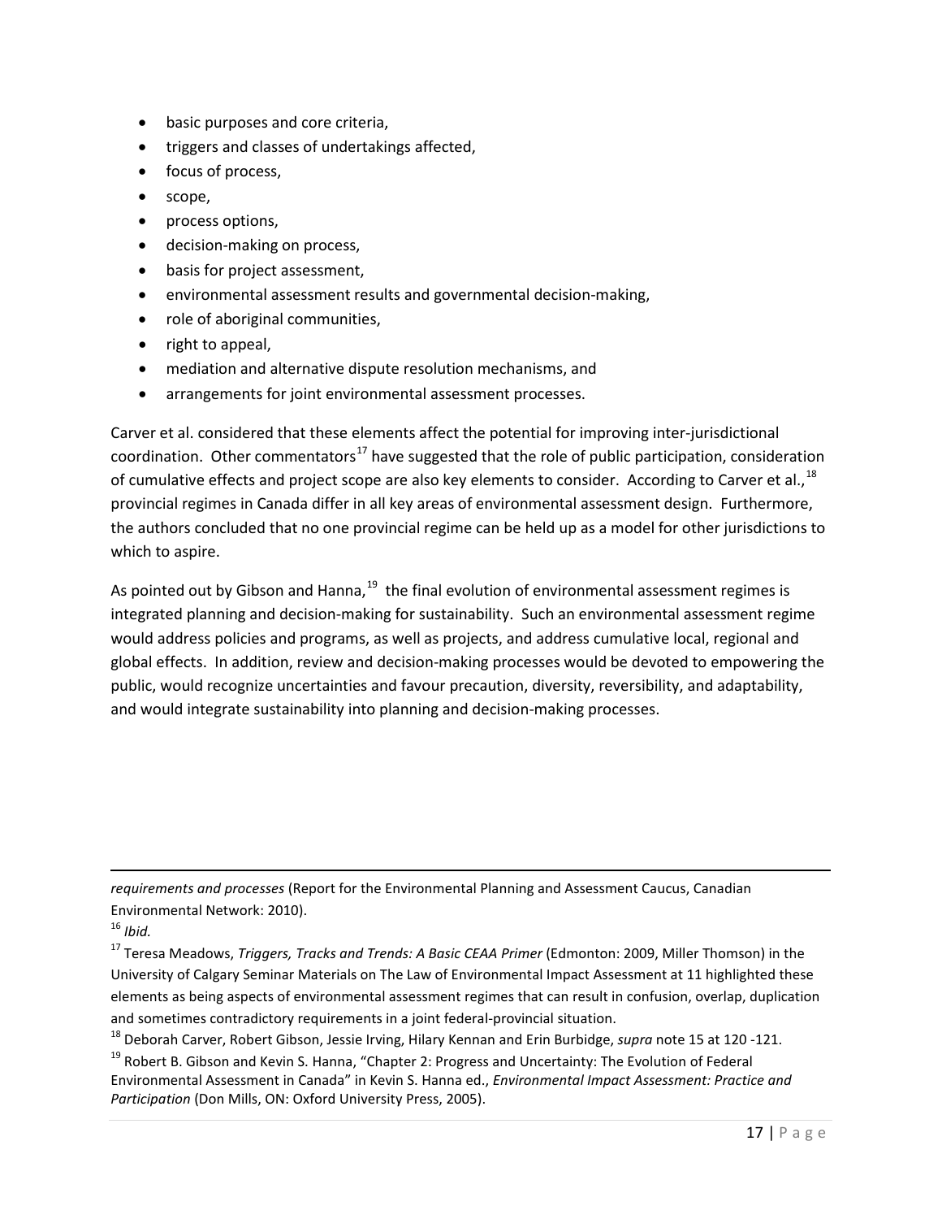- basic purposes and core criteria,
- triggers and classes of undertakings affected,
- focus of process,
- scope,
- process options,
- decision-making on process,
- basis for project assessment,
- environmental assessment results and governmental decision-making,
- role of aboriginal communities,
- right to appeal,
- mediation and alternative dispute resolution mechanisms, and
- arrangements for joint environmental assessment processes.

Carver et al. considered that these elements affect the potential for improving inter-jurisdictional coordination. Other commentators[17] have suggested that the role of public participation, consideration of cumulative effects and project scope are also key elements to consider. According to Carver et al.,[18] provincial regimes in Canada differ in all key areas of environmental assessment design. Furthermore, the authors concluded that no one provincial regime can be held up as a model for other jurisdictions to which to aspire.

As pointed out by Gibson and Hanna,[19] the final evolution of environmental assessment regimes is integrated planning and decision-making for sustainability. Such an environmental assessment regime would address policies and programs, as well as projects, and address cumulative local, regional and global effects. In addition, review and decision-making processes would be devoted to empowering the public, would recognize uncertainties and favour precaution, diversity, reversibility, and adaptability, and would integrate sustainability into planning and decision-making processes.

---

*requirements and processes* (Report for the Environmental Planning and Assessment Caucus, Canadian Environmental Network: 2010).

[16] *Ibid.*

[17] Teresa Meadows, *Triggers, Tracks and Trends: A Basic CEAA Primer* (Edmonton: 2009, Miller Thomson) in the University of Calgary Seminar Materials on The Law of Environmental Impact Assessment at 11 highlighted these elements as being aspects of environmental assessment regimes that can result in confusion, overlap, duplication and sometimes contradictory requirements in a joint federal-provincial situation.

[18] Deborah Carver, Robert Gibson, Jessie Irving, Hilary Kennan and Erin Burbidge, *supra* note 15 at 120 -121.

[19] Robert B. Gibson and Kevin S. Hanna, "Chapter 2: Progress and Uncertainty: The Evolution of Federal Environmental Assessment in Canada" in Kevin S. Hanna ed., *Environmental Impact Assessment: Practice and Participation* (Don Mills, ON: Oxford University Press, 2005).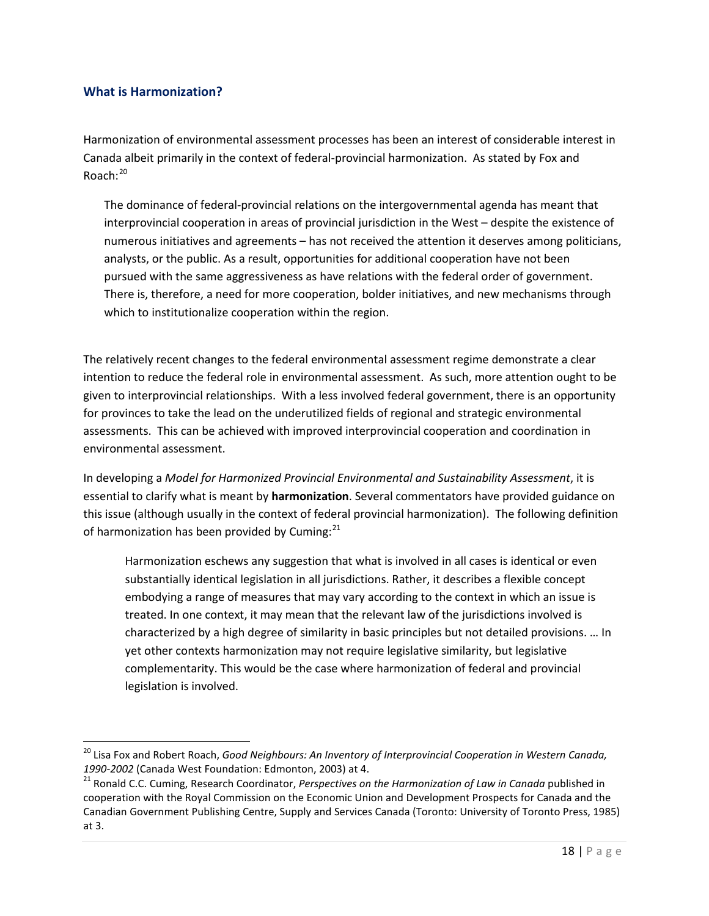## What is Harmonization?

Harmonization of environmental assessment processes has been an interest of considerable interest in Canada albeit primarily in the context of federal-provincial harmonization. As stated by Fox and Roach:[20]

> The dominance of federal-provincial relations on the intergovernmental agenda has meant that interprovincial cooperation in areas of provincial jurisdiction in the West – despite the existence of numerous initiatives and agreements – has not received the attention it deserves among politicians, analysts, or the public. As a result, opportunities for additional cooperation have not been pursued with the same aggressiveness as have relations with the federal order of government. There is, therefore, a need for more cooperation, bolder initiatives, and new mechanisms through which to institutionalize cooperation within the region.

The relatively recent changes to the federal environmental assessment regime demonstrate a clear intention to reduce the federal role in environmental assessment. As such, more attention ought to be given to interprovincial relationships. With a less involved federal government, there is an opportunity for provinces to take the lead on the underutilized fields of regional and strategic environmental assessments. This can be achieved with improved interprovincial cooperation and coordination in environmental assessment.

In developing a *Model for Harmonized Provincial Environmental and Sustainability Assessment*, it is essential to clarify what is meant by **harmonization**. Several commentators have provided guidance on this issue (although usually in the context of federal provincial harmonization). The following definition of harmonization has been provided by Cuming:[21]

> Harmonization eschews any suggestion that what is involved in all cases is identical or even substantially identical legislation in all jurisdictions. Rather, it describes a flexible concept embodying a range of measures that may vary according to the context in which an issue is treated. In one context, it may mean that the relevant law of the jurisdictions involved is characterized by a high degree of similarity in basic principles but not detailed provisions. … In yet other contexts harmonization may not require legislative similarity, but legislative complementarity. This would be the case where harmonization of federal and provincial legislation is involved.

---

[20] Lisa Fox and Robert Roach, *Good Neighbours: An Inventory of Interprovincial Cooperation in Western Canada, 1990-2002* (Canada West Foundation: Edmonton, 2003) at 4.

[21] Ronald C.C. Cuming, Research Coordinator, *Perspectives on the Harmonization of Law in Canada* published in cooperation with the Royal Commission on the Economic Union and Development Prospects for Canada and the Canadian Government Publishing Centre, Supply and Services Canada (Toronto: University of Toronto Press, 1985) at 3.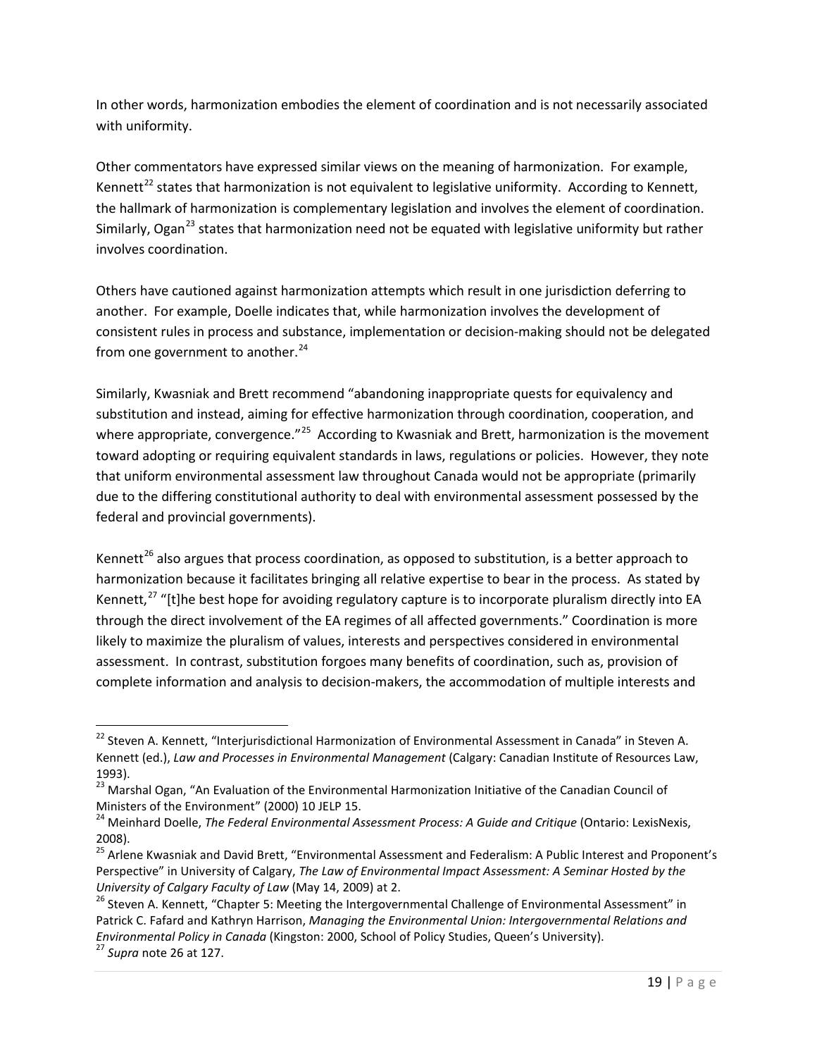In other words, harmonization embodies the element of coordination and is not necessarily associated with uniformity.

Other commentators have expressed similar views on the meaning of harmonization. For example, Kennett[22] states that harmonization is not equivalent to legislative uniformity. According to Kennett, the hallmark of harmonization is complementary legislation and involves the element of coordination. Similarly, Ogan[23] states that harmonization need not be equated with legislative uniformity but rather involves coordination.

Others have cautioned against harmonization attempts which result in one jurisdiction deferring to another. For example, Doelle indicates that, while harmonization involves the development of consistent rules in process and substance, implementation or decision-making should not be delegated from one government to another.[24]

Similarly, Kwasniak and Brett recommend "abandoning inappropriate quests for equivalency and substitution and instead, aiming for effective harmonization through coordination, cooperation, and where appropriate, convergence."[25] According to Kwasniak and Brett, harmonization is the movement toward adopting or requiring equivalent standards in laws, regulations or policies. However, they note that uniform environmental assessment law throughout Canada would not be appropriate (primarily due to the differing constitutional authority to deal with environmental assessment possessed by the federal and provincial governments).

Kennett[26] also argues that process coordination, as opposed to substitution, is a better approach to harmonization because it facilitates bringing all relative expertise to bear in the process. As stated by Kennett,[27] "[t]he best hope for avoiding regulatory capture is to incorporate pluralism directly into EA through the direct involvement of the EA regimes of all affected governments." Coordination is more likely to maximize the pluralism of values, interests and perspectives considered in environmental assessment. In contrast, substitution forgoes many benefits of coordination, such as, provision of complete information and analysis to decision-makers, the accommodation of multiple interests and

---

[22] Steven A. Kennett, "Interjurisdictional Harmonization of Environmental Assessment in Canada" in Steven A. Kennett (ed.), *Law and Processes in Environmental Management* (Calgary: Canadian Institute of Resources Law, 1993).

[23] Marshal Ogan, "An Evaluation of the Environmental Harmonization Initiative of the Canadian Council of Ministers of the Environment" (2000) 10 JELP 15.

[24] Meinhard Doelle, *The Federal Environmental Assessment Process: A Guide and Critique* (Ontario: LexisNexis, 2008).

[25] Arlene Kwasniak and David Brett, "Environmental Assessment and Federalism: A Public Interest and Proponent's Perspective" in University of Calgary, *The Law of Environmental Impact Assessment: A Seminar Hosted by the University of Calgary Faculty of Law* (May 14, 2009) at 2.

[26] Steven A. Kennett, "Chapter 5: Meeting the Intergovernmental Challenge of Environmental Assessment" in Patrick C. Fafard and Kathryn Harrison, *Managing the Environmental Union: Intergovernmental Relations and Environmental Policy in Canada* (Kingston: 2000, School of Policy Studies, Queen's University).

[27] *Supra* note 26 at 127.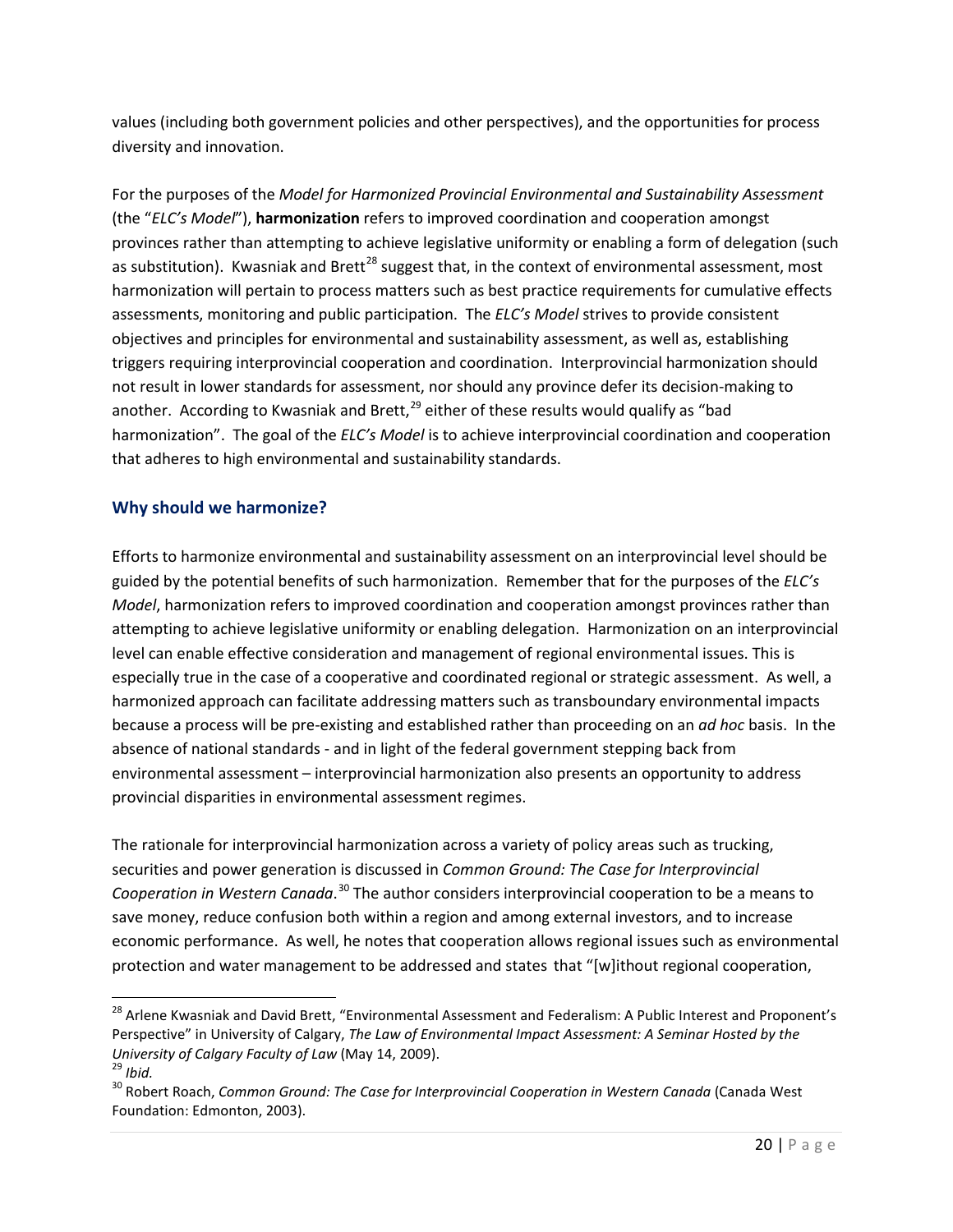values (including both government policies and other perspectives), and the opportunities for process diversity and innovation.

For the purposes of the *Model for Harmonized Provincial Environmental and Sustainability Assessment* (the "*ELC's Model*"), **harmonization** refers to improved coordination and cooperation amongst provinces rather than attempting to achieve legislative uniformity or enabling a form of delegation (such as substitution). Kwasniak and Brett[28] suggest that, in the context of environmental assessment, most harmonization will pertain to process matters such as best practice requirements for cumulative effects assessments, monitoring and public participation. The *ELC's Model* strives to provide consistent objectives and principles for environmental and sustainability assessment, as well as, establishing triggers requiring interprovincial cooperation and coordination. Interprovincial harmonization should not result in lower standards for assessment, nor should any province defer its decision-making to another. According to Kwasniak and Brett,[29] either of these results would qualify as "bad harmonization". The goal of the *ELC's Model* is to achieve interprovincial coordination and cooperation that adheres to high environmental and sustainability standards.

## Why should we harmonize?

Efforts to harmonize environmental and sustainability assessment on an interprovincial level should be guided by the potential benefits of such harmonization. Remember that for the purposes of the *ELC's Model*, harmonization refers to improved coordination and cooperation amongst provinces rather than attempting to achieve legislative uniformity or enabling delegation. Harmonization on an interprovincial level can enable effective consideration and management of regional environmental issues. This is especially true in the case of a cooperative and coordinated regional or strategic assessment. As well, a harmonized approach can facilitate addressing matters such as transboundary environmental impacts because a process will be pre-existing and established rather than proceeding on an *ad hoc* basis. In the absence of national standards - and in light of the federal government stepping back from environmental assessment – interprovincial harmonization also presents an opportunity to address provincial disparities in environmental assessment regimes.

The rationale for interprovincial harmonization across a variety of policy areas such as trucking, securities and power generation is discussed in *Common Ground: The Case for Interprovincial Cooperation in Western Canada*.[30] The author considers interprovincial cooperation to be a means to save money, reduce confusion both within a region and among external investors, and to increase economic performance. As well, he notes that cooperation allows regional issues such as environmental protection and water management to be addressed and states that "[w]ithout regional cooperation,

---

[28] Arlene Kwasniak and David Brett, "Environmental Assessment and Federalism: A Public Interest and Proponent's Perspective" in University of Calgary, *The Law of Environmental Impact Assessment: A Seminar Hosted by the University of Calgary Faculty of Law* (May 14, 2009).

[29] *Ibid.*

[30] Robert Roach, *Common Ground: The Case for Interprovincial Cooperation in Western Canada* (Canada West Foundation: Edmonton, 2003).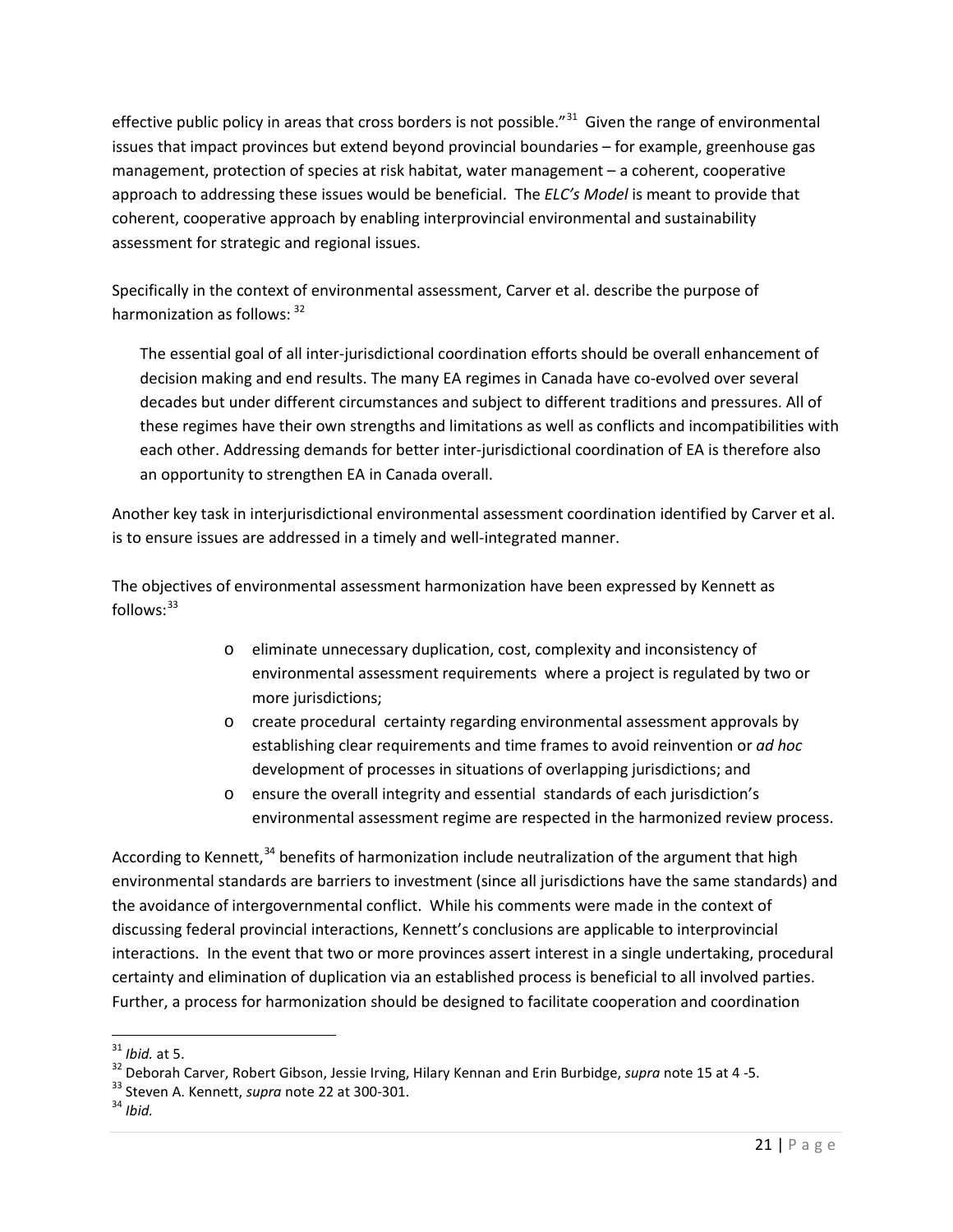effective public policy in areas that cross borders is not possible."[31] Given the range of environmental issues that impact provinces but extend beyond provincial boundaries – for example, greenhouse gas management, protection of species at risk habitat, water management – a coherent, cooperative approach to addressing these issues would be beneficial. The *ELC's Model* is meant to provide that coherent, cooperative approach by enabling interprovincial environmental and sustainability assessment for strategic and regional issues.

Specifically in the context of environmental assessment, Carver et al. describe the purpose of harmonization as follows: [32]

> The essential goal of all inter-jurisdictional coordination efforts should be overall enhancement of decision making and end results. The many EA regimes in Canada have co-evolved over several decades but under different circumstances and subject to different traditions and pressures. All of these regimes have their own strengths and limitations as well as conflicts and incompatibilities with each other. Addressing demands for better inter-jurisdictional coordination of EA is therefore also an opportunity to strengthen EA in Canada overall.

Another key task in interjurisdictional environmental assessment coordination identified by Carver et al. is to ensure issues are addressed in a timely and well-integrated manner.

The objectives of environmental assessment harmonization have been expressed by Kennett as follows:[33]

- eliminate unnecessary duplication, cost, complexity and inconsistency of environmental assessment requirements where a project is regulated by two or more jurisdictions;
- create procedural certainty regarding environmental assessment approvals by establishing clear requirements and time frames to avoid reinvention or *ad hoc* development of processes in situations of overlapping jurisdictions; and
- ensure the overall integrity and essential standards of each jurisdiction's environmental assessment regime are respected in the harmonized review process.

According to Kennett,[34] benefits of harmonization include neutralization of the argument that high environmental standards are barriers to investment (since all jurisdictions have the same standards) and the avoidance of intergovernmental conflict. While his comments were made in the context of discussing federal provincial interactions, Kennett's conclusions are applicable to interprovincial interactions. In the event that two or more provinces assert interest in a single undertaking, procedural certainty and elimination of duplication via an established process is beneficial to all involved parties. Further, a process for harmonization should be designed to facilitate cooperation and coordination

---

[31] *Ibid.* at 5.

[32] Deborah Carver, Robert Gibson, Jessie Irving, Hilary Kennan and Erin Burbidge, *supra* note 15 at 4 -5.

[33] Steven A. Kennett, *supra* note 22 at 300-301.

[34] *Ibid.*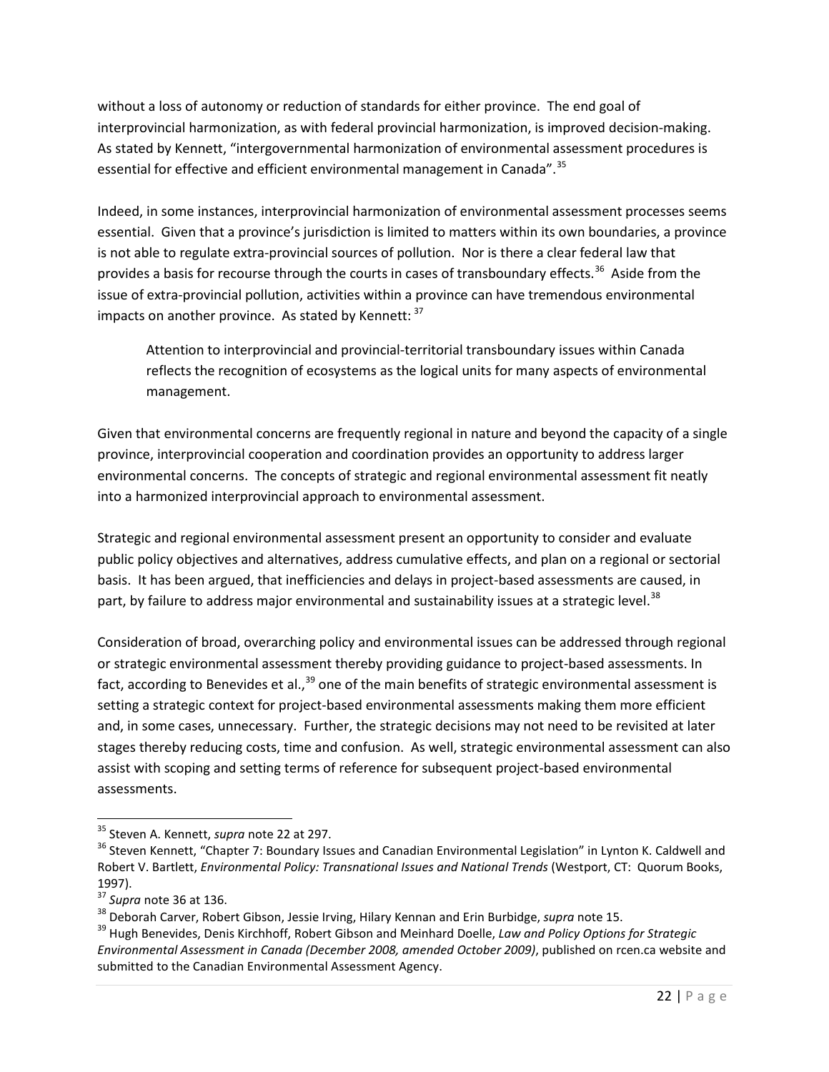without a loss of autonomy or reduction of standards for either province. The end goal of interprovincial harmonization, as with federal provincial harmonization, is improved decision-making. As stated by Kennett, "intergovernmental harmonization of environmental assessment procedures is essential for effective and efficient environmental management in Canada".[35]

Indeed, in some instances, interprovincial harmonization of environmental assessment processes seems essential. Given that a province's jurisdiction is limited to matters within its own boundaries, a province is not able to regulate extra-provincial sources of pollution. Nor is there a clear federal law that provides a basis for recourse through the courts in cases of transboundary effects.[36] Aside from the issue of extra-provincial pollution, activities within a province can have tremendous environmental impacts on another province. As stated by Kennett: [37]

> Attention to interprovincial and provincial-territorial transboundary issues within Canada reflects the recognition of ecosystems as the logical units for many aspects of environmental management.

Given that environmental concerns are frequently regional in nature and beyond the capacity of a single province, interprovincial cooperation and coordination provides an opportunity to address larger environmental concerns. The concepts of strategic and regional environmental assessment fit neatly into a harmonized interprovincial approach to environmental assessment.

Strategic and regional environmental assessment present an opportunity to consider and evaluate public policy objectives and alternatives, address cumulative effects, and plan on a regional or sectorial basis. It has been argued, that inefficiencies and delays in project-based assessments are caused, in part, by failure to address major environmental and sustainability issues at a strategic level.[38]

Consideration of broad, overarching policy and environmental issues can be addressed through regional or strategic environmental assessment thereby providing guidance to project-based assessments. In fact, according to Benevides et al.,[39] one of the main benefits of strategic environmental assessment is setting a strategic context for project-based environmental assessments making them more efficient and, in some cases, unnecessary. Further, the strategic decisions may not need to be revisited at later stages thereby reducing costs, time and confusion. As well, strategic environmental assessment can also assist with scoping and setting terms of reference for subsequent project-based environmental assessments.

---

[35] Steven A. Kennett, *supra* note 22 at 297.

[36] Steven Kennett, "Chapter 7: Boundary Issues and Canadian Environmental Legislation" in Lynton K. Caldwell and Robert V. Bartlett, *Environmental Policy: Transnational Issues and National Trends* (Westport, CT: Quorum Books, 1997).

[37] *Supra* note 36 at 136.

[38] Deborah Carver, Robert Gibson, Jessie Irving, Hilary Kennan and Erin Burbidge, *supra* note 15.

[39] Hugh Benevides, Denis Kirchhoff, Robert Gibson and Meinhard Doelle, *Law and Policy Options for Strategic Environmental Assessment in Canada (December 2008, amended October 2009)*, published on rcen.ca website and submitted to the Canadian Environmental Assessment Agency.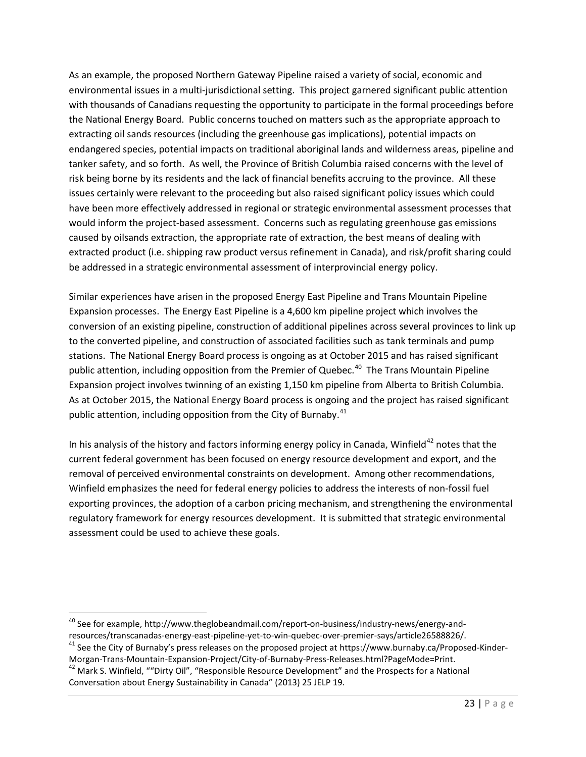As an example, the proposed Northern Gateway Pipeline raised a variety of social, economic and environmental issues in a multi-jurisdictional setting. This project garnered significant public attention with thousands of Canadians requesting the opportunity to participate in the formal proceedings before the National Energy Board. Public concerns touched on matters such as the appropriate approach to extracting oil sands resources (including the greenhouse gas implications), potential impacts on endangered species, potential impacts on traditional aboriginal lands and wilderness areas, pipeline and tanker safety, and so forth. As well, the Province of British Columbia raised concerns with the level of risk being borne by its residents and the lack of financial benefits accruing to the province. All these issues certainly were relevant to the proceeding but also raised significant policy issues which could have been more effectively addressed in regional or strategic environmental assessment processes that would inform the project-based assessment. Concerns such as regulating greenhouse gas emissions caused by oilsands extraction, the appropriate rate of extraction, the best means of dealing with extracted product (i.e. shipping raw product versus refinement in Canada), and risk/profit sharing could be addressed in a strategic environmental assessment of interprovincial energy policy.

Similar experiences have arisen in the proposed Energy East Pipeline and Trans Mountain Pipeline Expansion processes. The Energy East Pipeline is a 4,600 km pipeline project which involves the conversion of an existing pipeline, construction of additional pipelines across several provinces to link up to the converted pipeline, and construction of associated facilities such as tank terminals and pump stations. The National Energy Board process is ongoing as at October 2015 and has raised significant public attention, including opposition from the Premier of Quebec.[40] The Trans Mountain Pipeline Expansion project involves twinning of an existing 1,150 km pipeline from Alberta to British Columbia. As at October 2015, the National Energy Board process is ongoing and the project has raised significant public attention, including opposition from the City of Burnaby.[41]

In his analysis of the history and factors informing energy policy in Canada, Winfield[42] notes that the current federal government has been focused on energy resource development and export, and the removal of perceived environmental constraints on development. Among other recommendations, Winfield emphasizes the need for federal energy policies to address the interests of non-fossil fuel exporting provinces, the adoption of a carbon pricing mechanism, and strengthening the environmental regulatory framework for energy resources development. It is submitted that strategic environmental assessment could be used to achieve these goals.

---

[40] See for example, http://www.theglobeandmail.com/report-on-business/industry-news/energy-and-resources/transcanadas-energy-east-pipeline-yet-to-win-quebec-over-premier-says/article26588826/.

[41] See the City of Burnaby's press releases on the proposed project at https://www.burnaby.ca/Proposed-Kinder-Morgan-Trans-Mountain-Expansion-Project/City-of-Burnaby-Press-Releases.html?PageMode=Print.

[42] Mark S. Winfield, ""Dirty Oil", "Responsible Resource Development" and the Prospects for a National Conversation about Energy Sustainability in Canada" (2013) 25 JELP 19.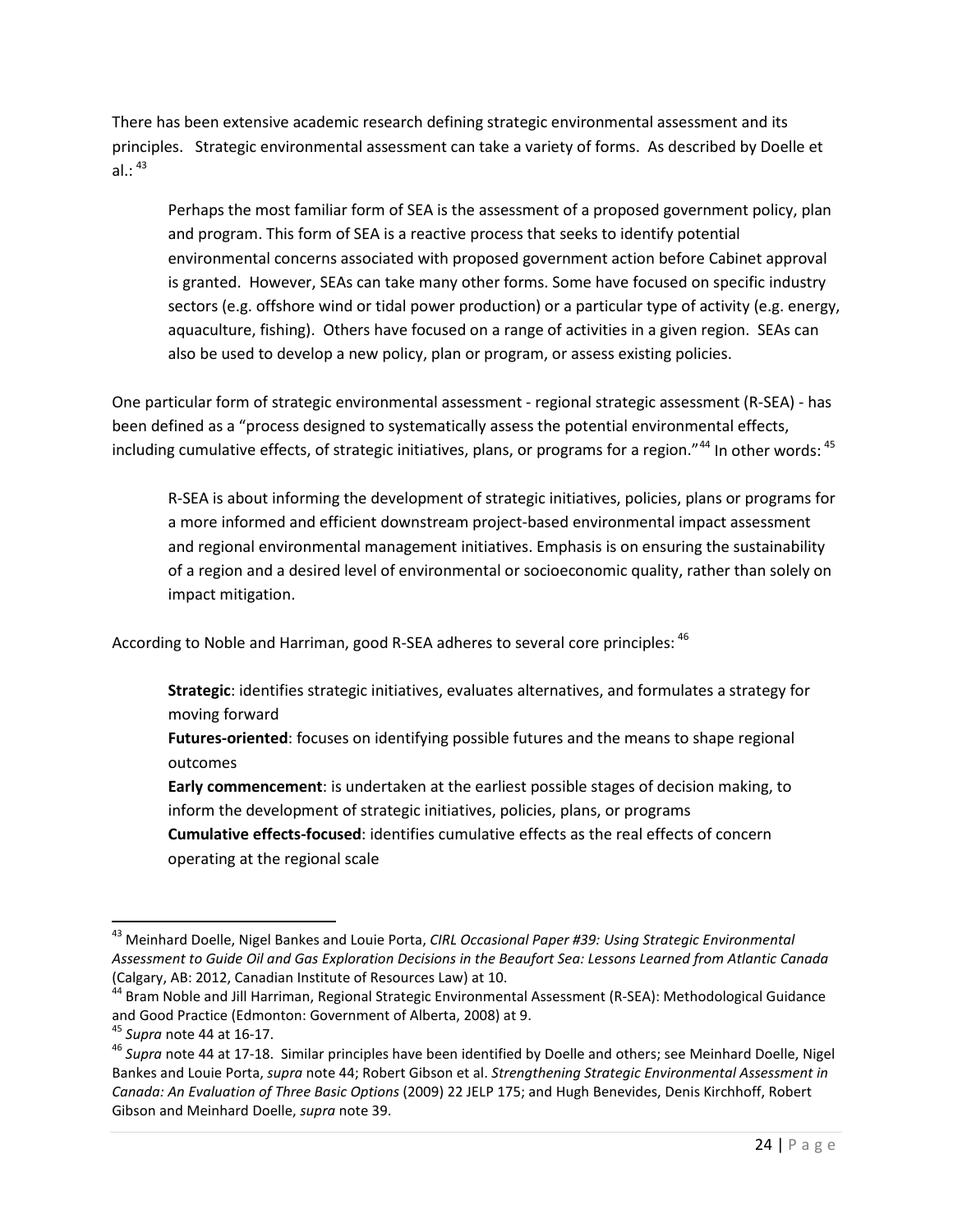There has been extensive academic research defining strategic environmental assessment and its principles. Strategic environmental assessment can take a variety of forms. As described by Doelle et al.: [43]

> Perhaps the most familiar form of SEA is the assessment of a proposed government policy, plan and program. This form of SEA is a reactive process that seeks to identify potential environmental concerns associated with proposed government action before Cabinet approval is granted. However, SEAs can take many other forms. Some have focused on specific industry sectors (e.g. offshore wind or tidal power production) or a particular type of activity (e.g. energy, aquaculture, fishing). Others have focused on a range of activities in a given region. SEAs can also be used to develop a new policy, plan or program, or assess existing policies.

One particular form of strategic environmental assessment - regional strategic assessment (R-SEA) - has been defined as a "process designed to systematically assess the potential environmental effects, including cumulative effects, of strategic initiatives, plans, or programs for a region."[44] In other words: [45]

> R-SEA is about informing the development of strategic initiatives, policies, plans or programs for a more informed and efficient downstream project-based environmental impact assessment and regional environmental management initiatives. Emphasis is on ensuring the sustainability of a region and a desired level of environmental or socioeconomic quality, rather than solely on impact mitigation.

According to Noble and Harriman, good R-SEA adheres to several core principles: [46]

> **Strategic**: identifies strategic initiatives, evaluates alternatives, and formulates a strategy for moving forward
>
> **Futures-oriented**: focuses on identifying possible futures and the means to shape regional outcomes
>
> **Early commencement**: is undertaken at the earliest possible stages of decision making, to inform the development of strategic initiatives, policies, plans, or programs
>
> **Cumulative effects-focused**: identifies cumulative effects as the real effects of concern operating at the regional scale

---

[43] Meinhard Doelle, Nigel Bankes and Louie Porta, *CIRL Occasional Paper #39: Using Strategic Environmental Assessment to Guide Oil and Gas Exploration Decisions in the Beaufort Sea: Lessons Learned from Atlantic Canada* (Calgary, AB: 2012, Canadian Institute of Resources Law) at 10.

[44] Bram Noble and Jill Harriman, Regional Strategic Environmental Assessment (R-SEA): Methodological Guidance and Good Practice (Edmonton: Government of Alberta, 2008) at 9.

[45] *Supra* note 44 at 16-17.

[46] *Supra* note 44 at 17-18. Similar principles have been identified by Doelle and others; see Meinhard Doelle, Nigel Bankes and Louie Porta, *supra* note 44; Robert Gibson et al. *Strengthening Strategic Environmental Assessment in Canada: An Evaluation of Three Basic Options* (2009) 22 JELP 175; and Hugh Benevides, Denis Kirchhoff, Robert Gibson and Meinhard Doelle, *supra* note 39.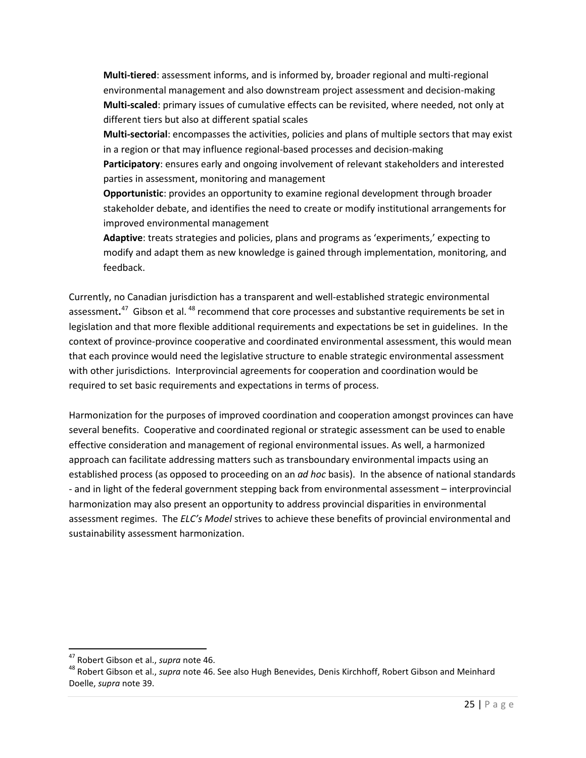**Multi-tiered**: assessment informs, and is informed by, broader regional and multi-regional environmental management and also downstream project assessment and decision-making

**Multi-scaled**: primary issues of cumulative effects can be revisited, where needed, not only at different tiers but also at different spatial scales

**Multi-sectorial**: encompasses the activities, policies and plans of multiple sectors that may exist in a region or that may influence regional-based processes and decision-making

**Participatory**: ensures early and ongoing involvement of relevant stakeholders and interested parties in assessment, monitoring and management

**Opportunistic**: provides an opportunity to examine regional development through broader stakeholder debate, and identifies the need to create or modify institutional arrangements for improved environmental management

**Adaptive**: treats strategies and policies, plans and programs as 'experiments,' expecting to modify and adapt them as new knowledge is gained through implementation, monitoring, and feedback.

Currently, no Canadian jurisdiction has a transparent and well-established strategic environmental assessment**.**[47] Gibson et al. [48] recommend that core processes and substantive requirements be set in legislation and that more flexible additional requirements and expectations be set in guidelines. In the context of province-province cooperative and coordinated environmental assessment, this would mean that each province would need the legislative structure to enable strategic environmental assessment with other jurisdictions. Interprovincial agreements for cooperation and coordination would be required to set basic requirements and expectations in terms of process.

Harmonization for the purposes of improved coordination and cooperation amongst provinces can have several benefits. Cooperative and coordinated regional or strategic assessment can be used to enable effective consideration and management of regional environmental issues. As well, a harmonized approach can facilitate addressing matters such as transboundary environmental impacts using an established process (as opposed to proceeding on an *ad hoc* basis). In the absence of national standards - and in light of the federal government stepping back from environmental assessment – interprovincial harmonization may also present an opportunity to address provincial disparities in environmental assessment regimes. The *ELC's Model* strives to achieve these benefits of provincial environmental and sustainability assessment harmonization.

---

[47] Robert Gibson et al., *supra* note 46.

[48] Robert Gibson et al., *supra* note 46. See also Hugh Benevides, Denis Kirchhoff, Robert Gibson and Meinhard Doelle, *supra* note 39.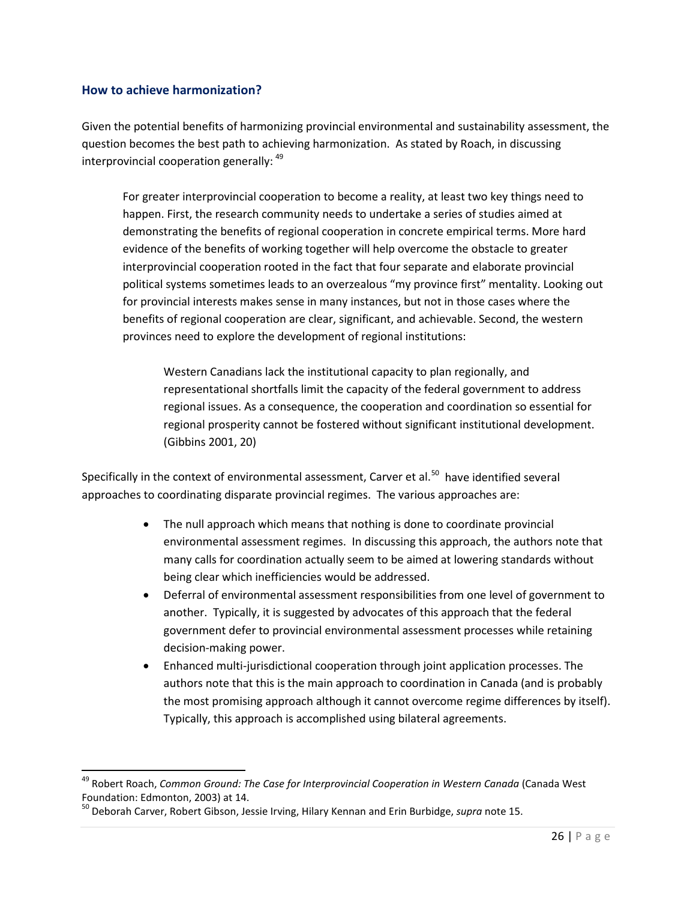## How to achieve harmonization?

Given the potential benefits of harmonizing provincial environmental and sustainability assessment, the question becomes the best path to achieving harmonization. As stated by Roach, in discussing interprovincial cooperation generally: [49]

> For greater interprovincial cooperation to become a reality, at least two key things need to happen. First, the research community needs to undertake a series of studies aimed at demonstrating the benefits of regional cooperation in concrete empirical terms. More hard evidence of the benefits of working together will help overcome the obstacle to greater interprovincial cooperation rooted in the fact that four separate and elaborate provincial political systems sometimes leads to an overzealous "my province first" mentality. Looking out for provincial interests makes sense in many instances, but not in those cases where the benefits of regional cooperation are clear, significant, and achievable. Second, the western provinces need to explore the development of regional institutions:
>
>> Western Canadians lack the institutional capacity to plan regionally, and representational shortfalls limit the capacity of the federal government to address regional issues. As a consequence, the cooperation and coordination so essential for regional prosperity cannot be fostered without significant institutional development. (Gibbins 2001, 20)

Specifically in the context of environmental assessment, Carver et al.[50] have identified several approaches to coordinating disparate provincial regimes. The various approaches are:

- The null approach which means that nothing is done to coordinate provincial environmental assessment regimes. In discussing this approach, the authors note that many calls for coordination actually seem to be aimed at lowering standards without being clear which inefficiencies would be addressed.
- Deferral of environmental assessment responsibilities from one level of government to another. Typically, it is suggested by advocates of this approach that the federal government defer to provincial environmental assessment processes while retaining decision-making power.
- Enhanced multi-jurisdictional cooperation through joint application processes. The authors note that this is the main approach to coordination in Canada (and is probably the most promising approach although it cannot overcome regime differences by itself). Typically, this approach is accomplished using bilateral agreements.

---

[49] Robert Roach, *Common Ground: The Case for Interprovincial Cooperation in Western Canada* (Canada West Foundation: Edmonton, 2003) at 14.

[50] Deborah Carver, Robert Gibson, Jessie Irving, Hilary Kennan and Erin Burbidge, *supra* note 15.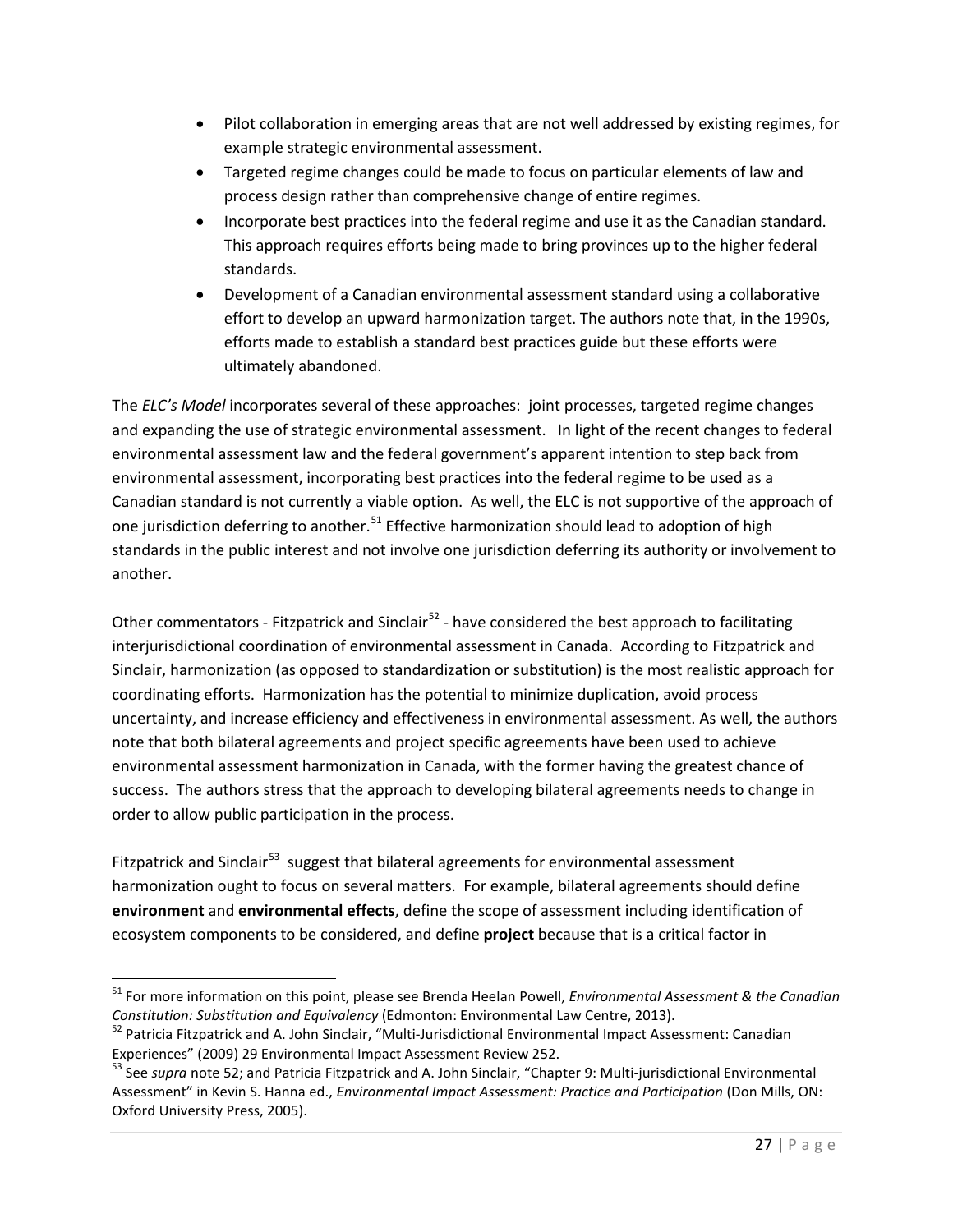- Pilot collaboration in emerging areas that are not well addressed by existing regimes, for example strategic environmental assessment.
- Targeted regime changes could be made to focus on particular elements of law and process design rather than comprehensive change of entire regimes.
- Incorporate best practices into the federal regime and use it as the Canadian standard. This approach requires efforts being made to bring provinces up to the higher federal standards.
- Development of a Canadian environmental assessment standard using a collaborative effort to develop an upward harmonization target. The authors note that, in the 1990s, efforts made to establish a standard best practices guide but these efforts were ultimately abandoned.

The *ELC's Model* incorporates several of these approaches: joint processes, targeted regime changes and expanding the use of strategic environmental assessment. In light of the recent changes to federal environmental assessment law and the federal government's apparent intention to step back from environmental assessment, incorporating best practices into the federal regime to be used as a Canadian standard is not currently a viable option. As well, the ELC is not supportive of the approach of one jurisdiction deferring to another.[51] Effective harmonization should lead to adoption of high standards in the public interest and not involve one jurisdiction deferring its authority or involvement to another.

Other commentators - Fitzpatrick and Sinclair[52] - have considered the best approach to facilitating interjurisdictional coordination of environmental assessment in Canada. According to Fitzpatrick and Sinclair, harmonization (as opposed to standardization or substitution) is the most realistic approach for coordinating efforts. Harmonization has the potential to minimize duplication, avoid process uncertainty, and increase efficiency and effectiveness in environmental assessment. As well, the authors note that both bilateral agreements and project specific agreements have been used to achieve environmental assessment harmonization in Canada, with the former having the greatest chance of success. The authors stress that the approach to developing bilateral agreements needs to change in order to allow public participation in the process.

Fitzpatrick and Sinclair[53] suggest that bilateral agreements for environmental assessment harmonization ought to focus on several matters. For example, bilateral agreements should define **environment** and **environmental effects**, define the scope of assessment including identification of ecosystem components to be considered, and define **project** because that is a critical factor in

---

[51] For more information on this point, please see Brenda Heelan Powell, *Environmental Assessment & the Canadian Constitution: Substitution and Equivalency* (Edmonton: Environmental Law Centre, 2013).

[52] Patricia Fitzpatrick and A. John Sinclair, "Multi-Jurisdictional Environmental Impact Assessment: Canadian Experiences" (2009) 29 Environmental Impact Assessment Review 252.

[53] See *supra* note 52; and Patricia Fitzpatrick and A. John Sinclair, "Chapter 9: Multi-jurisdictional Environmental Assessment" in Kevin S. Hanna ed., *Environmental Impact Assessment: Practice and Participation* (Don Mills, ON: Oxford University Press, 2005).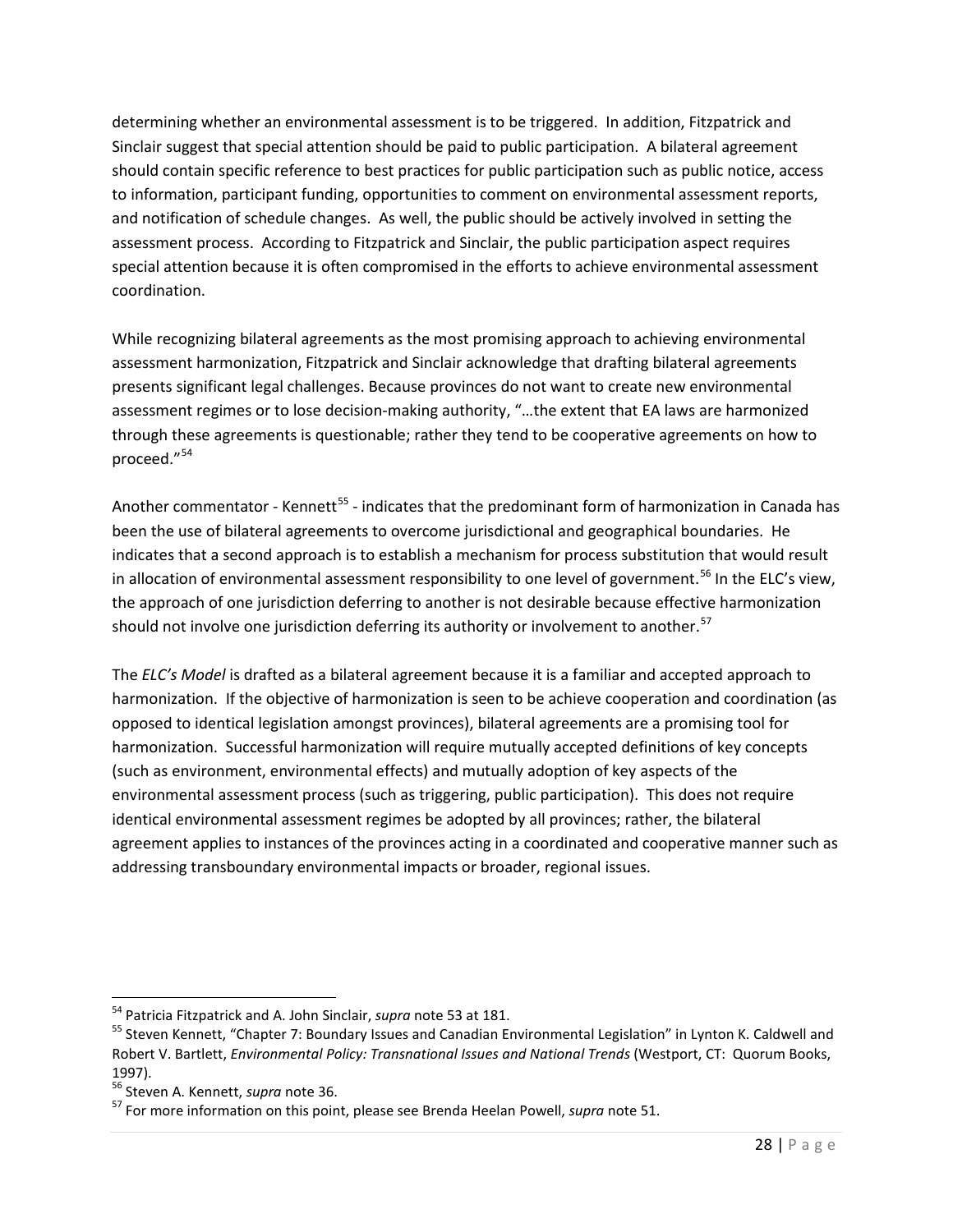determining whether an environmental assessment is to be triggered. In addition, Fitzpatrick and Sinclair suggest that special attention should be paid to public participation. A bilateral agreement should contain specific reference to best practices for public participation such as public notice, access to information, participant funding, opportunities to comment on environmental assessment reports, and notification of schedule changes. As well, the public should be actively involved in setting the assessment process. According to Fitzpatrick and Sinclair, the public participation aspect requires special attention because it is often compromised in the efforts to achieve environmental assessment coordination.

While recognizing bilateral agreements as the most promising approach to achieving environmental assessment harmonization, Fitzpatrick and Sinclair acknowledge that drafting bilateral agreements presents significant legal challenges. Because provinces do not want to create new environmental assessment regimes or to lose decision-making authority, "…the extent that EA laws are harmonized through these agreements is questionable; rather they tend to be cooperative agreements on how to proceed."[54]

Another commentator - Kennett[55] - indicates that the predominant form of harmonization in Canada has been the use of bilateral agreements to overcome jurisdictional and geographical boundaries. He indicates that a second approach is to establish a mechanism for process substitution that would result in allocation of environmental assessment responsibility to one level of government.[56] In the ELC's view, the approach of one jurisdiction deferring to another is not desirable because effective harmonization should not involve one jurisdiction deferring its authority or involvement to another.[57]

The *ELC's Model* is drafted as a bilateral agreement because it is a familiar and accepted approach to harmonization. If the objective of harmonization is seen to be achieve cooperation and coordination (as opposed to identical legislation amongst provinces), bilateral agreements are a promising tool for harmonization. Successful harmonization will require mutually accepted definitions of key concepts (such as environment, environmental effects) and mutually adoption of key aspects of the environmental assessment process (such as triggering, public participation). This does not require identical environmental assessment regimes be adopted by all provinces; rather, the bilateral agreement applies to instances of the provinces acting in a coordinated and cooperative manner such as addressing transboundary environmental impacts or broader, regional issues.

---

[54] Patricia Fitzpatrick and A. John Sinclair, *supra* note 53 at 181.

[55] Steven Kennett, "Chapter 7: Boundary Issues and Canadian Environmental Legislation" in Lynton K. Caldwell and Robert V. Bartlett, *Environmental Policy: Transnational Issues and National Trends* (Westport, CT: Quorum Books, 1997).

[56] Steven A. Kennett, *supra* note 36.

[57] For more information on this point, please see Brenda Heelan Powell, *supra* note 51.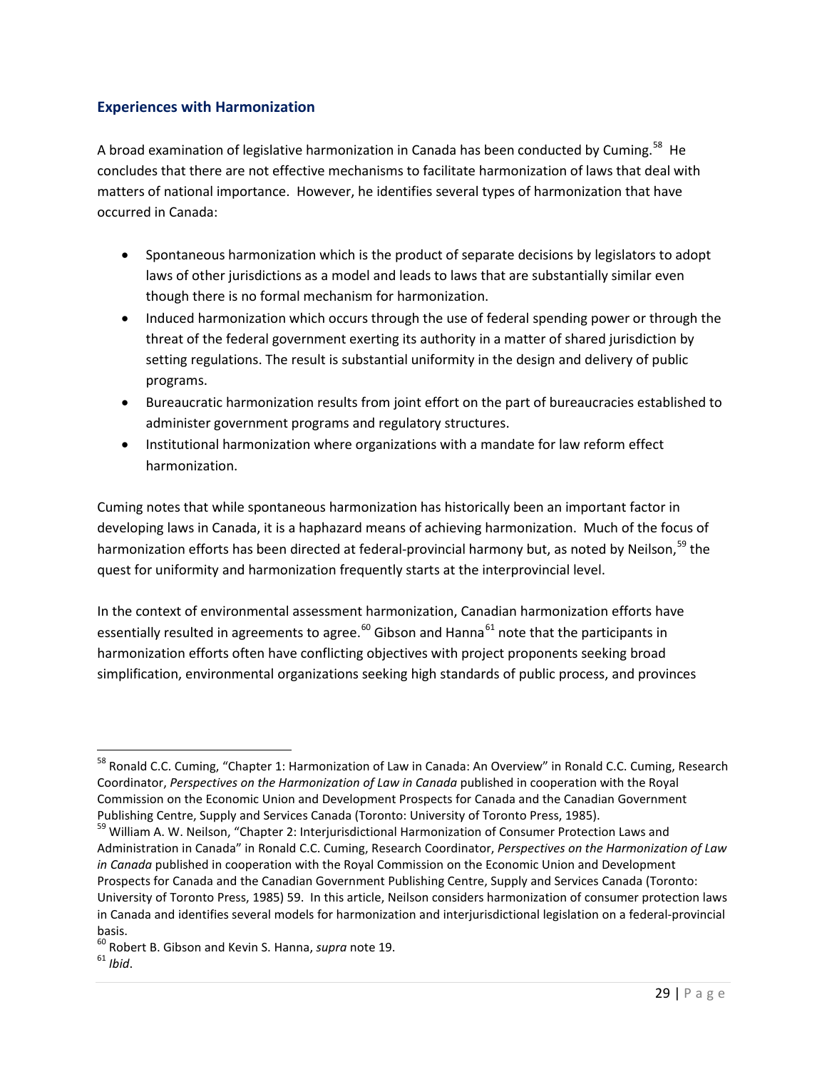## Experiences with Harmonization

A broad examination of legislative harmonization in Canada has been conducted by Cuming.[58] He concludes that there are not effective mechanisms to facilitate harmonization of laws that deal with matters of national importance. However, he identifies several types of harmonization that have occurred in Canada:

- Spontaneous harmonization which is the product of separate decisions by legislators to adopt laws of other jurisdictions as a model and leads to laws that are substantially similar even though there is no formal mechanism for harmonization.
- Induced harmonization which occurs through the use of federal spending power or through the threat of the federal government exerting its authority in a matter of shared jurisdiction by setting regulations. The result is substantial uniformity in the design and delivery of public programs.
- Bureaucratic harmonization results from joint effort on the part of bureaucracies established to administer government programs and regulatory structures.
- Institutional harmonization where organizations with a mandate for law reform effect harmonization.

Cuming notes that while spontaneous harmonization has historically been an important factor in developing laws in Canada, it is a haphazard means of achieving harmonization. Much of the focus of harmonization efforts has been directed at federal-provincial harmony but, as noted by Neilson,[59] the quest for uniformity and harmonization frequently starts at the interprovincial level.

In the context of environmental assessment harmonization, Canadian harmonization efforts have essentially resulted in agreements to agree.[60] Gibson and Hanna[61] note that the participants in harmonization efforts often have conflicting objectives with project proponents seeking broad simplification, environmental organizations seeking high standards of public process, and provinces

---

[58] Ronald C.C. Cuming, "Chapter 1: Harmonization of Law in Canada: An Overview" in Ronald C.C. Cuming, Research Coordinator, *Perspectives on the Harmonization of Law in Canada* published in cooperation with the Royal Commission on the Economic Union and Development Prospects for Canada and the Canadian Government Publishing Centre, Supply and Services Canada (Toronto: University of Toronto Press, 1985).

[59] William A. W. Neilson, "Chapter 2: Interjurisdictional Harmonization of Consumer Protection Laws and Administration in Canada" in Ronald C.C. Cuming, Research Coordinator, *Perspectives on the Harmonization of Law in Canada* published in cooperation with the Royal Commission on the Economic Union and Development Prospects for Canada and the Canadian Government Publishing Centre, Supply and Services Canada (Toronto: University of Toronto Press, 1985) 59. In this article, Neilson considers harmonization of consumer protection laws in Canada and identifies several models for harmonization and interjurisdictional legislation on a federal-provincial basis.

[60] Robert B. Gibson and Kevin S. Hanna, *supra* note 19.

[61] *Ibid*.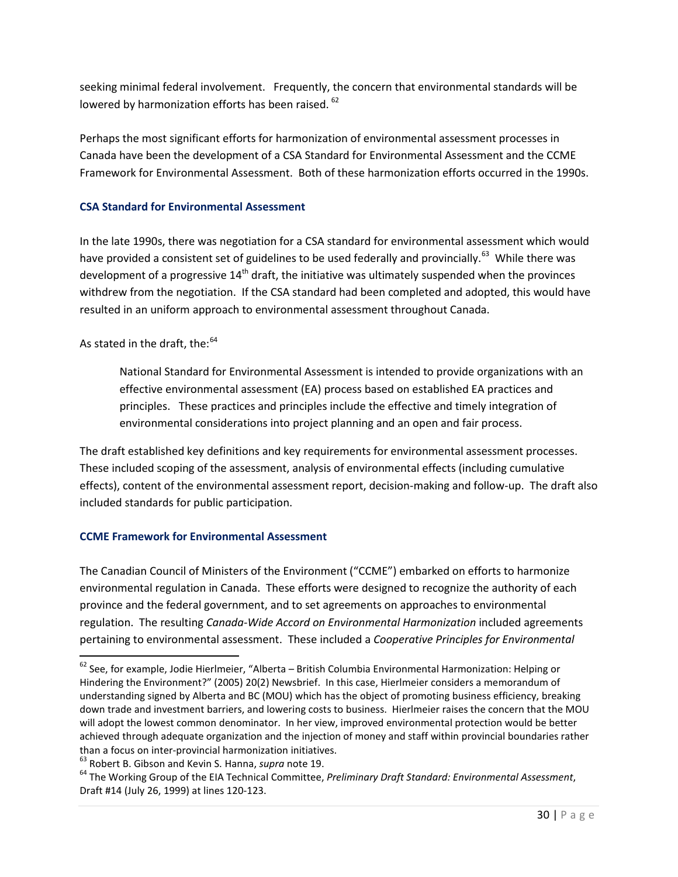seeking minimal federal involvement. Frequently, the concern that environmental standards will be lowered by harmonization efforts has been raised.[62]

Perhaps the most significant efforts for harmonization of environmental assessment processes in Canada have been the development of a CSA Standard for Environmental Assessment and the CCME Framework for Environmental Assessment. Both of these harmonization efforts occurred in the 1990s.

### CSA Standard for Environmental Assessment

In the late 1990s, there was negotiation for a CSA standard for environmental assessment which would have provided a consistent set of guidelines to be used federally and provincially.[63] While there was development of a progressive 14th draft, the initiative was ultimately suspended when the provinces withdrew from the negotiation. If the CSA standard had been completed and adopted, this would have resulted in an uniform approach to environmental assessment throughout Canada.

As stated in the draft, the:[64]

> National Standard for Environmental Assessment is intended to provide organizations with an effective environmental assessment (EA) process based on established EA practices and principles. These practices and principles include the effective and timely integration of environmental considerations into project planning and an open and fair process.

The draft established key definitions and key requirements for environmental assessment processes. These included scoping of the assessment, analysis of environmental effects (including cumulative effects), content of the environmental assessment report, decision-making and follow-up. The draft also included standards for public participation.

### CCME Framework for Environmental Assessment

The Canadian Council of Ministers of the Environment ("CCME") embarked on efforts to harmonize environmental regulation in Canada. These efforts were designed to recognize the authority of each province and the federal government, and to set agreements on approaches to environmental regulation. The resulting *Canada-Wide Accord on Environmental Harmonization* included agreements pertaining to environmental assessment. These included a *Cooperative Principles for Environmental*

---

[62] See, for example, Jodie Hierlmeier, "Alberta – British Columbia Environmental Harmonization: Helping or Hindering the Environment?" (2005) 20(2) Newsbrief. In this case, Hierlmeier considers a memorandum of understanding signed by Alberta and BC (MOU) which has the object of promoting business efficiency, breaking down trade and investment barriers, and lowering costs to business. Hierlmeier raises the concern that the MOU will adopt the lowest common denominator. In her view, improved environmental protection would be better achieved through adequate organization and the injection of money and staff within provincial boundaries rather than a focus on inter-provincial harmonization initiatives.

[63] Robert B. Gibson and Kevin S. Hanna, *supra* note 19.

[64] The Working Group of the EIA Technical Committee, *Preliminary Draft Standard: Environmental Assessment*, Draft #14 (July 26, 1999) at lines 120-123.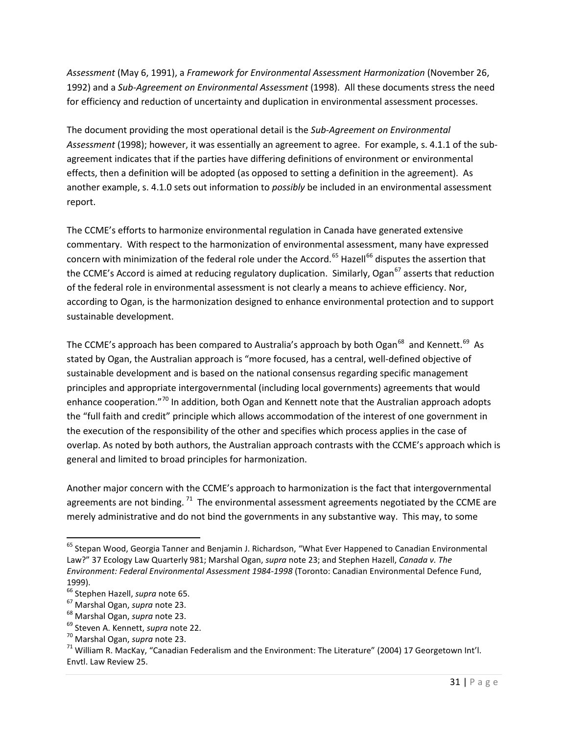*Assessment* (May 6, 1991), a *Framework for Environmental Assessment Harmonization* (November 26, 1992) and a *Sub-Agreement on Environmental Assessment* (1998). All these documents stress the need for efficiency and reduction of uncertainty and duplication in environmental assessment processes.

The document providing the most operational detail is the *Sub-Agreement on Environmental Assessment* (1998); however, it was essentially an agreement to agree. For example, s. 4.1.1 of the sub-agreement indicates that if the parties have differing definitions of environment or environmental effects, then a definition will be adopted (as opposed to setting a definition in the agreement). As another example, s. 4.1.0 sets out information to *possibly* be included in an environmental assessment report.

The CCME's efforts to harmonize environmental regulation in Canada have generated extensive commentary. With respect to the harmonization of environmental assessment, many have expressed concern with minimization of the federal role under the Accord.[65] Hazell[66] disputes the assertion that the CCME's Accord is aimed at reducing regulatory duplication. Similarly, Ogan[67] asserts that reduction of the federal role in environmental assessment is not clearly a means to achieve efficiency. Nor, according to Ogan, is the harmonization designed to enhance environmental protection and to support sustainable development.

The CCME's approach has been compared to Australia's approach by both Ogan[68] and Kennett.[69] As stated by Ogan, the Australian approach is "more focused, has a central, well-defined objective of sustainable development and is based on the national consensus regarding specific management principles and appropriate intergovernmental (including local governments) agreements that would enhance cooperation."[70] In addition, both Ogan and Kennett note that the Australian approach adopts the "full faith and credit" principle which allows accommodation of the interest of one government in the execution of the responsibility of the other and specifies which process applies in the case of overlap. As noted by both authors, the Australian approach contrasts with the CCME's approach which is general and limited to broad principles for harmonization.

Another major concern with the CCME's approach to harmonization is the fact that intergovernmental agreements are not binding.[71] The environmental assessment agreements negotiated by the CCME are merely administrative and do not bind the governments in any substantive way. This may, to some

---

[65] Stepan Wood, Georgia Tanner and Benjamin J. Richardson, "What Ever Happened to Canadian Environmental Law?" 37 Ecology Law Quarterly 981; Marshal Ogan, *supra* note 23; and Stephen Hazell, *Canada v. The Environment: Federal Environmental Assessment 1984-1998* (Toronto: Canadian Environmental Defence Fund, 1999).

[66] Stephen Hazell, *supra* note 65.

[67] Marshal Ogan, *supra* note 23.

[68] Marshal Ogan, *supra* note 23.

[69] Steven A. Kennett, *supra* note 22.

[70] Marshal Ogan, *supra* note 23.

[71] William R. MacKay, "Canadian Federalism and the Environment: The Literature" (2004) 17 Georgetown Int'l. Envtl. Law Review 25.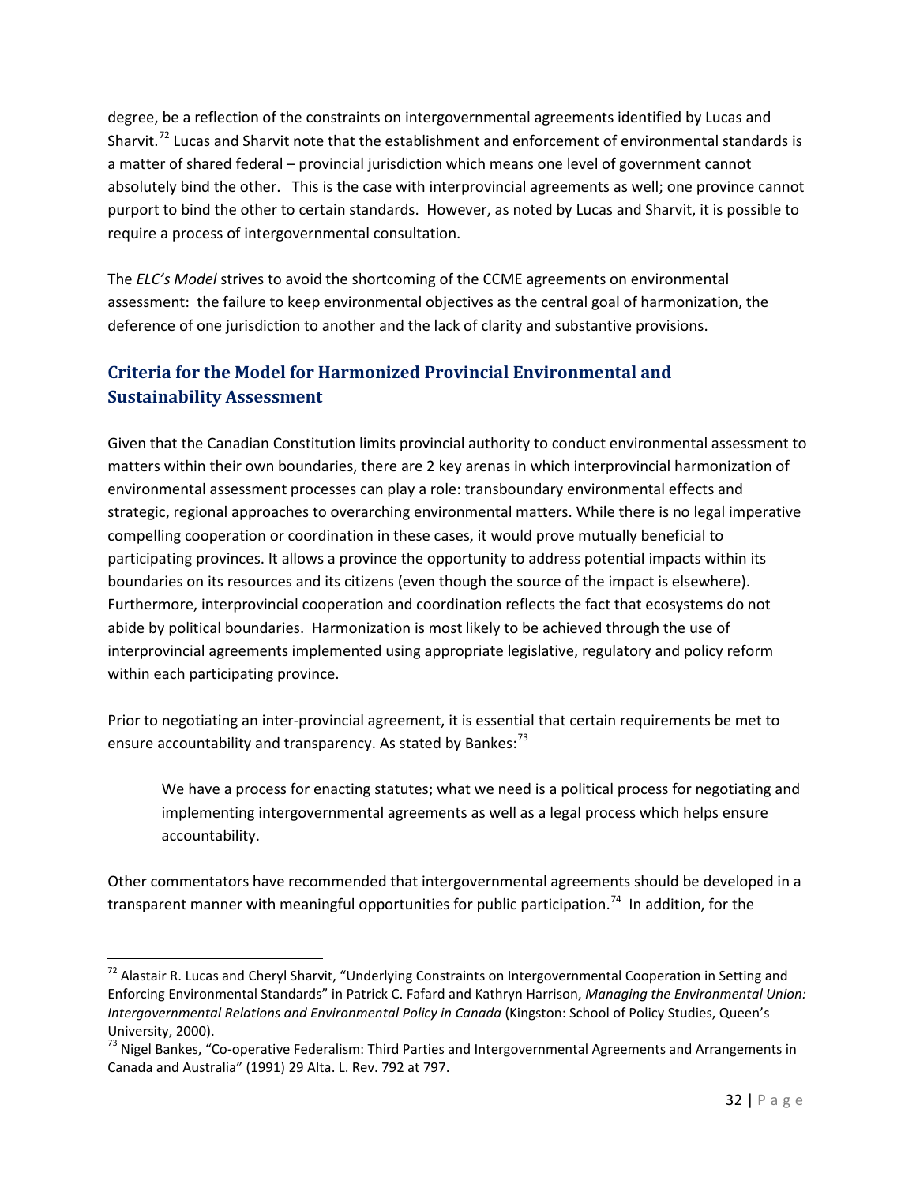degree, be a reflection of the constraints on intergovernmental agreements identified by Lucas and Sharvit.[72] Lucas and Sharvit note that the establishment and enforcement of environmental standards is a matter of shared federal – provincial jurisdiction which means one level of government cannot absolutely bind the other. This is the case with interprovincial agreements as well; one province cannot purport to bind the other to certain standards. However, as noted by Lucas and Sharvit, it is possible to require a process of intergovernmental consultation.

The *ELC's Model* strives to avoid the shortcoming of the CCME agreements on environmental assessment: the failure to keep environmental objectives as the central goal of harmonization, the deference of one jurisdiction to another and the lack of clarity and substantive provisions.

## Criteria for the Model for Harmonized Provincial Environmental and Sustainability Assessment

Given that the Canadian Constitution limits provincial authority to conduct environmental assessment to matters within their own boundaries, there are 2 key arenas in which interprovincial harmonization of environmental assessment processes can play a role: transboundary environmental effects and strategic, regional approaches to overarching environmental matters. While there is no legal imperative compelling cooperation or coordination in these cases, it would prove mutually beneficial to participating provinces. It allows a province the opportunity to address potential impacts within its boundaries on its resources and its citizens (even though the source of the impact is elsewhere). Furthermore, interprovincial cooperation and coordination reflects the fact that ecosystems do not abide by political boundaries. Harmonization is most likely to be achieved through the use of interprovincial agreements implemented using appropriate legislative, regulatory and policy reform within each participating province.

Prior to negotiating an inter-provincial agreement, it is essential that certain requirements be met to ensure accountability and transparency. As stated by Bankes:[73]

> We have a process for enacting statutes; what we need is a political process for negotiating and implementing intergovernmental agreements as well as a legal process which helps ensure accountability.

Other commentators have recommended that intergovernmental agreements should be developed in a transparent manner with meaningful opportunities for public participation.[74] In addition, for the

---

[72] Alastair R. Lucas and Cheryl Sharvit, "Underlying Constraints on Intergovernmental Cooperation in Setting and Enforcing Environmental Standards" in Patrick C. Fafard and Kathryn Harrison, *Managing the Environmental Union: Intergovernmental Relations and Environmental Policy in Canada* (Kingston: School of Policy Studies, Queen's University, 2000).

[73] Nigel Bankes, "Co-operative Federalism: Third Parties and Intergovernmental Agreements and Arrangements in Canada and Australia" (1991) 29 Alta. L. Rev. 792 at 797.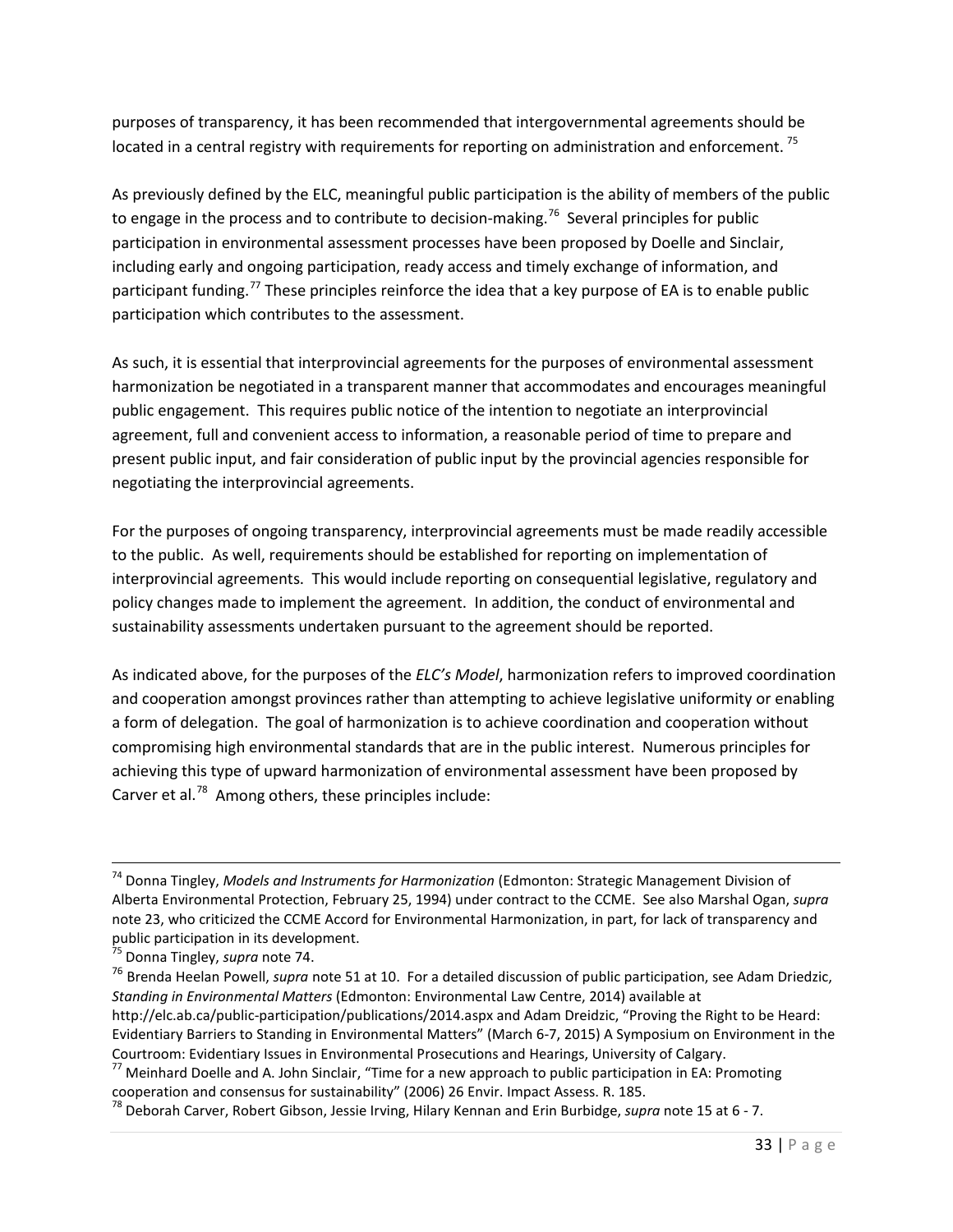purposes of transparency, it has been recommended that intergovernmental agreements should be located in a central registry with requirements for reporting on administration and enforcement.[75]

As previously defined by the ELC, meaningful public participation is the ability of members of the public to engage in the process and to contribute to decision-making.[76] Several principles for public participation in environmental assessment processes have been proposed by Doelle and Sinclair, including early and ongoing participation, ready access and timely exchange of information, and participant funding.[77] These principles reinforce the idea that a key purpose of EA is to enable public participation which contributes to the assessment.

As such, it is essential that interprovincial agreements for the purposes of environmental assessment harmonization be negotiated in a transparent manner that accommodates and encourages meaningful public engagement. This requires public notice of the intention to negotiate an interprovincial agreement, full and convenient access to information, a reasonable period of time to prepare and present public input, and fair consideration of public input by the provincial agencies responsible for negotiating the interprovincial agreements.

For the purposes of ongoing transparency, interprovincial agreements must be made readily accessible to the public. As well, requirements should be established for reporting on implementation of interprovincial agreements. This would include reporting on consequential legislative, regulatory and policy changes made to implement the agreement. In addition, the conduct of environmental and sustainability assessments undertaken pursuant to the agreement should be reported.

As indicated above, for the purposes of the *ELC's Model*, harmonization refers to improved coordination and cooperation amongst provinces rather than attempting to achieve legislative uniformity or enabling a form of delegation. The goal of harmonization is to achieve coordination and cooperation without compromising high environmental standards that are in the public interest. Numerous principles for achieving this type of upward harmonization of environmental assessment have been proposed by Carver et al.[78] Among others, these principles include:

---

[74] Donna Tingley, *Models and Instruments for Harmonization* (Edmonton: Strategic Management Division of Alberta Environmental Protection, February 25, 1994) under contract to the CCME. See also Marshal Ogan, *supra* note 23, who criticized the CCME Accord for Environmental Harmonization, in part, for lack of transparency and public participation in its development.

[75] Donna Tingley, *supra* note 74.

[76] Brenda Heelan Powell, *supra* note 51 at 10. For a detailed discussion of public participation, see Adam Driedzic, *Standing in Environmental Matters* (Edmonton: Environmental Law Centre, 2014) available at http://elc.ab.ca/public-participation/publications/2014.aspx and Adam Dreidzic, "Proving the Right to be Heard: Evidentiary Barriers to Standing in Environmental Matters" (March 6-7, 2015) A Symposium on Environment in the Courtroom: Evidentiary Issues in Environmental Prosecutions and Hearings, University of Calgary.

[77] Meinhard Doelle and A. John Sinclair, "Time for a new approach to public participation in EA: Promoting cooperation and consensus for sustainability" (2006) 26 Envir. Impact Assess. R. 185.

[78] Deborah Carver, Robert Gibson, Jessie Irving, Hilary Kennan and Erin Burbidge, *supra* note 15 at 6 - 7.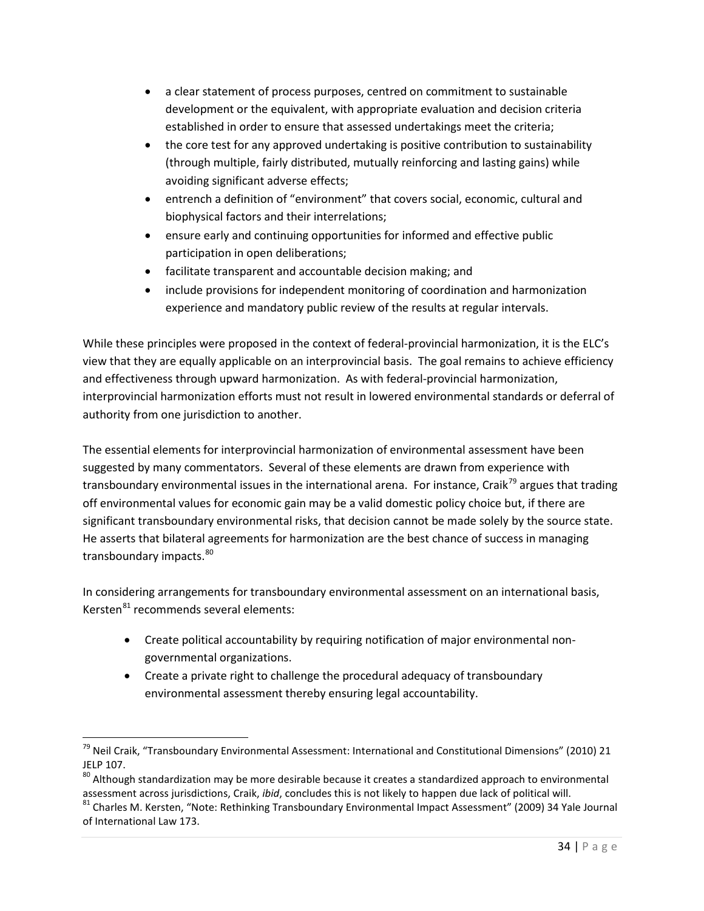- a clear statement of process purposes, centred on commitment to sustainable development or the equivalent, with appropriate evaluation and decision criteria established in order to ensure that assessed undertakings meet the criteria;
- the core test for any approved undertaking is positive contribution to sustainability (through multiple, fairly distributed, mutually reinforcing and lasting gains) while avoiding significant adverse effects;
- entrench a definition of "environment" that covers social, economic, cultural and biophysical factors and their interrelations;
- ensure early and continuing opportunities for informed and effective public participation in open deliberations;
- facilitate transparent and accountable decision making; and
- include provisions for independent monitoring of coordination and harmonization experience and mandatory public review of the results at regular intervals.

While these principles were proposed in the context of federal-provincial harmonization, it is the ELC's view that they are equally applicable on an interprovincial basis. The goal remains to achieve efficiency and effectiveness through upward harmonization. As with federal-provincial harmonization, interprovincial harmonization efforts must not result in lowered environmental standards or deferral of authority from one jurisdiction to another.

The essential elements for interprovincial harmonization of environmental assessment have been suggested by many commentators. Several of these elements are drawn from experience with transboundary environmental issues in the international arena. For instance, Craik[79] argues that trading off environmental values for economic gain may be a valid domestic policy choice but, if there are significant transboundary environmental risks, that decision cannot be made solely by the source state. He asserts that bilateral agreements for harmonization are the best chance of success in managing transboundary impacts.[80]

In considering arrangements for transboundary environmental assessment on an international basis, Kersten[81] recommends several elements:

- Create political accountability by requiring notification of major environmental non-governmental organizations.
- Create a private right to challenge the procedural adequacy of transboundary environmental assessment thereby ensuring legal accountability.

---

[79] Neil Craik, "Transboundary Environmental Assessment: International and Constitutional Dimensions" (2010) 21 JELP 107.

[80] Although standardization may be more desirable because it creates a standardized approach to environmental assessment across jurisdictions, Craik, *ibid*, concludes this is not likely to happen due lack of political will.

[81] Charles M. Kersten, "Note: Rethinking Transboundary Environmental Impact Assessment" (2009) 34 Yale Journal of International Law 173.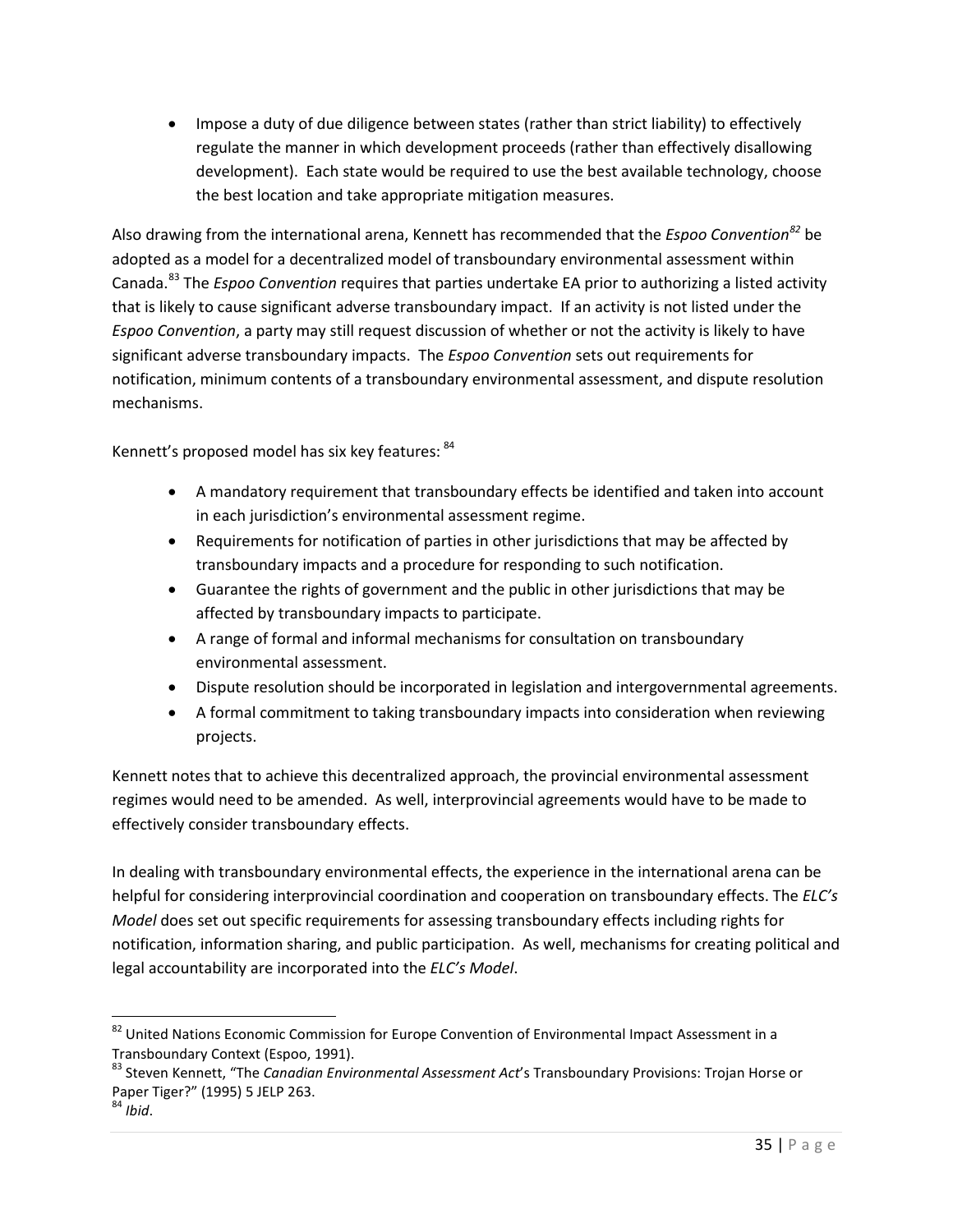- Impose a duty of due diligence between states (rather than strict liability) to effectively regulate the manner in which development proceeds (rather than effectively disallowing development). Each state would be required to use the best available technology, choose the best location and take appropriate mitigation measures.

Also drawing from the international arena, Kennett has recommended that the *Espoo Convention*[82] be adopted as a model for a decentralized model of transboundary environmental assessment within Canada.[83] The *Espoo Convention* requires that parties undertake EA prior to authorizing a listed activity that is likely to cause significant adverse transboundary impact. If an activity is not listed under the *Espoo Convention*, a party may still request discussion of whether or not the activity is likely to have significant adverse transboundary impacts. The *Espoo Convention* sets out requirements for notification, minimum contents of a transboundary environmental assessment, and dispute resolution mechanisms.

Kennett's proposed model has six key features: [84]

- A mandatory requirement that transboundary effects be identified and taken into account in each jurisdiction's environmental assessment regime.
- Requirements for notification of parties in other jurisdictions that may be affected by transboundary impacts and a procedure for responding to such notification.
- Guarantee the rights of government and the public in other jurisdictions that may be affected by transboundary impacts to participate.
- A range of formal and informal mechanisms for consultation on transboundary environmental assessment.
- Dispute resolution should be incorporated in legislation and intergovernmental agreements.
- A formal commitment to taking transboundary impacts into consideration when reviewing projects.

Kennett notes that to achieve this decentralized approach, the provincial environmental assessment regimes would need to be amended. As well, interprovincial agreements would have to be made to effectively consider transboundary effects.

In dealing with transboundary environmental effects, the experience in the international arena can be helpful for considering interprovincial coordination and cooperation on transboundary effects. The *ELC's Model* does set out specific requirements for assessing transboundary effects including rights for notification, information sharing, and public participation. As well, mechanisms for creating political and legal accountability are incorporated into the *ELC's Model*.

---

[82] United Nations Economic Commission for Europe Convention of Environmental Impact Assessment in a Transboundary Context (Espoo, 1991).

[83] Steven Kennett, "The *Canadian Environmental Assessment Act*'s Transboundary Provisions: Trojan Horse or Paper Tiger?" (1995) 5 JELP 263.

[84] *Ibid*.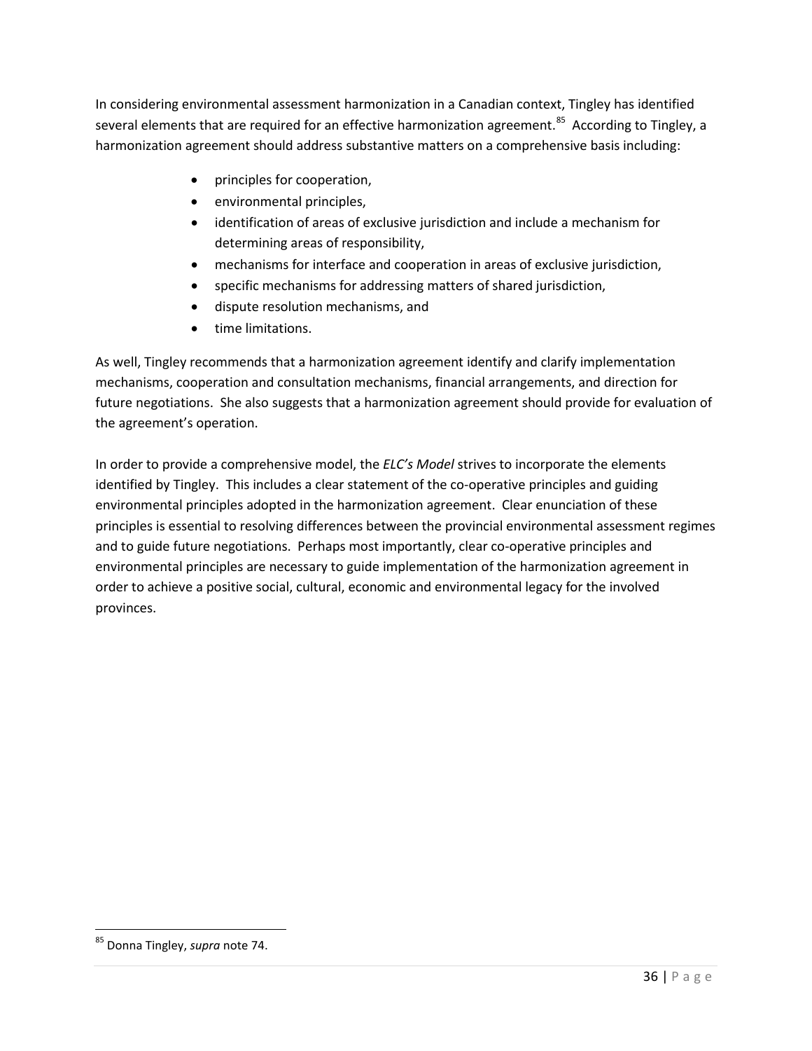In considering environmental assessment harmonization in a Canadian context, Tingley has identified several elements that are required for an effective harmonization agreement.[85] According to Tingley, a harmonization agreement should address substantive matters on a comprehensive basis including:

- principles for cooperation,
- environmental principles,
- identification of areas of exclusive jurisdiction and include a mechanism for determining areas of responsibility,
- mechanisms for interface and cooperation in areas of exclusive jurisdiction,
- specific mechanisms for addressing matters of shared jurisdiction,
- dispute resolution mechanisms, and
- time limitations.

As well, Tingley recommends that a harmonization agreement identify and clarify implementation mechanisms, cooperation and consultation mechanisms, financial arrangements, and direction for future negotiations. She also suggests that a harmonization agreement should provide for evaluation of the agreement's operation.

In order to provide a comprehensive model, the *ELC's Model* strives to incorporate the elements identified by Tingley. This includes a clear statement of the co-operative principles and guiding environmental principles adopted in the harmonization agreement. Clear enunciation of these principles is essential to resolving differences between the provincial environmental assessment regimes and to guide future negotiations. Perhaps most importantly, clear co-operative principles and environmental principles are necessary to guide implementation of the harmonization agreement in order to achieve a positive social, cultural, economic and environmental legacy for the involved provinces.

---

[85] Donna Tingley, *supra* note 74.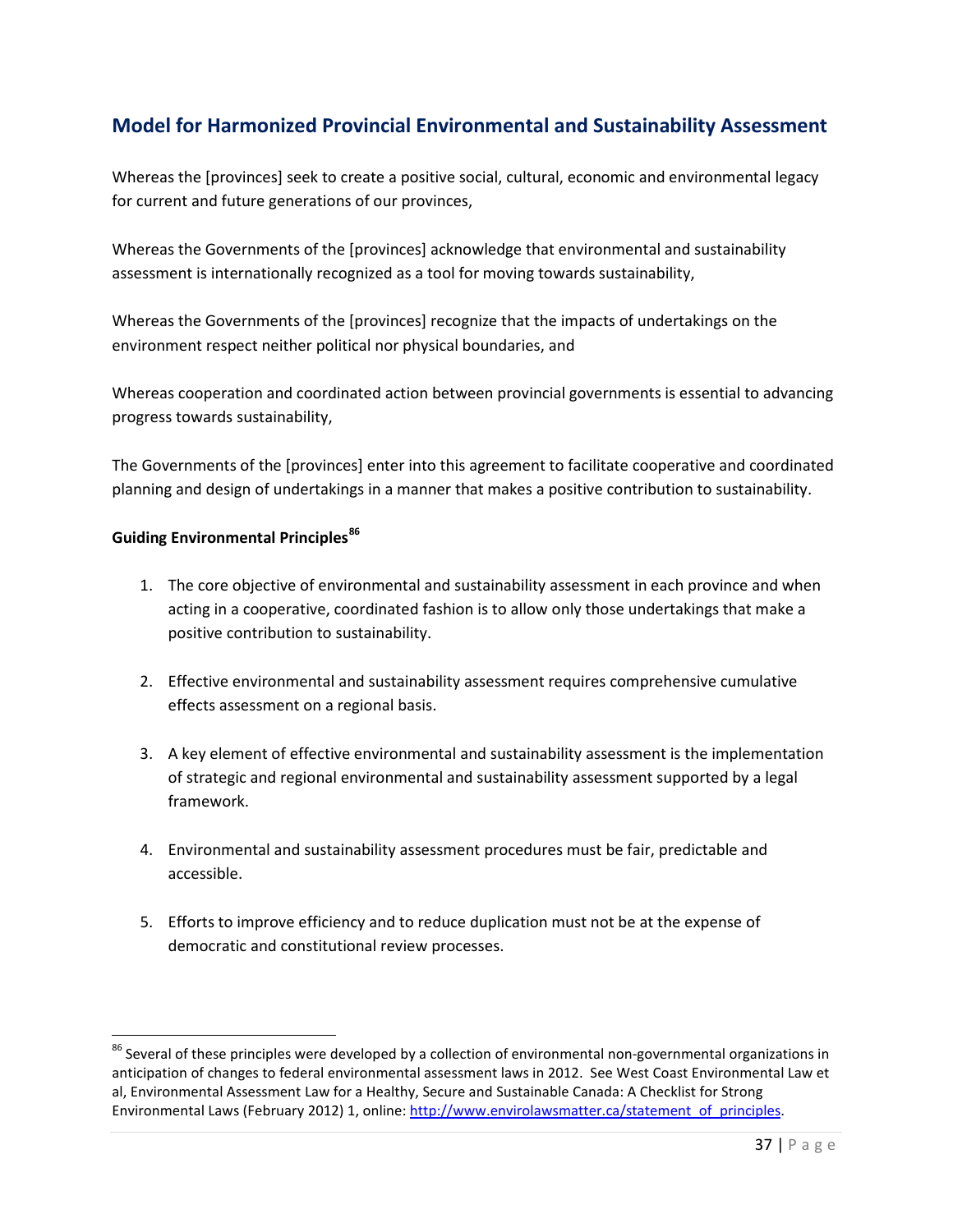## Model for Harmonized Provincial Environmental and Sustainability Assessment

Whereas the [provinces] seek to create a positive social, cultural, economic and environmental legacy for current and future generations of our provinces,

Whereas the Governments of the [provinces] acknowledge that environmental and sustainability assessment is internationally recognized as a tool for moving towards sustainability,

Whereas the Governments of the [provinces] recognize that the impacts of undertakings on the environment respect neither political nor physical boundaries, and

Whereas cooperation and coordinated action between provincial governments is essential to advancing progress towards sustainability,

The Governments of the [provinces] enter into this agreement to facilitate cooperative and coordinated planning and design of undertakings in a manner that makes a positive contribution to sustainability.

**Guiding Environmental Principles**[86]

1. The core objective of environmental and sustainability assessment in each province and when acting in a cooperative, coordinated fashion is to allow only those undertakings that make a positive contribution to sustainability.

2. Effective environmental and sustainability assessment requires comprehensive cumulative effects assessment on a regional basis.

3. A key element of effective environmental and sustainability assessment is the implementation of strategic and regional environmental and sustainability assessment supported by a legal framework.

4. Environmental and sustainability assessment procedures must be fair, predictable and accessible.

5. Efforts to improve efficiency and to reduce duplication must not be at the expense of democratic and constitutional review processes.

---

[86] Several of these principles were developed by a collection of environmental non-governmental organizations in anticipation of changes to federal environmental assessment laws in 2012. See West Coast Environmental Law et al, Environmental Assessment Law for a Healthy, Secure and Sustainable Canada: A Checklist for Strong Environmental Laws (February 2012) 1, online: http://www.envirolawsmatter.ca/statement_of_principles.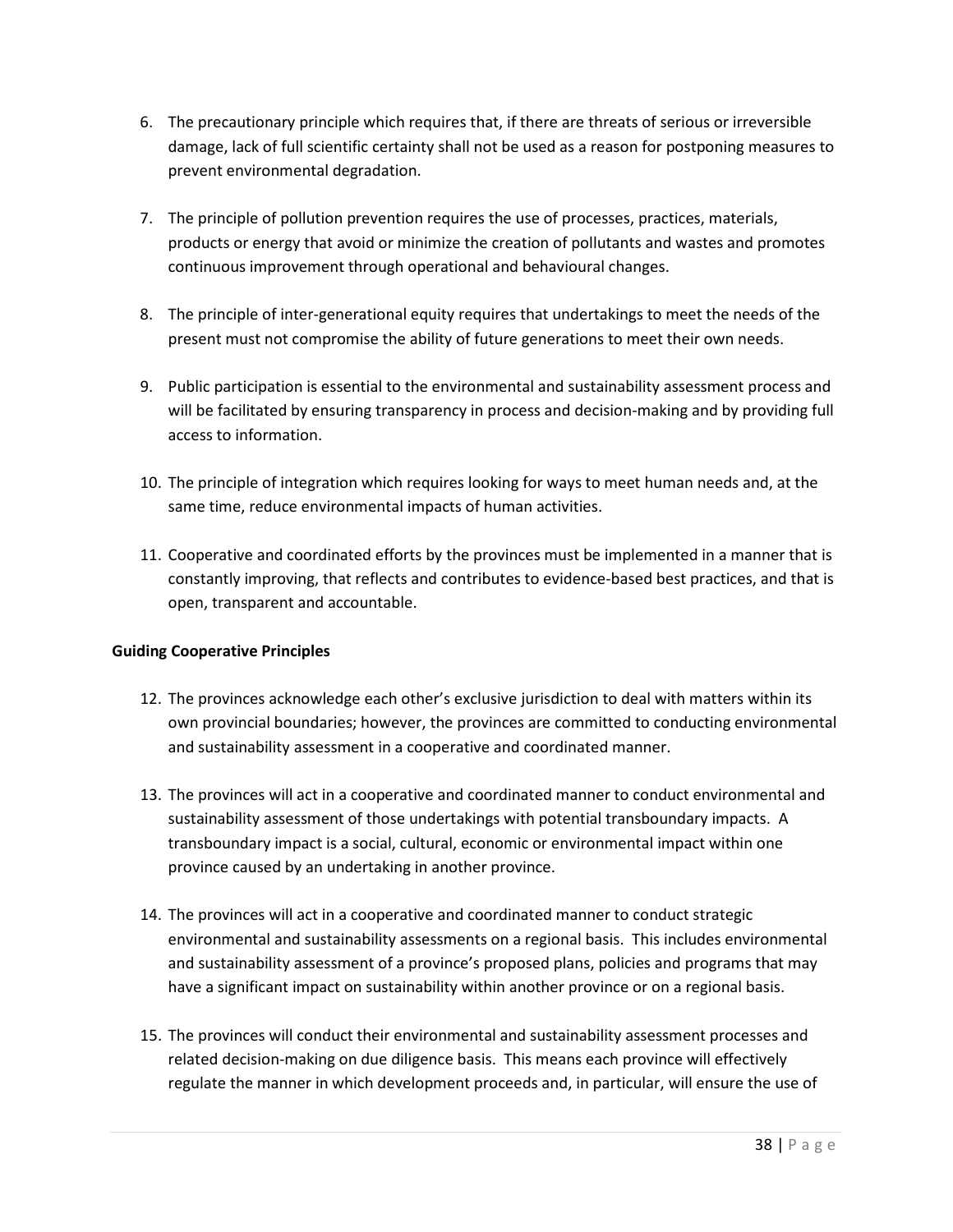6. The precautionary principle which requires that, if there are threats of serious or irreversible damage, lack of full scientific certainty shall not be used as a reason for postponing measures to prevent environmental degradation.

7. The principle of pollution prevention requires the use of processes, practices, materials, products or energy that avoid or minimize the creation of pollutants and wastes and promotes continuous improvement through operational and behavioural changes.

8. The principle of inter-generational equity requires that undertakings to meet the needs of the present must not compromise the ability of future generations to meet their own needs.

9. Public participation is essential to the environmental and sustainability assessment process and will be facilitated by ensuring transparency in process and decision-making and by providing full access to information.

10. The principle of integration which requires looking for ways to meet human needs and, at the same time, reduce environmental impacts of human activities.

11. Cooperative and coordinated efforts by the provinces must be implemented in a manner that is constantly improving, that reflects and contributes to evidence-based best practices, and that is open, transparent and accountable.

**Guiding Cooperative Principles**

12. The provinces acknowledge each other's exclusive jurisdiction to deal with matters within its own provincial boundaries; however, the provinces are committed to conducting environmental and sustainability assessment in a cooperative and coordinated manner.

13. The provinces will act in a cooperative and coordinated manner to conduct environmental and sustainability assessment of those undertakings with potential transboundary impacts. A transboundary impact is a social, cultural, economic or environmental impact within one province caused by an undertaking in another province.

14. The provinces will act in a cooperative and coordinated manner to conduct strategic environmental and sustainability assessments on a regional basis. This includes environmental and sustainability assessment of a province's proposed plans, policies and programs that may have a significant impact on sustainability within another province or on a regional basis.

15. The provinces will conduct their environmental and sustainability assessment processes and related decision-making on due diligence basis. This means each province will effectively regulate the manner in which development proceeds and, in particular, will ensure the use of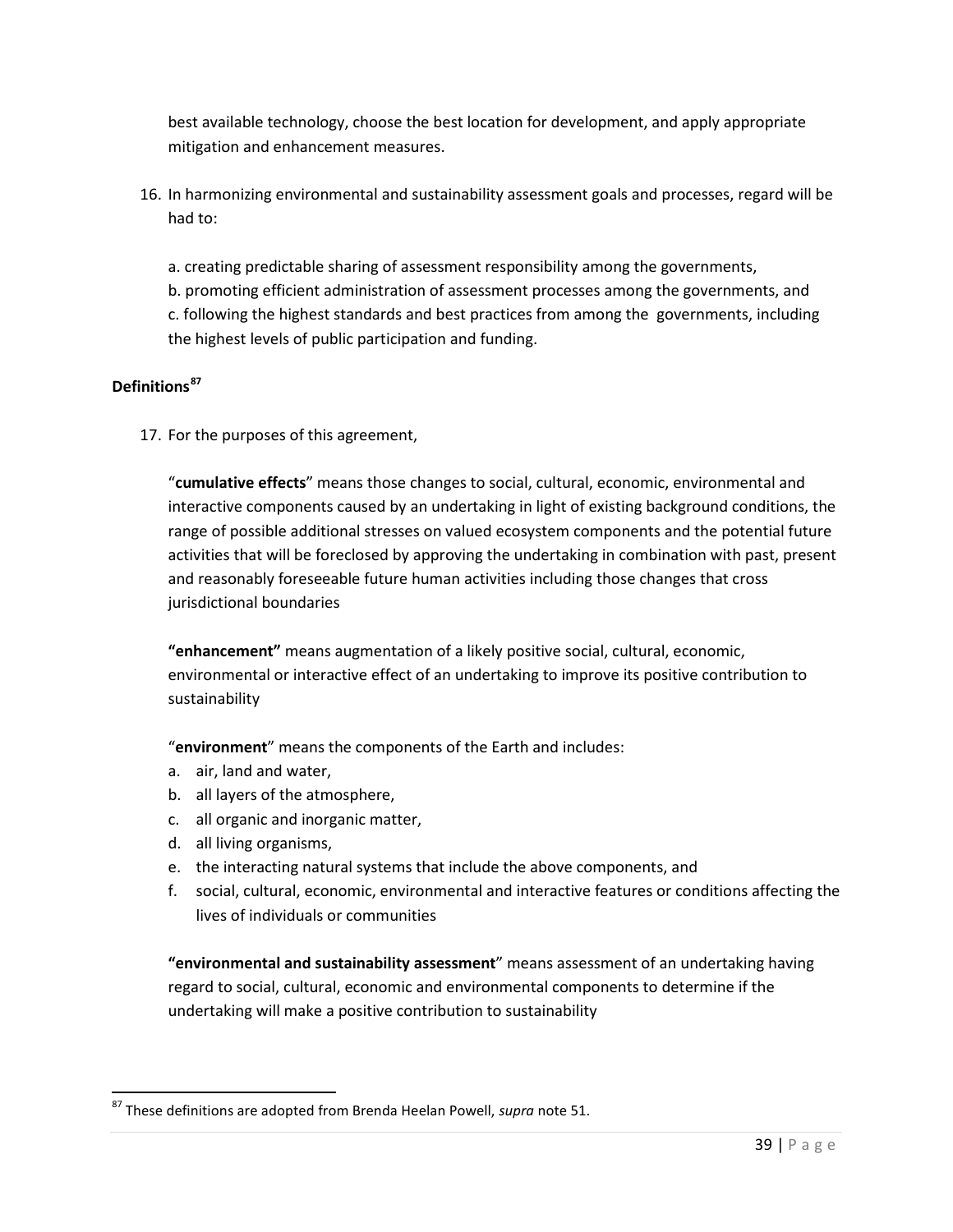best available technology, choose the best location for development, and apply appropriate mitigation and enhancement measures.

16. In harmonizing environmental and sustainability assessment goals and processes, regard will be had to:

    a. creating predictable sharing of assessment responsibility among the governments,
    b. promoting efficient administration of assessment processes among the governments, and
    c. following the highest standards and best practices from among the governments, including the highest levels of public participation and funding.

**Definitions**[87]

17. For the purposes of this agreement,

    "**cumulative effects**" means those changes to social, cultural, economic, environmental and interactive components caused by an undertaking in light of existing background conditions, the range of possible additional stresses on valued ecosystem components and the potential future activities that will be foreclosed by approving the undertaking in combination with past, present and reasonably foreseeable future human activities including those changes that cross jurisdictional boundaries

    **"enhancement"** means augmentation of a likely positive social, cultural, economic, environmental or interactive effect of an undertaking to improve its positive contribution to sustainability

    "**environment**" means the components of the Earth and includes:

    a. air, land and water,
    b. all layers of the atmosphere,
    c. all organic and inorganic matter,
    d. all living organisms,
    e. the interacting natural systems that include the above components, and
    f. social, cultural, economic, environmental and interactive features or conditions affecting the lives of individuals or communities

    **"environmental and sustainability assessment**" means assessment of an undertaking having regard to social, cultural, economic and environmental components to determine if the undertaking will make a positive contribution to sustainability

[87] These definitions are adopted from Brenda Heelan Powell, *supra* note 51.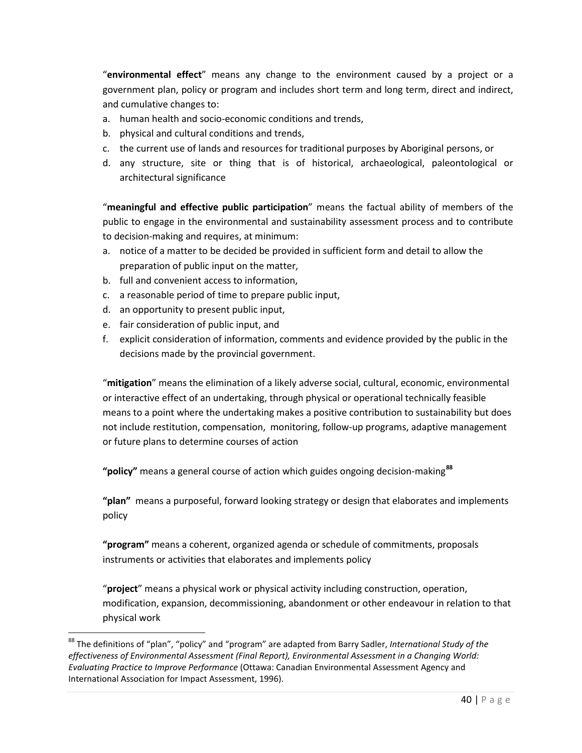"**environmental effect**" means any change to the environment caused by a project or a government plan, policy or program and includes short term and long term, direct and indirect, and cumulative changes to:

a. human health and socio-economic conditions and trends,
b. physical and cultural conditions and trends,
c. the current use of lands and resources for traditional purposes by Aboriginal persons, or
d. any structure, site or thing that is of historical, archaeological, paleontological or architectural significance

"**meaningful and effective public participation**" means the factual ability of members of the public to engage in the environmental and sustainability assessment process and to contribute to decision-making and requires, at minimum:

a. notice of a matter to be decided be provided in sufficient form and detail to allow the preparation of public input on the matter,
b. full and convenient access to information,
c. a reasonable period of time to prepare public input,
d. an opportunity to present public input,
e. fair consideration of public input, and
f. explicit consideration of information, comments and evidence provided by the public in the decisions made by the provincial government.

"**mitigation**" means the elimination of a likely adverse social, cultural, economic, environmental or interactive effect of an undertaking, through physical or operational technically feasible means to a point where the undertaking makes a positive contribution to sustainability but does not include restitution, compensation, monitoring, follow-up programs, adaptive management or future plans to determine courses of action

**"policy"** means a general course of action which guides ongoing decision-making[88]

**"plan"** means a purposeful, forward looking strategy or design that elaborates and implements policy

**"program"** means a coherent, organized agenda or schedule of commitments, proposals instruments or activities that elaborates and implements policy

"**project**" means a physical work or physical activity including construction, operation, modification, expansion, decommissioning, abandonment or other endeavour in relation to that physical work

---

[88] The definitions of "plan", "policy" and "program" are adapted from Barry Sadler, *International Study of the effectiveness of Environmental Assessment (Final Report), Environmental Assessment in a Changing World: Evaluating Practice to Improve Performance* (Ottawa: Canadian Environmental Assessment Agency and International Association for Impact Assessment, 1996).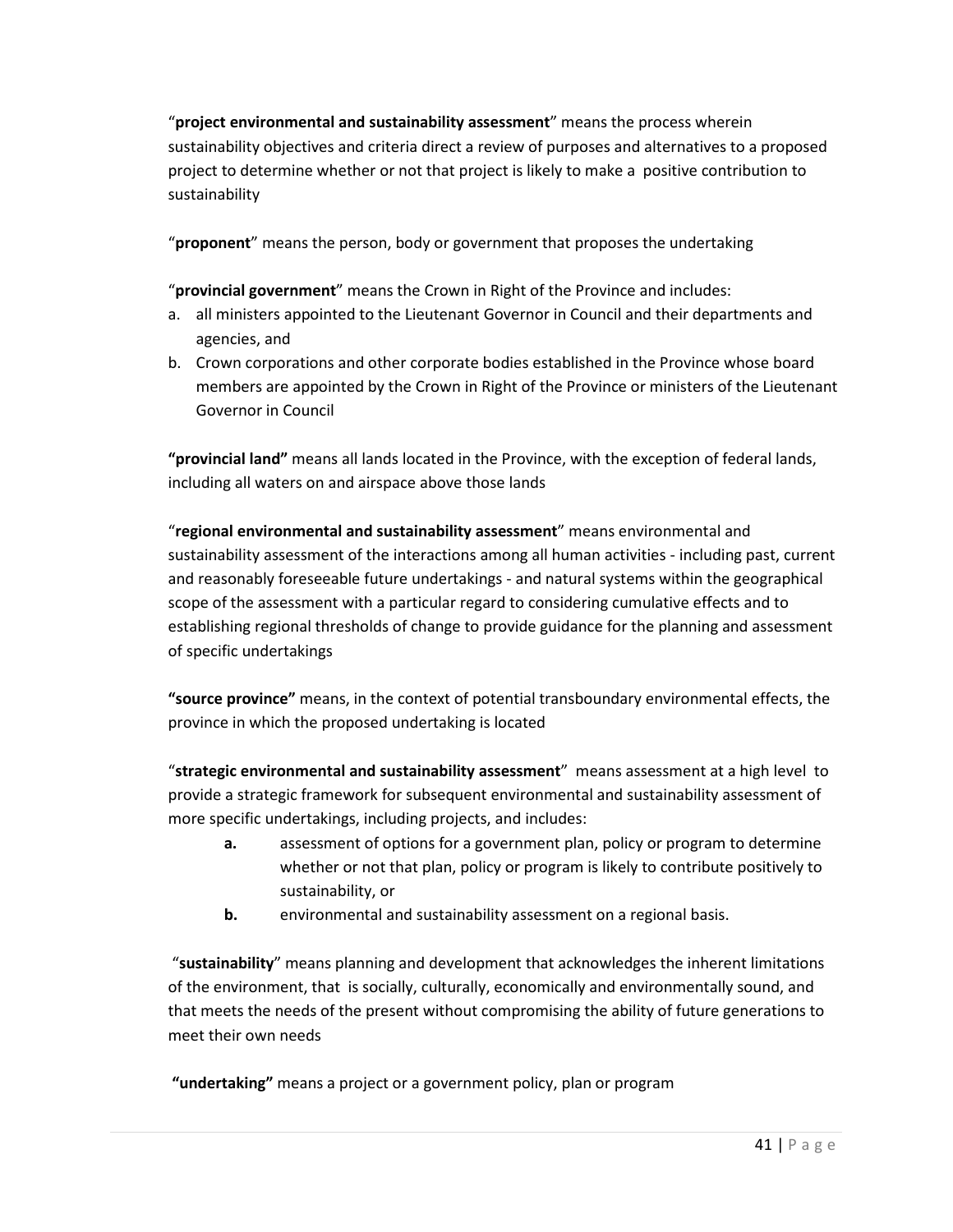"**project environmental and sustainability assessment**" means the process wherein sustainability objectives and criteria direct a review of purposes and alternatives to a proposed project to determine whether or not that project is likely to make a positive contribution to sustainability

"**proponent**" means the person, body or government that proposes the undertaking

"**provincial government**" means the Crown in Right of the Province and includes:

a. all ministers appointed to the Lieutenant Governor in Council and their departments and agencies, and
b. Crown corporations and other corporate bodies established in the Province whose board members are appointed by the Crown in Right of the Province or ministers of the Lieutenant Governor in Council

**"provincial land"** means all lands located in the Province, with the exception of federal lands, including all waters on and airspace above those lands

"**regional environmental and sustainability assessment**" means environmental and sustainability assessment of the interactions among all human activities - including past, current and reasonably foreseeable future undertakings - and natural systems within the geographical scope of the assessment with a particular regard to considering cumulative effects and to establishing regional thresholds of change to provide guidance for the planning and assessment of specific undertakings

**"source province"** means, in the context of potential transboundary environmental effects, the province in which the proposed undertaking is located

"**strategic environmental and sustainability assessment**" means assessment at a high level to provide a strategic framework for subsequent environmental and sustainability assessment of more specific undertakings, including projects, and includes:

- **a.** assessment of options for a government plan, policy or program to determine whether or not that plan, policy or program is likely to contribute positively to sustainability, or
- **b.** environmental and sustainability assessment on a regional basis.

"**sustainability**" means planning and development that acknowledges the inherent limitations of the environment, that is socially, culturally, economically and environmentally sound, and that meets the needs of the present without compromising the ability of future generations to meet their own needs

**"undertaking"** means a project or a government policy, plan or program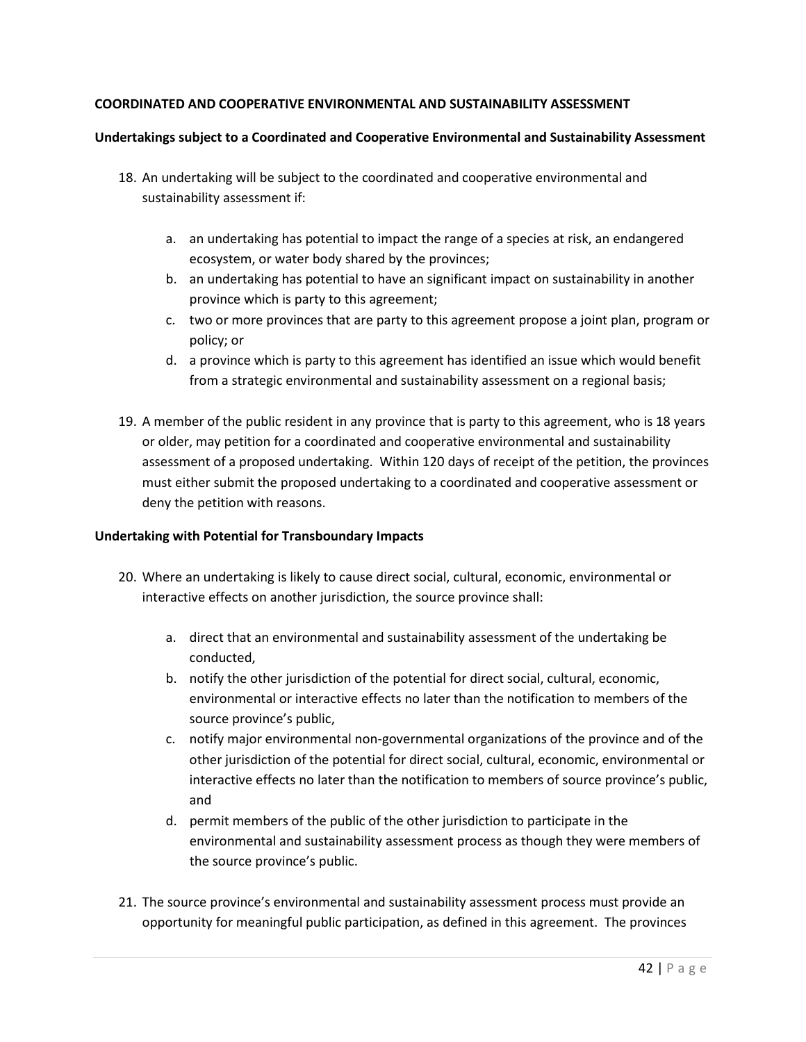**COORDINATED AND COOPERATIVE ENVIRONMENTAL AND SUSTAINABILITY ASSESSMENT**

**Undertakings subject to a Coordinated and Cooperative Environmental and Sustainability Assessment**

18. An undertaking will be subject to the coordinated and cooperative environmental and sustainability assessment if:

    a. an undertaking has potential to impact the range of a species at risk, an endangered ecosystem, or water body shared by the provinces;
    b. an undertaking has potential to have an significant impact on sustainability in another province which is party to this agreement;
    c. two or more provinces that are party to this agreement propose a joint plan, program or policy; or
    d. a province which is party to this agreement has identified an issue which would benefit from a strategic environmental and sustainability assessment on a regional basis;

19. A member of the public resident in any province that is party to this agreement, who is 18 years or older, may petition for a coordinated and cooperative environmental and sustainability assessment of a proposed undertaking. Within 120 days of receipt of the petition, the provinces must either submit the proposed undertaking to a coordinated and cooperative assessment or deny the petition with reasons.

**Undertaking with Potential for Transboundary Impacts**

20. Where an undertaking is likely to cause direct social, cultural, economic, environmental or interactive effects on another jurisdiction, the source province shall:

    a. direct that an environmental and sustainability assessment of the undertaking be conducted,
    b. notify the other jurisdiction of the potential for direct social, cultural, economic, environmental or interactive effects no later than the notification to members of the source province's public,
    c. notify major environmental non-governmental organizations of the province and of the other jurisdiction of the potential for direct social, cultural, economic, environmental or interactive effects no later than the notification to members of source province's public, and
    d. permit members of the public of the other jurisdiction to participate in the environmental and sustainability assessment process as though they were members of the source province's public.

21. The source province's environmental and sustainability assessment process must provide an opportunity for meaningful public participation, as defined in this agreement. The provinces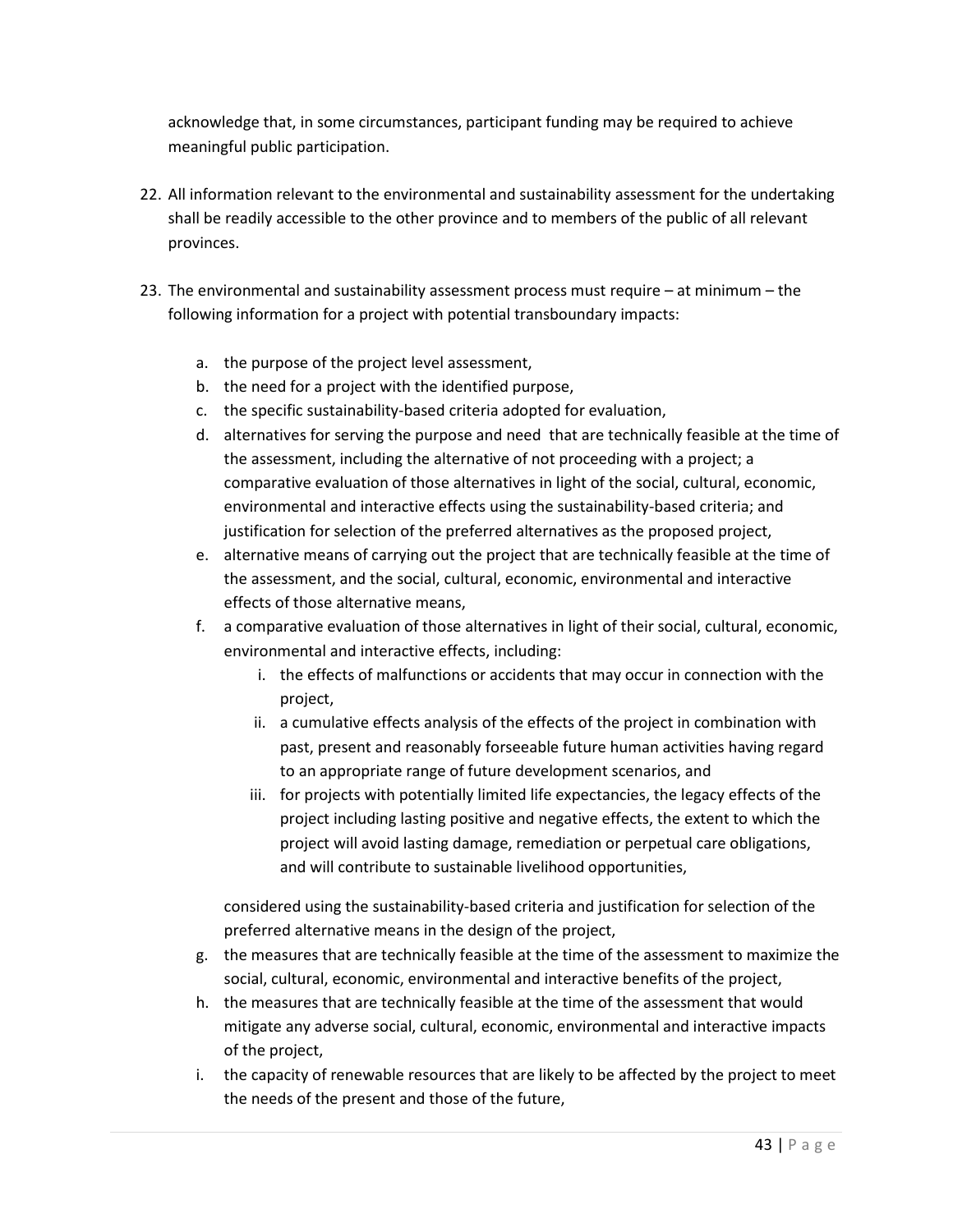acknowledge that, in some circumstances, participant funding may be required to achieve meaningful public participation.

22. All information relevant to the environmental and sustainability assessment for the undertaking shall be readily accessible to the other province and to members of the public of all relevant provinces.

23. The environmental and sustainability assessment process must require – at minimum – the following information for a project with potential transboundary impacts:

    a. the purpose of the project level assessment,
    b. the need for a project with the identified purpose,
    c. the specific sustainability-based criteria adopted for evaluation,
    d. alternatives for serving the purpose and need that are technically feasible at the time of the assessment, including the alternative of not proceeding with a project; a comparative evaluation of those alternatives in light of the social, cultural, economic, environmental and interactive effects using the sustainability-based criteria; and justification for selection of the preferred alternatives as the proposed project,
    e. alternative means of carrying out the project that are technically feasible at the time of the assessment, and the social, cultural, economic, environmental and interactive effects of those alternative means,
    f. a comparative evaluation of those alternatives in light of their social, cultural, economic, environmental and interactive effects, including:
        i. the effects of malfunctions or accidents that may occur in connection with the project,
        ii. a cumulative effects analysis of the effects of the project in combination with past, present and reasonably forseeable future human activities having regard to an appropriate range of future development scenarios, and
        iii. for projects with potentially limited life expectancies, the legacy effects of the project including lasting positive and negative effects, the extent to which the project will avoid lasting damage, remediation or perpetual care obligations, and will contribute to sustainable livelihood opportunities,

       considered using the sustainability-based criteria and justification for selection of the preferred alternative means in the design of the project,
    g. the measures that are technically feasible at the time of the assessment to maximize the social, cultural, economic, environmental and interactive benefits of the project,
    h. the measures that are technically feasible at the time of the assessment that would mitigate any adverse social, cultural, economic, environmental and interactive impacts of the project,
    i. the capacity of renewable resources that are likely to be affected by the project to meet the needs of the present and those of the future,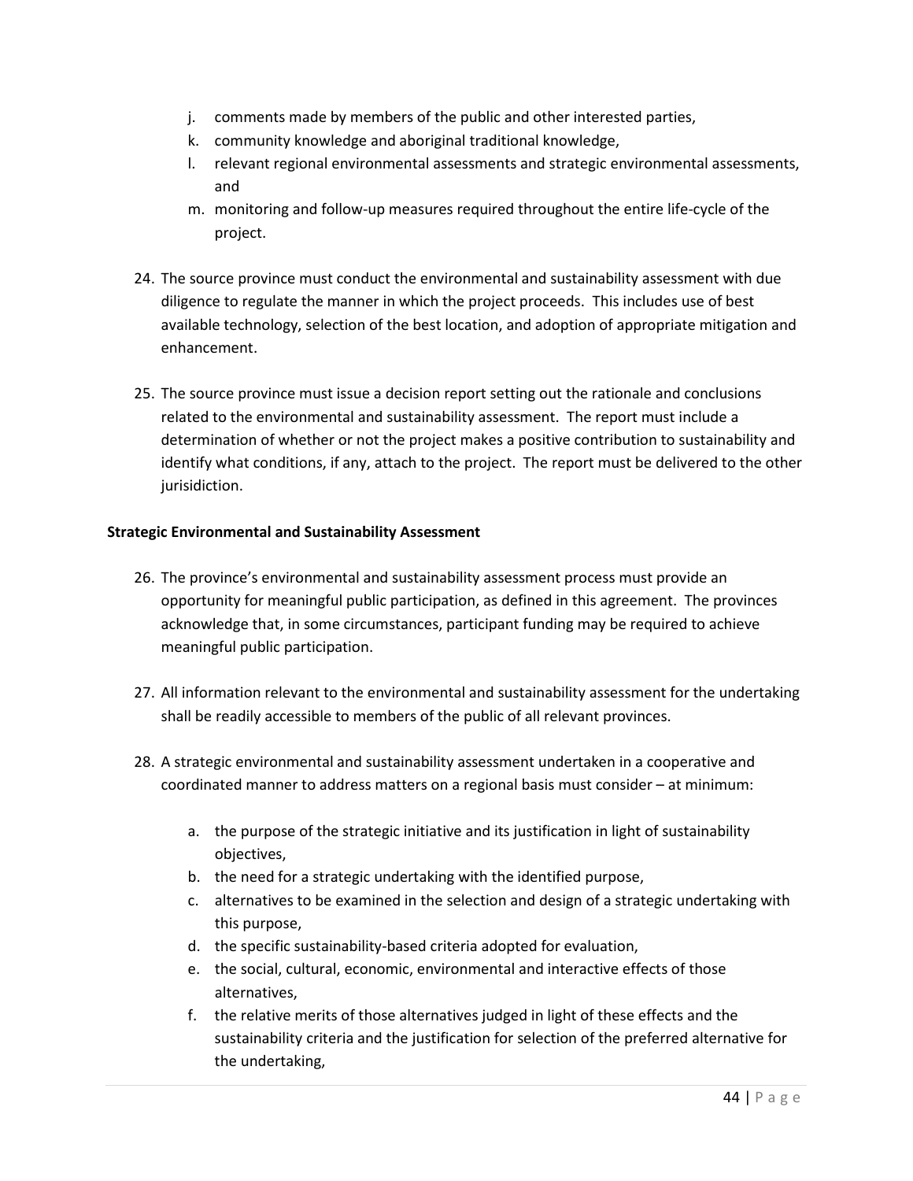j. comments made by members of the public and other interested parties,
k. community knowledge and aboriginal traditional knowledge,
l. relevant regional environmental assessments and strategic environmental assessments, and
m. monitoring and follow-up measures required throughout the entire life-cycle of the project.

24. The source province must conduct the environmental and sustainability assessment with due diligence to regulate the manner in which the project proceeds. This includes use of best available technology, selection of the best location, and adoption of appropriate mitigation and enhancement.

25. The source province must issue a decision report setting out the rationale and conclusions related to the environmental and sustainability assessment. The report must include a determination of whether or not the project makes a positive contribution to sustainability and identify what conditions, if any, attach to the project. The report must be delivered to the other jurisidiction.

**Strategic Environmental and Sustainability Assessment**

26. The province's environmental and sustainability assessment process must provide an opportunity for meaningful public participation, as defined in this agreement. The provinces acknowledge that, in some circumstances, participant funding may be required to achieve meaningful public participation.

27. All information relevant to the environmental and sustainability assessment for the undertaking shall be readily accessible to members of the public of all relevant provinces.

28. A strategic environmental and sustainability assessment undertaken in a cooperative and coordinated manner to address matters on a regional basis must consider – at minimum:

    a. the purpose of the strategic initiative and its justification in light of sustainability objectives,
    b. the need for a strategic undertaking with the identified purpose,
    c. alternatives to be examined in the selection and design of a strategic undertaking with this purpose,
    d. the specific sustainability-based criteria adopted for evaluation,
    e. the social, cultural, economic, environmental and interactive effects of those alternatives,
    f. the relative merits of those alternatives judged in light of these effects and the sustainability criteria and the justification for selection of the preferred alternative for the undertaking,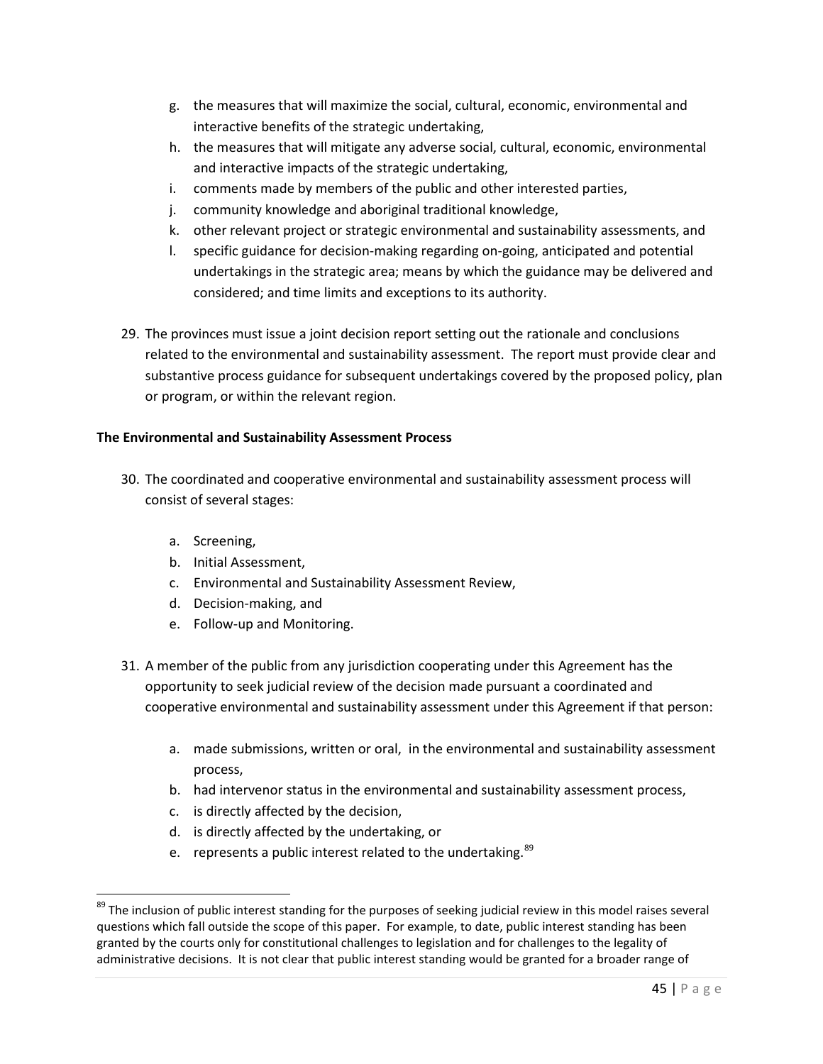g. the measures that will maximize the social, cultural, economic, environmental and interactive benefits of the strategic undertaking,
h. the measures that will mitigate any adverse social, cultural, economic, environmental and interactive impacts of the strategic undertaking,
i. comments made by members of the public and other interested parties,
j. community knowledge and aboriginal traditional knowledge,
k. other relevant project or strategic environmental and sustainability assessments, and
l. specific guidance for decision-making regarding on-going, anticipated and potential undertakings in the strategic area; means by which the guidance may be delivered and considered; and time limits and exceptions to its authority.

29. The provinces must issue a joint decision report setting out the rationale and conclusions related to the environmental and sustainability assessment. The report must provide clear and substantive process guidance for subsequent undertakings covered by the proposed policy, plan or program, or within the relevant region.

**The Environmental and Sustainability Assessment Process**

30. The coordinated and cooperative environmental and sustainability assessment process will consist of several stages:

    a. Screening,
    b. Initial Assessment,
    c. Environmental and Sustainability Assessment Review,
    d. Decision-making, and
    e. Follow-up and Monitoring.

31. A member of the public from any jurisdiction cooperating under this Agreement has the opportunity to seek judicial review of the decision made pursuant a coordinated and cooperative environmental and sustainability assessment under this Agreement if that person:

    a. made submissions, written or oral, in the environmental and sustainability assessment process,
    b. had intervenor status in the environmental and sustainability assessment process,
    c. is directly affected by the decision,
    d. is directly affected by the undertaking, or
    e. represents a public interest related to the undertaking.[89]

[89] The inclusion of public interest standing for the purposes of seeking judicial review in this model raises several questions which fall outside the scope of this paper. For example, to date, public interest standing has been granted by the courts only for constitutional challenges to legislation and for challenges to the legality of administrative decisions. It is not clear that public interest standing would be granted for a broader range of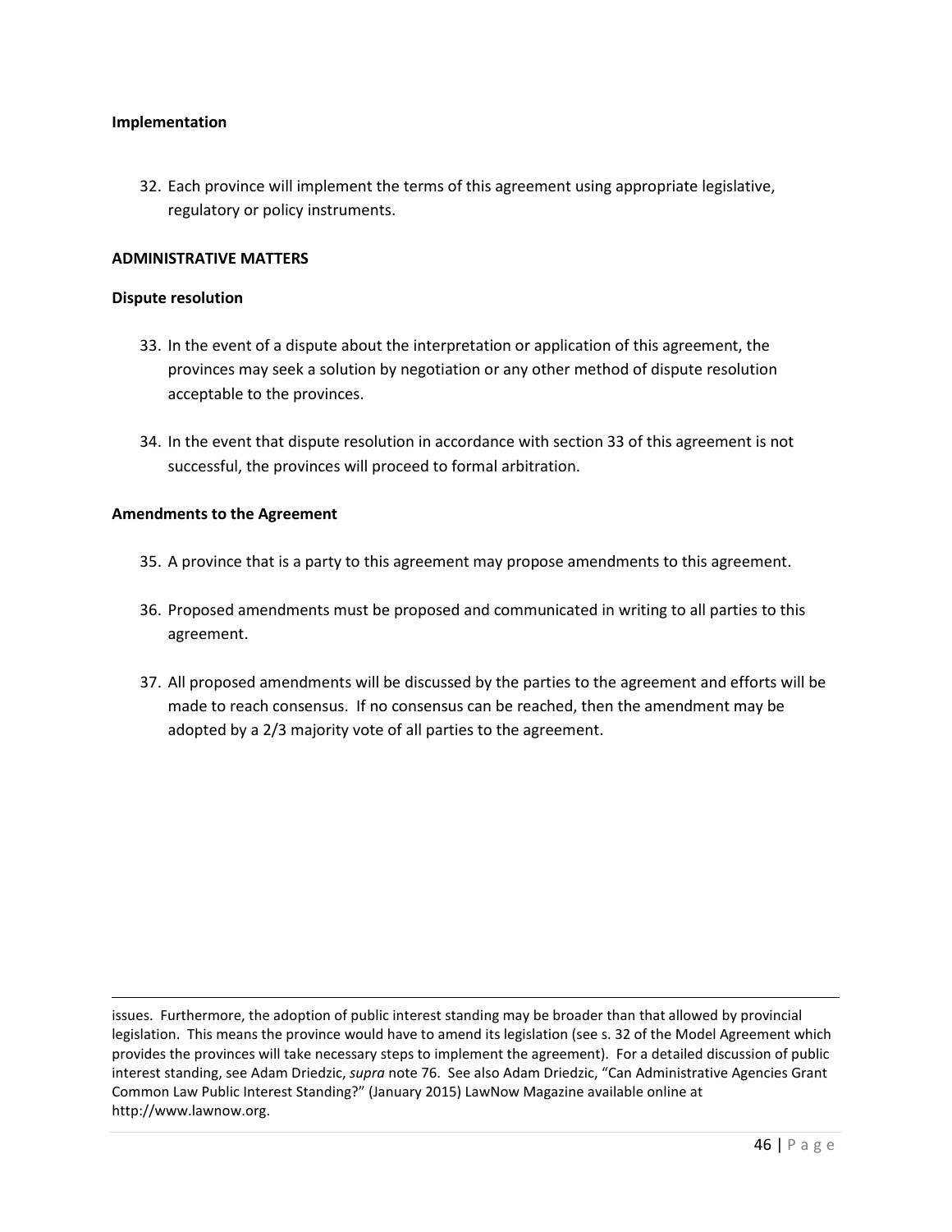**Implementation**

32. Each province will implement the terms of this agreement using appropriate legislative, regulatory or policy instruments.

**ADMINISTRATIVE MATTERS**

**Dispute resolution**

33. In the event of a dispute about the interpretation or application of this agreement, the provinces may seek a solution by negotiation or any other method of dispute resolution acceptable to the provinces.

34. In the event that dispute resolution in accordance with section 33 of this agreement is not successful, the provinces will proceed to formal arbitration.

**Amendments to the Agreement**

35. A province that is a party to this agreement may propose amendments to this agreement.

36. Proposed amendments must be proposed and communicated in writing to all parties to this agreement.

37. All proposed amendments will be discussed by the parties to the agreement and efforts will be made to reach consensus. If no consensus can be reached, then the amendment may be adopted by a 2/3 majority vote of all parties to the agreement.

---

issues. Furthermore, the adoption of public interest standing may be broader than that allowed by provincial legislation. This means the province would have to amend its legislation (see s. 32 of the Model Agreement which provides the provinces will take necessary steps to implement the agreement). For a detailed discussion of public interest standing, see Adam Driedzic, *supra* note 76. See also Adam Driedzic, "Can Administrative Agencies Grant Common Law Public Interest Standing?" (January 2015) LawNow Magazine available online at http://www.lawnow.org.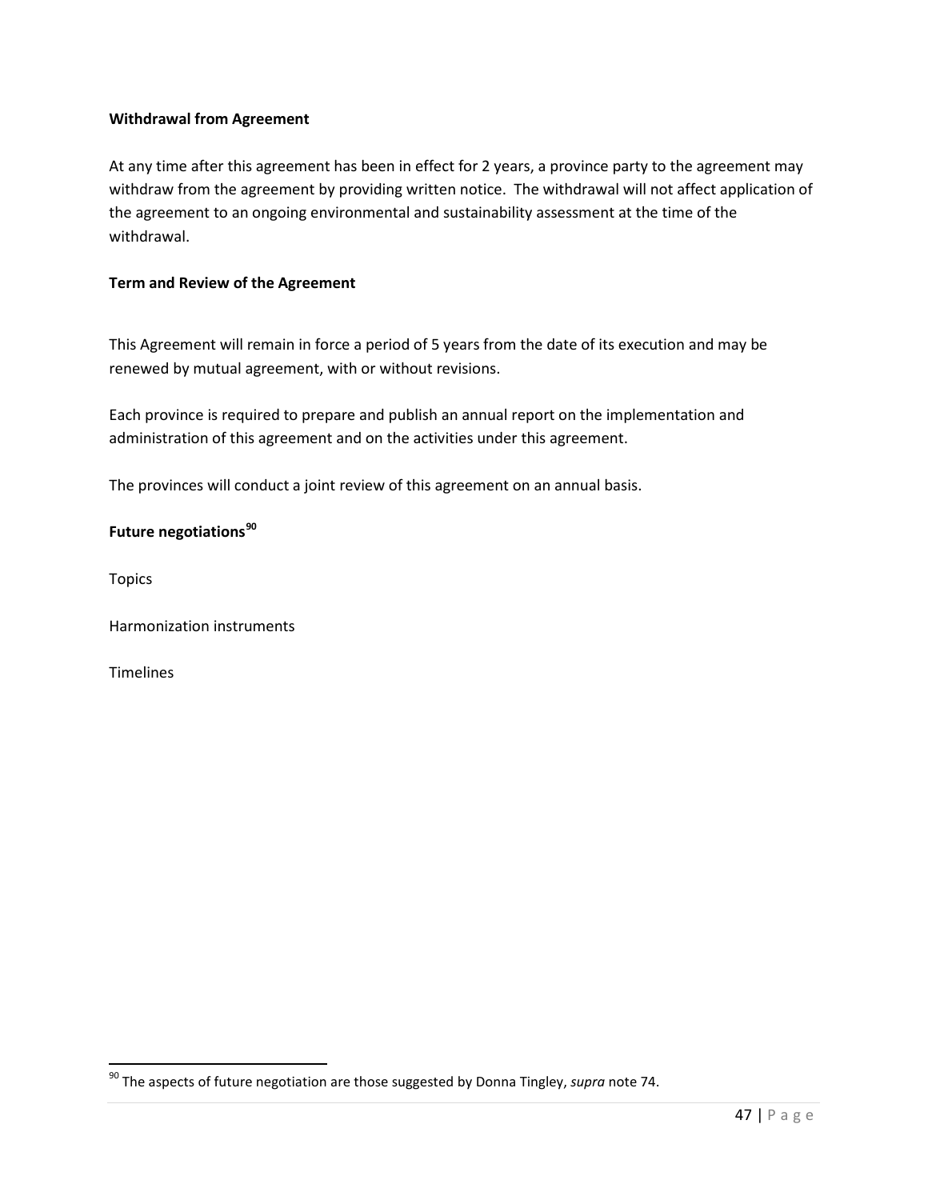**Withdrawal from Agreement**

At any time after this agreement has been in effect for 2 years, a province party to the agreement may withdraw from the agreement by providing written notice. The withdrawal will not affect application of the agreement to an ongoing environmental and sustainability assessment at the time of the withdrawal.

**Term and Review of the Agreement**

This Agreement will remain in force a period of 5 years from the date of its execution and may be renewed by mutual agreement, with or without revisions.

Each province is required to prepare and publish an annual report on the implementation and administration of this agreement and on the activities under this agreement.

The provinces will conduct a joint review of this agreement on an annual basis.

**Future negotiations**[90]

Topics

Harmonization instruments

Timelines

---

[90] The aspects of future negotiation are those suggested by Donna Tingley, *supra* note 74.